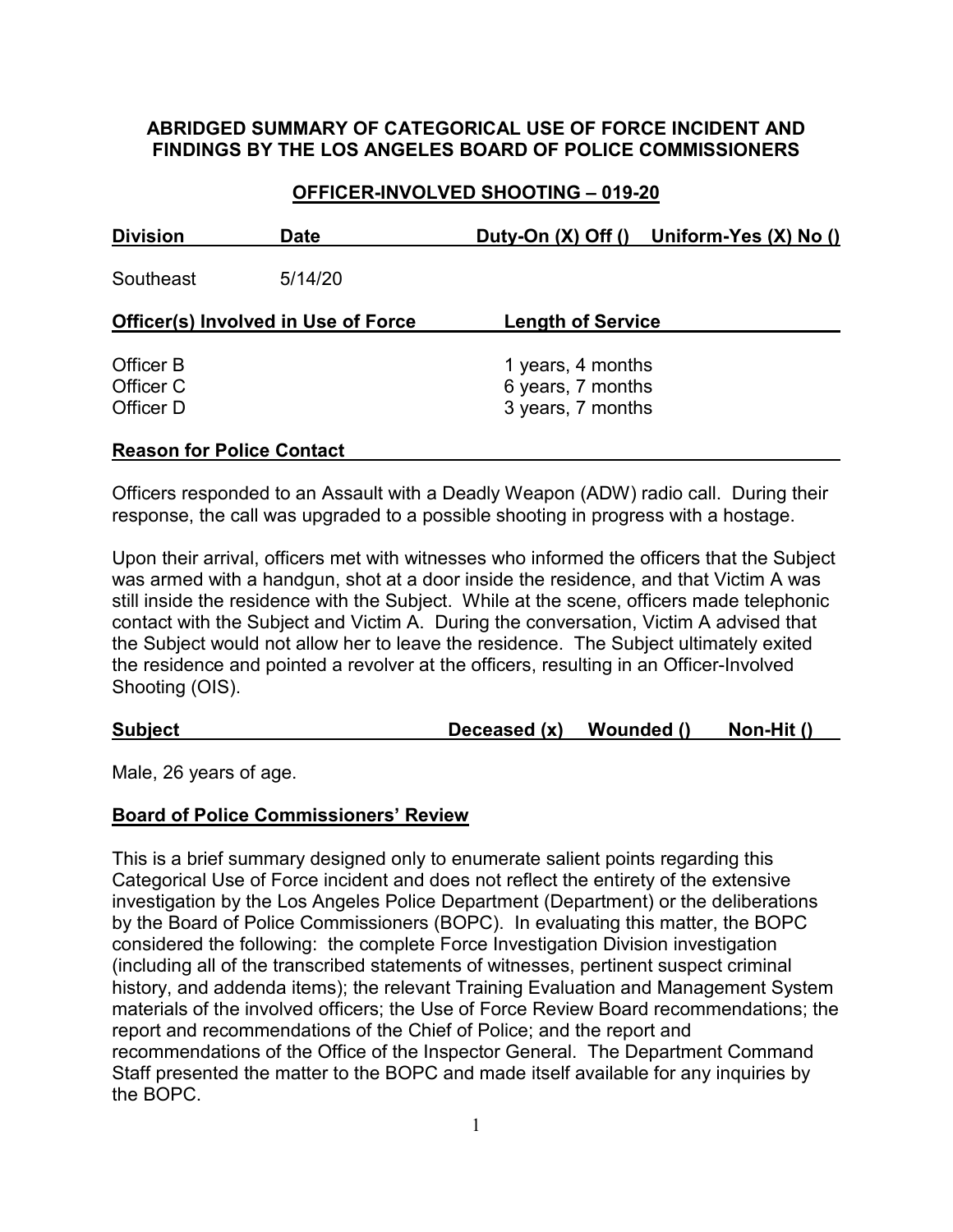**ABRIDGED SUMMARY OF CATEGORICAL USE OF FORCE INCIDENT AND FINDINGS BY THE LOS ANGELES BOARD OF POLICE COMMISSIONERS**

**OFFICER-INVOLVED SHOOTING – 019-20**

| Division | Date | Duty-On (X) Off () | Uniform-Yes (X) No () |
|---|---|---|---|
| Southeast | 5/14/20 | | |

| Officer(s) Involved in Use of Force | Length of Service |
|---|---|
| Officer B | 1 years, 4 months |
| Officer C | 6 years, 7 months |
| Officer D | 3 years, 7 months |

**Reason for Police Contact**

Officers responded to an Assault with a Deadly Weapon (ADW) radio call. During their response, the call was upgraded to a possible shooting in progress with a hostage.

Upon their arrival, officers met with witnesses who informed the officers that the Subject was armed with a handgun, shot at a door inside the residence, and that Victim A was still inside the residence with the Subject. While at the scene, officers made telephonic contact with the Subject and Victim A. During the conversation, Victim A advised that the Subject would not allow her to leave the residence. The Subject ultimately exited the residence and pointed a revolver at the officers, resulting in an Officer-Involved Shooting (OIS).

| Subject | Deceased (x) | Wounded () | Non-Hit () |
|---|---|---|---|

Male, 26 years of age.

**Board of Police Commissioners' Review**

This is a brief summary designed only to enumerate salient points regarding this Categorical Use of Force incident and does not reflect the entirety of the extensive investigation by the Los Angeles Police Department (Department) or the deliberations by the Board of Police Commissioners (BOPC). In evaluating this matter, the BOPC considered the following: the complete Force Investigation Division investigation (including all of the transcribed statements of witnesses, pertinent suspect criminal history, and addenda items); the relevant Training Evaluation and Management System materials of the involved officers; the Use of Force Review Board recommendations; the report and recommendations of the Chief of Police; and the report and recommendations of the Office of the Inspector General. The Department Command Staff presented the matter to the BOPC and made itself available for any inquiries by the BOPC.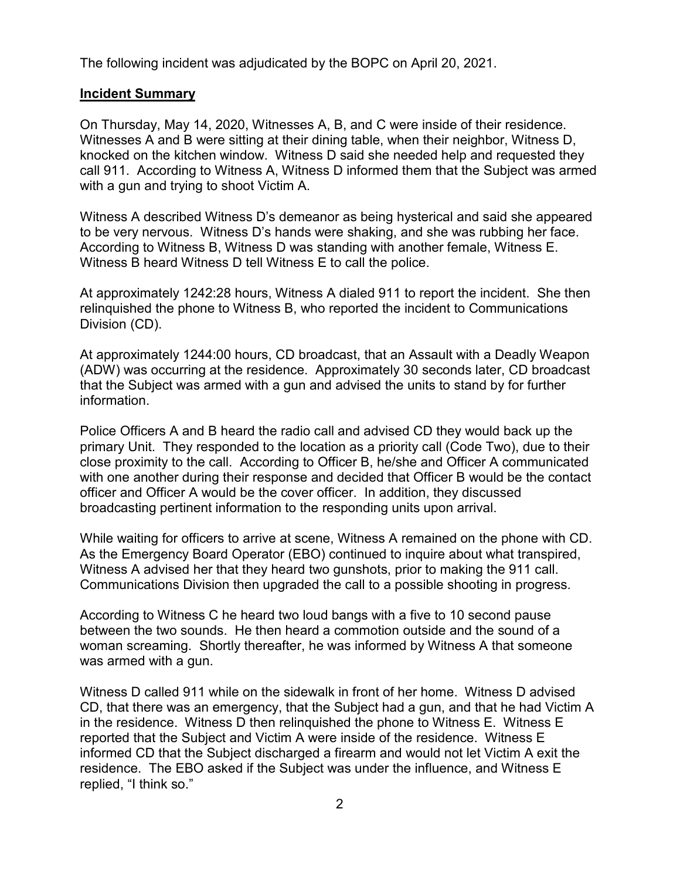The following incident was adjudicated by the BOPC on April 20, 2021.

**Incident Summary**

On Thursday, May 14, 2020, Witnesses A, B, and C were inside of their residence. Witnesses A and B were sitting at their dining table, when their neighbor, Witness D, knocked on the kitchen window. Witness D said she needed help and requested they call 911. According to Witness A, Witness D informed them that the Subject was armed with a gun and trying to shoot Victim A.

Witness A described Witness D's demeanor as being hysterical and said she appeared to be very nervous. Witness D's hands were shaking, and she was rubbing her face. According to Witness B, Witness D was standing with another female, Witness E. Witness B heard Witness D tell Witness E to call the police.

At approximately 1242:28 hours, Witness A dialed 911 to report the incident. She then relinquished the phone to Witness B, who reported the incident to Communications Division (CD).

At approximately 1244:00 hours, CD broadcast, that an Assault with a Deadly Weapon (ADW) was occurring at the residence. Approximately 30 seconds later, CD broadcast that the Subject was armed with a gun and advised the units to stand by for further information.

Police Officers A and B heard the radio call and advised CD they would back up the primary Unit. They responded to the location as a priority call (Code Two), due to their close proximity to the call. According to Officer B, he/she and Officer A communicated with one another during their response and decided that Officer B would be the contact officer and Officer A would be the cover officer. In addition, they discussed broadcasting pertinent information to the responding units upon arrival.

While waiting for officers to arrive at scene, Witness A remained on the phone with CD. As the Emergency Board Operator (EBO) continued to inquire about what transpired, Witness A advised her that they heard two gunshots, prior to making the 911 call. Communications Division then upgraded the call to a possible shooting in progress.

According to Witness C he heard two loud bangs with a five to 10 second pause between the two sounds. He then heard a commotion outside and the sound of a woman screaming. Shortly thereafter, he was informed by Witness A that someone was armed with a gun.

Witness D called 911 while on the sidewalk in front of her home. Witness D advised CD, that there was an emergency, that the Subject had a gun, and that he had Victim A in the residence. Witness D then relinquished the phone to Witness E. Witness E reported that the Subject and Victim A were inside of the residence. Witness E informed CD that the Subject discharged a firearm and would not let Victim A exit the residence. The EBO asked if the Subject was under the influence, and Witness E replied, "I think so."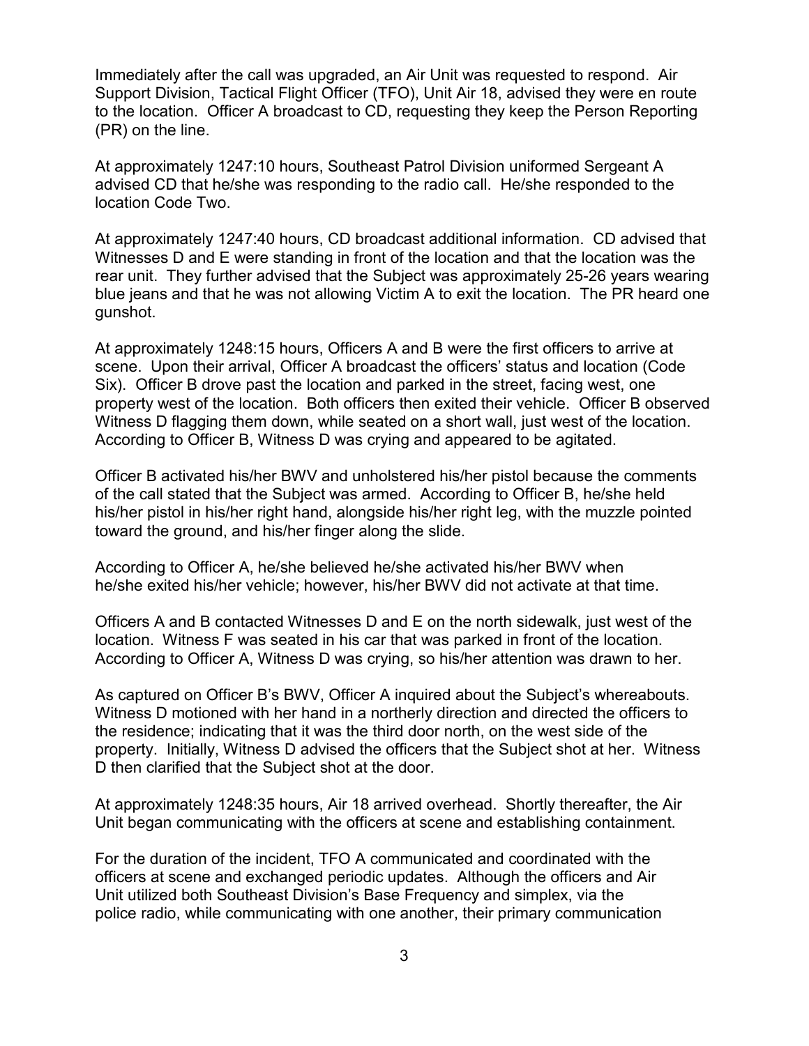Immediately after the call was upgraded, an Air Unit was requested to respond. Air Support Division, Tactical Flight Officer (TFO), Unit Air 18, advised they were en route to the location. Officer A broadcast to CD, requesting they keep the Person Reporting (PR) on the line.

At approximately 1247:10 hours, Southeast Patrol Division uniformed Sergeant A advised CD that he/she was responding to the radio call. He/she responded to the location Code Two.

At approximately 1247:40 hours, CD broadcast additional information. CD advised that Witnesses D and E were standing in front of the location and that the location was the rear unit. They further advised that the Subject was approximately 25-26 years wearing blue jeans and that he was not allowing Victim A to exit the location. The PR heard one gunshot.

At approximately 1248:15 hours, Officers A and B were the first officers to arrive at scene. Upon their arrival, Officer A broadcast the officers' status and location (Code Six). Officer B drove past the location and parked in the street, facing west, one property west of the location. Both officers then exited their vehicle. Officer B observed Witness D flagging them down, while seated on a short wall, just west of the location. According to Officer B, Witness D was crying and appeared to be agitated.

Officer B activated his/her BWV and unholstered his/her pistol because the comments of the call stated that the Subject was armed. According to Officer B, he/she held his/her pistol in his/her right hand, alongside his/her right leg, with the muzzle pointed toward the ground, and his/her finger along the slide.

According to Officer A, he/she believed he/she activated his/her BWV when he/she exited his/her vehicle; however, his/her BWV did not activate at that time.

Officers A and B contacted Witnesses D and E on the north sidewalk, just west of the location. Witness F was seated in his car that was parked in front of the location. According to Officer A, Witness D was crying, so his/her attention was drawn to her.

As captured on Officer B's BWV, Officer A inquired about the Subject's whereabouts. Witness D motioned with her hand in a northerly direction and directed the officers to the residence; indicating that it was the third door north, on the west side of the property. Initially, Witness D advised the officers that the Subject shot at her. Witness D then clarified that the Subject shot at the door.

At approximately 1248:35 hours, Air 18 arrived overhead. Shortly thereafter, the Air Unit began communicating with the officers at scene and establishing containment.

For the duration of the incident, TFO A communicated and coordinated with the officers at scene and exchanged periodic updates. Although the officers and Air Unit utilized both Southeast Division's Base Frequency and simplex, via the police radio, while communicating with one another, their primary communication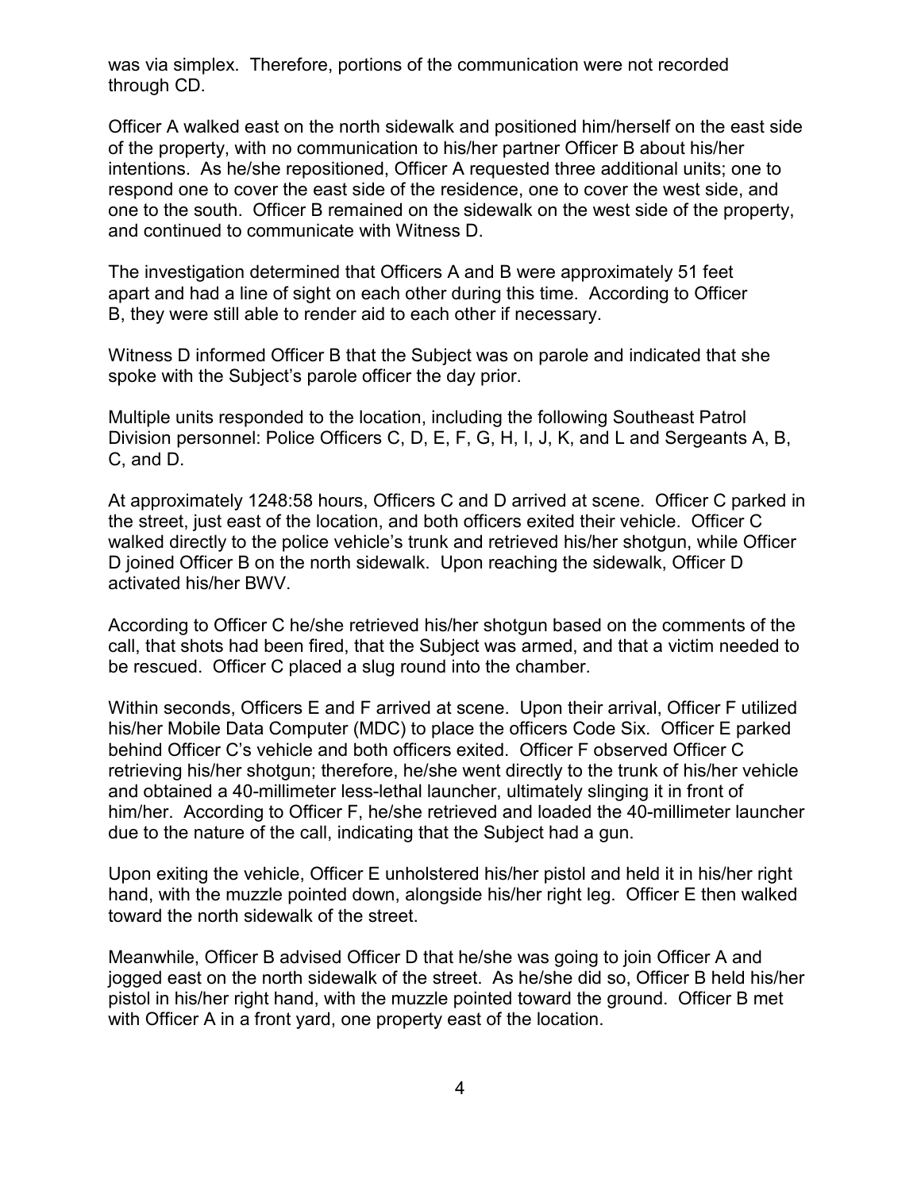was via simplex. Therefore, portions of the communication were not recorded through CD.

Officer A walked east on the north sidewalk and positioned him/herself on the east side of the property, with no communication to his/her partner Officer B about his/her intentions. As he/she repositioned, Officer A requested three additional units; one to respond one to cover the east side of the residence, one to cover the west side, and one to the south. Officer B remained on the sidewalk on the west side of the property, and continued to communicate with Witness D.

The investigation determined that Officers A and B were approximately 51 feet apart and had a line of sight on each other during this time. According to Officer B, they were still able to render aid to each other if necessary.

Witness D informed Officer B that the Subject was on parole and indicated that she spoke with the Subject's parole officer the day prior.

Multiple units responded to the location, including the following Southeast Patrol Division personnel: Police Officers C, D, E, F, G, H, I, J, K, and L and Sergeants A, B, C, and D.

At approximately 1248:58 hours, Officers C and D arrived at scene. Officer C parked in the street, just east of the location, and both officers exited their vehicle. Officer C walked directly to the police vehicle's trunk and retrieved his/her shotgun, while Officer D joined Officer B on the north sidewalk. Upon reaching the sidewalk, Officer D activated his/her BWV.

According to Officer C he/she retrieved his/her shotgun based on the comments of the call, that shots had been fired, that the Subject was armed, and that a victim needed to be rescued. Officer C placed a slug round into the chamber.

Within seconds, Officers E and F arrived at scene. Upon their arrival, Officer F utilized his/her Mobile Data Computer (MDC) to place the officers Code Six. Officer E parked behind Officer C's vehicle and both officers exited. Officer F observed Officer C retrieving his/her shotgun; therefore, he/she went directly to the trunk of his/her vehicle and obtained a 40-millimeter less-lethal launcher, ultimately slinging it in front of him/her. According to Officer F, he/she retrieved and loaded the 40-millimeter launcher due to the nature of the call, indicating that the Subject had a gun.

Upon exiting the vehicle, Officer E unholstered his/her pistol and held it in his/her right hand, with the muzzle pointed down, alongside his/her right leg. Officer E then walked toward the north sidewalk of the street.

Meanwhile, Officer B advised Officer D that he/she was going to join Officer A and jogged east on the north sidewalk of the street. As he/she did so, Officer B held his/her pistol in his/her right hand, with the muzzle pointed toward the ground. Officer B met with Officer A in a front yard, one property east of the location.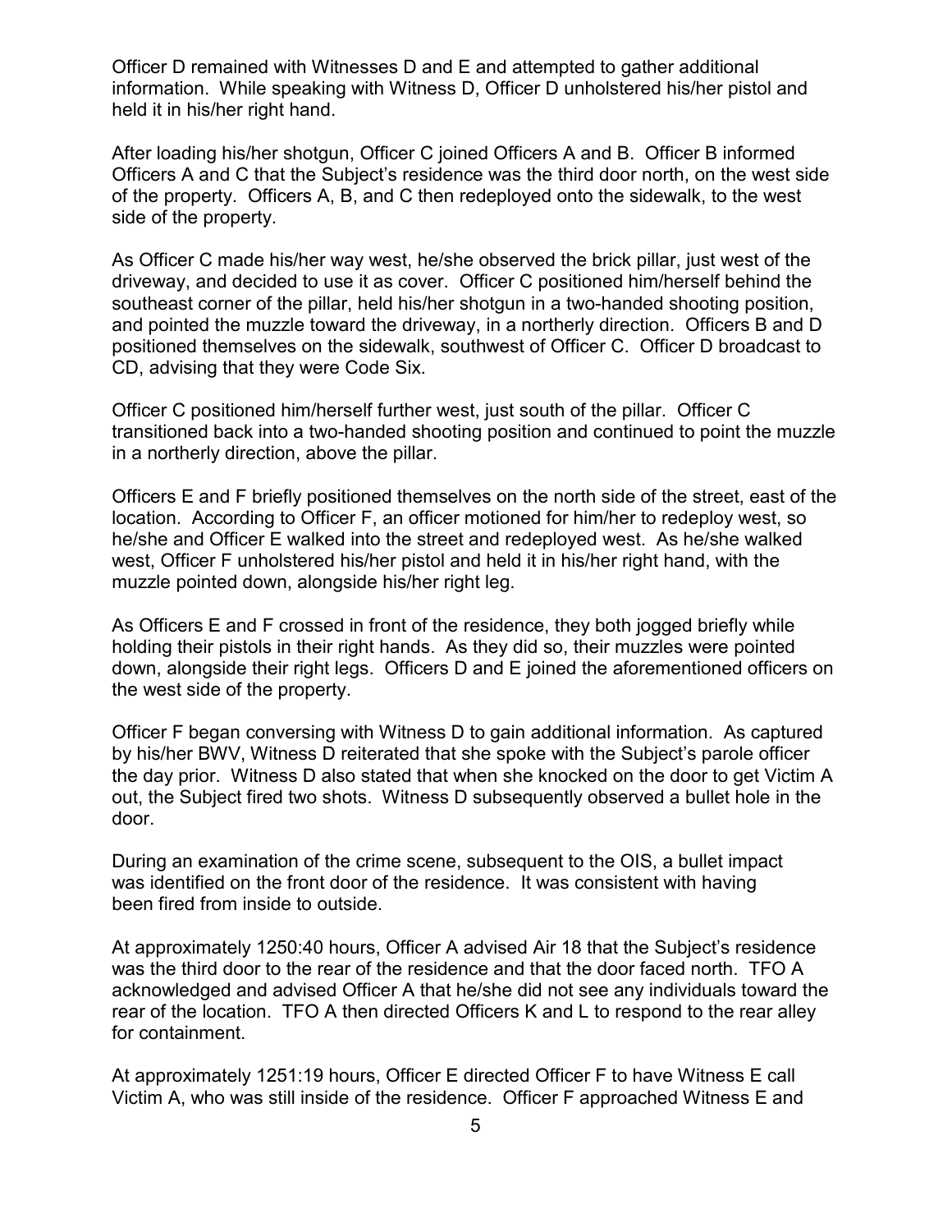Officer D remained with Witnesses D and E and attempted to gather additional information. While speaking with Witness D, Officer D unholstered his/her pistol and held it in his/her right hand.

After loading his/her shotgun, Officer C joined Officers A and B. Officer B informed Officers A and C that the Subject's residence was the third door north, on the west side of the property. Officers A, B, and C then redeployed onto the sidewalk, to the west side of the property.

As Officer C made his/her way west, he/she observed the brick pillar, just west of the driveway, and decided to use it as cover. Officer C positioned him/herself behind the southeast corner of the pillar, held his/her shotgun in a two-handed shooting position, and pointed the muzzle toward the driveway, in a northerly direction. Officers B and D positioned themselves on the sidewalk, southwest of Officer C. Officer D broadcast to CD, advising that they were Code Six.

Officer C positioned him/herself further west, just south of the pillar. Officer C transitioned back into a two-handed shooting position and continued to point the muzzle in a northerly direction, above the pillar.

Officers E and F briefly positioned themselves on the north side of the street, east of the location. According to Officer F, an officer motioned for him/her to redeploy west, so he/she and Officer E walked into the street and redeployed west. As he/she walked west, Officer F unholstered his/her pistol and held it in his/her right hand, with the muzzle pointed down, alongside his/her right leg.

As Officers E and F crossed in front of the residence, they both jogged briefly while holding their pistols in their right hands. As they did so, their muzzles were pointed down, alongside their right legs. Officers D and E joined the aforementioned officers on the west side of the property.

Officer F began conversing with Witness D to gain additional information. As captured by his/her BWV, Witness D reiterated that she spoke with the Subject's parole officer the day prior. Witness D also stated that when she knocked on the door to get Victim A out, the Subject fired two shots. Witness D subsequently observed a bullet hole in the door.

During an examination of the crime scene, subsequent to the OIS, a bullet impact was identified on the front door of the residence. It was consistent with having been fired from inside to outside.

At approximately 1250:40 hours, Officer A advised Air 18 that the Subject's residence was the third door to the rear of the residence and that the door faced north. TFO A acknowledged and advised Officer A that he/she did not see any individuals toward the rear of the location. TFO A then directed Officers K and L to respond to the rear alley for containment.

At approximately 1251:19 hours, Officer E directed Officer F to have Witness E call Victim A, who was still inside of the residence. Officer F approached Witness E and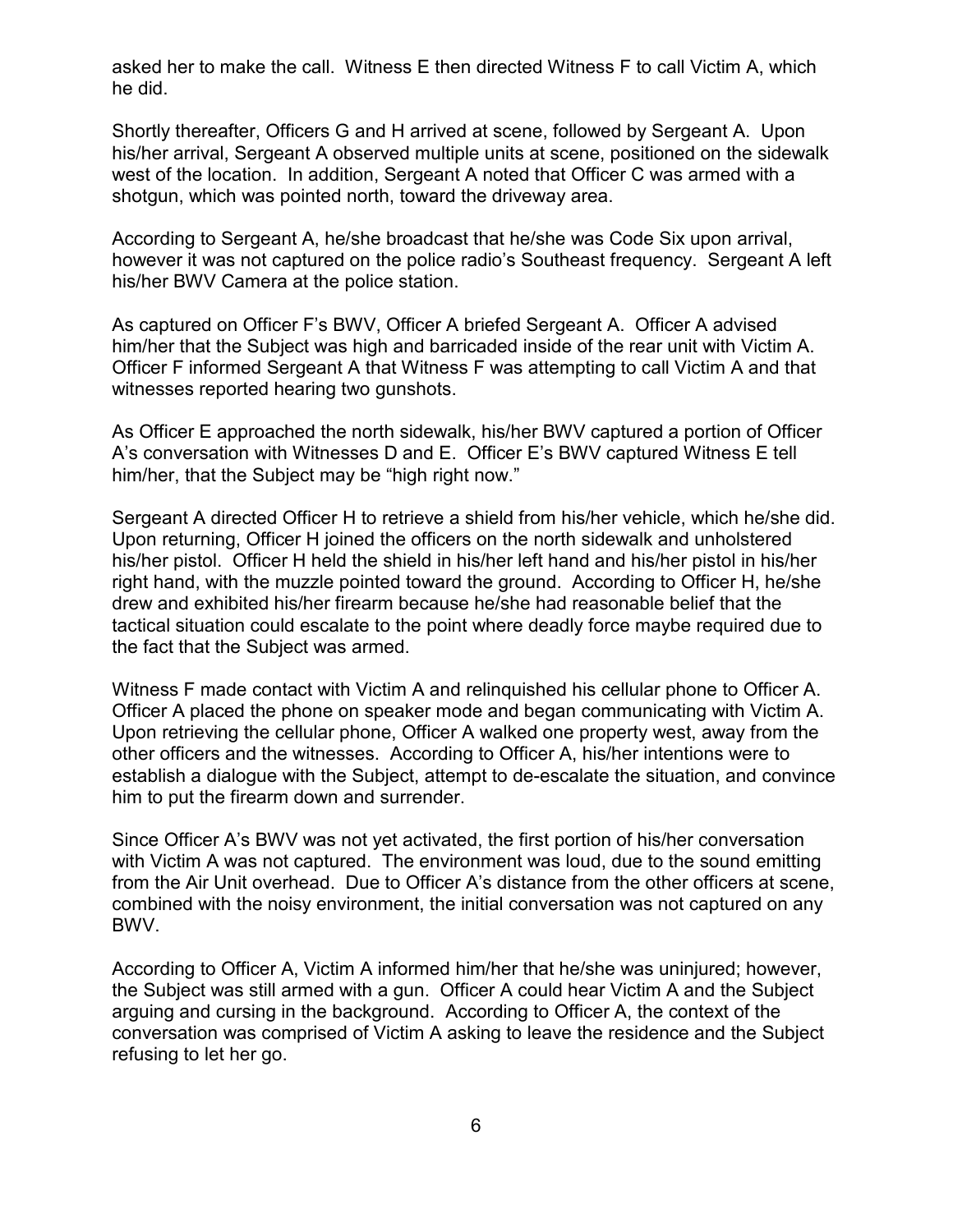asked her to make the call. Witness E then directed Witness F to call Victim A, which he did.

Shortly thereafter, Officers G and H arrived at scene, followed by Sergeant A. Upon his/her arrival, Sergeant A observed multiple units at scene, positioned on the sidewalk west of the location. In addition, Sergeant A noted that Officer C was armed with a shotgun, which was pointed north, toward the driveway area.

According to Sergeant A, he/she broadcast that he/she was Code Six upon arrival, however it was not captured on the police radio's Southeast frequency. Sergeant A left his/her BWV Camera at the police station.

As captured on Officer F's BWV, Officer A briefed Sergeant A. Officer A advised him/her that the Subject was high and barricaded inside of the rear unit with Victim A. Officer F informed Sergeant A that Witness F was attempting to call Victim A and that witnesses reported hearing two gunshots.

As Officer E approached the north sidewalk, his/her BWV captured a portion of Officer A's conversation with Witnesses D and E. Officer E's BWV captured Witness E tell him/her, that the Subject may be "high right now."

Sergeant A directed Officer H to retrieve a shield from his/her vehicle, which he/she did. Upon returning, Officer H joined the officers on the north sidewalk and unholstered his/her pistol. Officer H held the shield in his/her left hand and his/her pistol in his/her right hand, with the muzzle pointed toward the ground. According to Officer H, he/she drew and exhibited his/her firearm because he/she had reasonable belief that the tactical situation could escalate to the point where deadly force maybe required due to the fact that the Subject was armed.

Witness F made contact with Victim A and relinquished his cellular phone to Officer A. Officer A placed the phone on speaker mode and began communicating with Victim A. Upon retrieving the cellular phone, Officer A walked one property west, away from the other officers and the witnesses. According to Officer A, his/her intentions were to establish a dialogue with the Subject, attempt to de-escalate the situation, and convince him to put the firearm down and surrender.

Since Officer A's BWV was not yet activated, the first portion of his/her conversation with Victim A was not captured. The environment was loud, due to the sound emitting from the Air Unit overhead. Due to Officer A's distance from the other officers at scene, combined with the noisy environment, the initial conversation was not captured on any BWV.

According to Officer A, Victim A informed him/her that he/she was uninjured; however, the Subject was still armed with a gun. Officer A could hear Victim A and the Subject arguing and cursing in the background. According to Officer A, the context of the conversation was comprised of Victim A asking to leave the residence and the Subject refusing to let her go.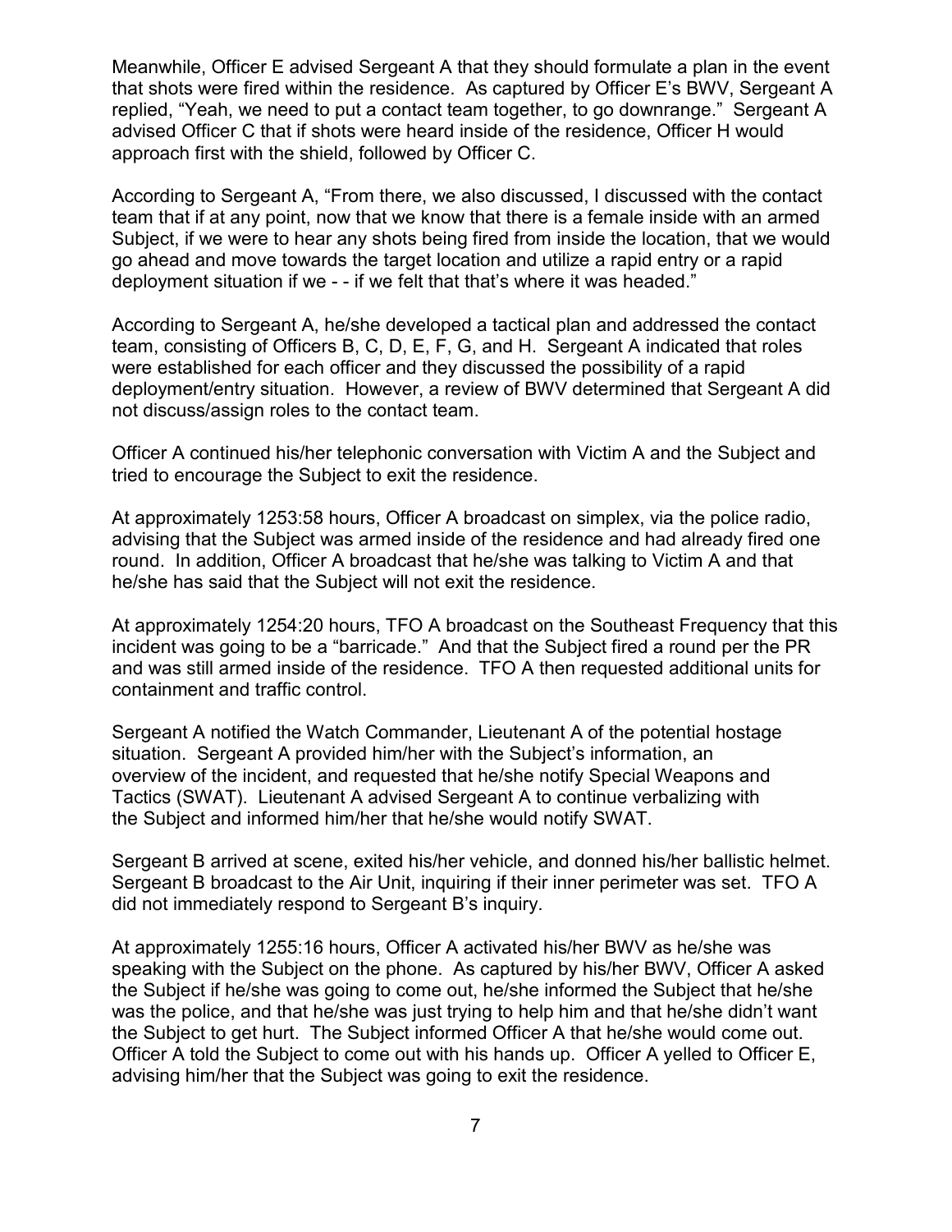Meanwhile, Officer E advised Sergeant A that they should formulate a plan in the event that shots were fired within the residence. As captured by Officer E's BWV, Sergeant A replied, "Yeah, we need to put a contact team together, to go downrange." Sergeant A advised Officer C that if shots were heard inside of the residence, Officer H would approach first with the shield, followed by Officer C.

According to Sergeant A, "From there, we also discussed, I discussed with the contact team that if at any point, now that we know that there is a female inside with an armed Subject, if we were to hear any shots being fired from inside the location, that we would go ahead and move towards the target location and utilize a rapid entry or a rapid deployment situation if we - - if we felt that that's where it was headed."

According to Sergeant A, he/she developed a tactical plan and addressed the contact team, consisting of Officers B, C, D, E, F, G, and H. Sergeant A indicated that roles were established for each officer and they discussed the possibility of a rapid deployment/entry situation. However, a review of BWV determined that Sergeant A did not discuss/assign roles to the contact team.

Officer A continued his/her telephonic conversation with Victim A and the Subject and tried to encourage the Subject to exit the residence.

At approximately 1253:58 hours, Officer A broadcast on simplex, via the police radio, advising that the Subject was armed inside of the residence and had already fired one round. In addition, Officer A broadcast that he/she was talking to Victim A and that he/she has said that the Subject will not exit the residence.

At approximately 1254:20 hours, TFO A broadcast on the Southeast Frequency that this incident was going to be a "barricade." And that the Subject fired a round per the PR and was still armed inside of the residence. TFO A then requested additional units for containment and traffic control.

Sergeant A notified the Watch Commander, Lieutenant A of the potential hostage situation. Sergeant A provided him/her with the Subject's information, an overview of the incident, and requested that he/she notify Special Weapons and Tactics (SWAT). Lieutenant A advised Sergeant A to continue verbalizing with the Subject and informed him/her that he/she would notify SWAT.

Sergeant B arrived at scene, exited his/her vehicle, and donned his/her ballistic helmet. Sergeant B broadcast to the Air Unit, inquiring if their inner perimeter was set. TFO A did not immediately respond to Sergeant B's inquiry.

At approximately 1255:16 hours, Officer A activated his/her BWV as he/she was speaking with the Subject on the phone. As captured by his/her BWV, Officer A asked the Subject if he/she was going to come out, he/she informed the Subject that he/she was the police, and that he/she was just trying to help him and that he/she didn't want the Subject to get hurt. The Subject informed Officer A that he/she would come out. Officer A told the Subject to come out with his hands up. Officer A yelled to Officer E, advising him/her that the Subject was going to exit the residence.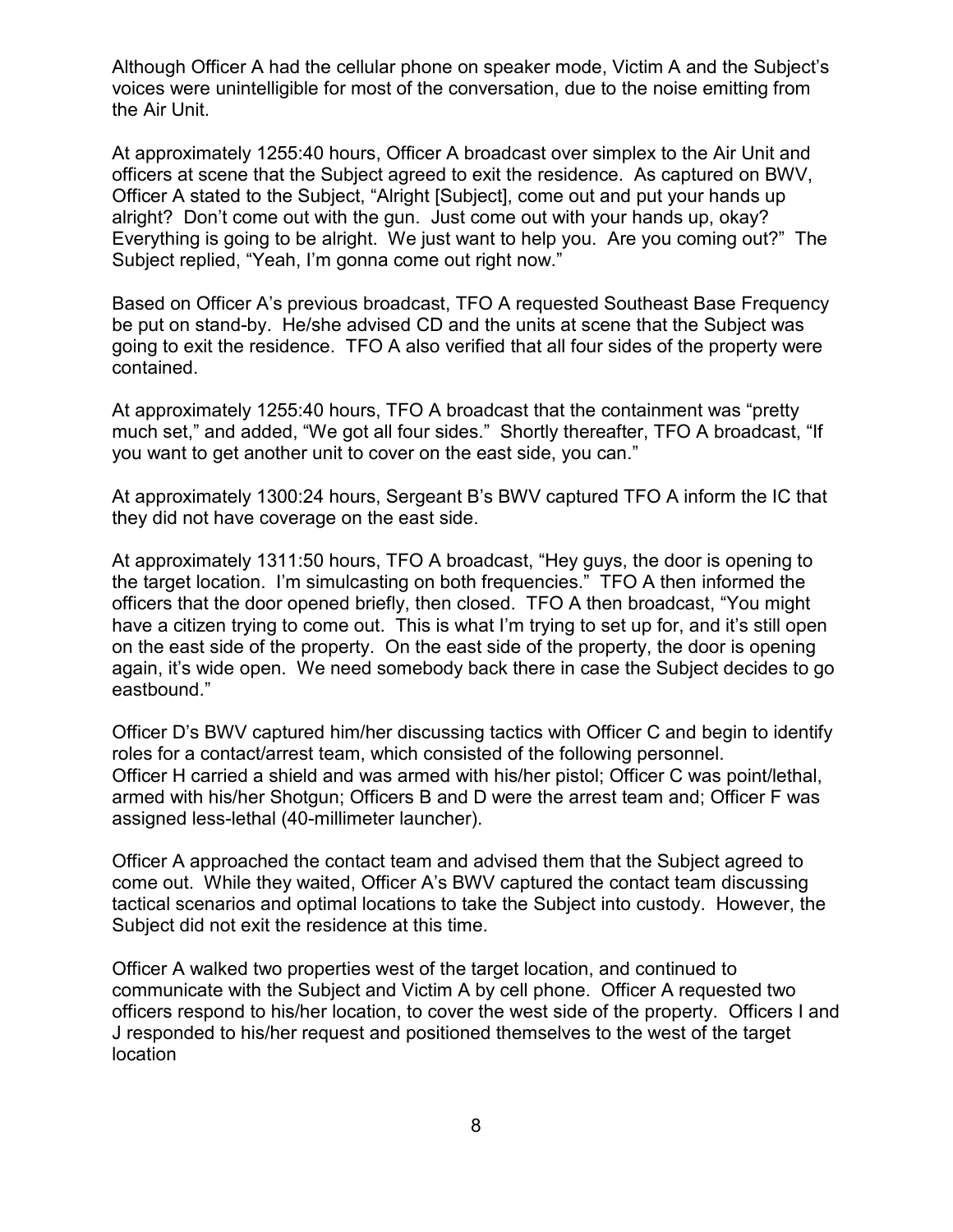Although Officer A had the cellular phone on speaker mode, Victim A and the Subject's voices were unintelligible for most of the conversation, due to the noise emitting from the Air Unit.

At approximately 1255:40 hours, Officer A broadcast over simplex to the Air Unit and officers at scene that the Subject agreed to exit the residence. As captured on BWV, Officer A stated to the Subject, "Alright [Subject], come out and put your hands up alright? Don't come out with the gun. Just come out with your hands up, okay? Everything is going to be alright. We just want to help you. Are you coming out?" The Subject replied, "Yeah, I'm gonna come out right now."

Based on Officer A's previous broadcast, TFO A requested Southeast Base Frequency be put on stand-by. He/she advised CD and the units at scene that the Subject was going to exit the residence. TFO A also verified that all four sides of the property were contained.

At approximately 1255:40 hours, TFO A broadcast that the containment was "pretty much set," and added, "We got all four sides." Shortly thereafter, TFO A broadcast, "If you want to get another unit to cover on the east side, you can."

At approximately 1300:24 hours, Sergeant B's BWV captured TFO A inform the IC that they did not have coverage on the east side.

At approximately 1311:50 hours, TFO A broadcast, "Hey guys, the door is opening to the target location. I'm simulcasting on both frequencies." TFO A then informed the officers that the door opened briefly, then closed. TFO A then broadcast, "You might have a citizen trying to come out. This is what I'm trying to set up for, and it's still open on the east side of the property. On the east side of the property, the door is opening again, it's wide open. We need somebody back there in case the Subject decides to go eastbound."

Officer D's BWV captured him/her discussing tactics with Officer C and begin to identify roles for a contact/arrest team, which consisted of the following personnel. Officer H carried a shield and was armed with his/her pistol; Officer C was point/lethal, armed with his/her Shotgun; Officers B and D were the arrest team and; Officer F was assigned less-lethal (40-millimeter launcher).

Officer A approached the contact team and advised them that the Subject agreed to come out. While they waited, Officer A's BWV captured the contact team discussing tactical scenarios and optimal locations to take the Subject into custody. However, the Subject did not exit the residence at this time.

Officer A walked two properties west of the target location, and continued to communicate with the Subject and Victim A by cell phone. Officer A requested two officers respond to his/her location, to cover the west side of the property. Officers I and J responded to his/her request and positioned themselves to the west of the target location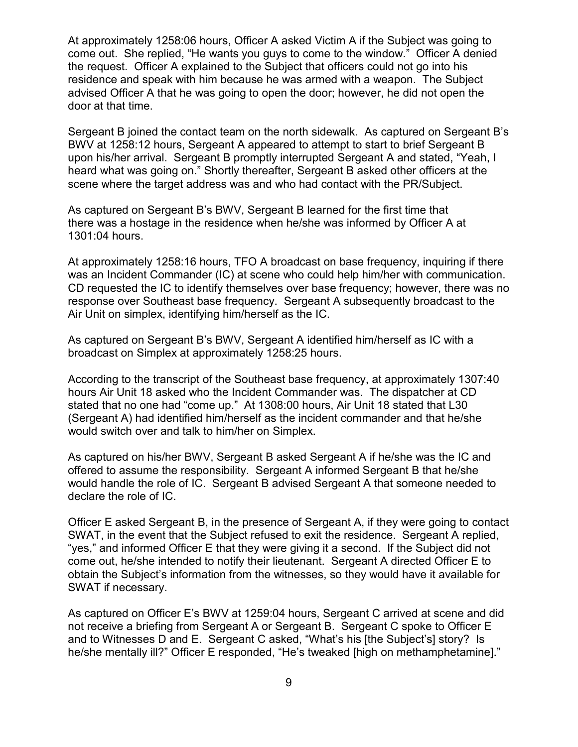At approximately 1258:06 hours, Officer A asked Victim A if the Subject was going to come out. She replied, "He wants you guys to come to the window." Officer A denied the request. Officer A explained to the Subject that officers could not go into his residence and speak with him because he was armed with a weapon. The Subject advised Officer A that he was going to open the door; however, he did not open the door at that time.

Sergeant B joined the contact team on the north sidewalk. As captured on Sergeant B's BWV at 1258:12 hours, Sergeant A appeared to attempt to start to brief Sergeant B upon his/her arrival. Sergeant B promptly interrupted Sergeant A and stated, "Yeah, I heard what was going on." Shortly thereafter, Sergeant B asked other officers at the scene where the target address was and who had contact with the PR/Subject.

As captured on Sergeant B's BWV, Sergeant B learned for the first time that there was a hostage in the residence when he/she was informed by Officer A at 1301:04 hours.

At approximately 1258:16 hours, TFO A broadcast on base frequency, inquiring if there was an Incident Commander (IC) at scene who could help him/her with communication. CD requested the IC to identify themselves over base frequency; however, there was no response over Southeast base frequency. Sergeant A subsequently broadcast to the Air Unit on simplex, identifying him/herself as the IC.

As captured on Sergeant B's BWV, Sergeant A identified him/herself as IC with a broadcast on Simplex at approximately 1258:25 hours.

According to the transcript of the Southeast base frequency, at approximately 1307:40 hours Air Unit 18 asked who the Incident Commander was. The dispatcher at CD stated that no one had "come up." At 1308:00 hours, Air Unit 18 stated that L30 (Sergeant A) had identified him/herself as the incident commander and that he/she would switch over and talk to him/her on Simplex.

As captured on his/her BWV, Sergeant B asked Sergeant A if he/she was the IC and offered to assume the responsibility. Sergeant A informed Sergeant B that he/she would handle the role of IC. Sergeant B advised Sergeant A that someone needed to declare the role of IC.

Officer E asked Sergeant B, in the presence of Sergeant A, if they were going to contact SWAT, in the event that the Subject refused to exit the residence. Sergeant A replied, "yes," and informed Officer E that they were giving it a second. If the Subject did not come out, he/she intended to notify their lieutenant. Sergeant A directed Officer E to obtain the Subject's information from the witnesses, so they would have it available for SWAT if necessary.

As captured on Officer E's BWV at 1259:04 hours, Sergeant C arrived at scene and did not receive a briefing from Sergeant A or Sergeant B. Sergeant C spoke to Officer E and to Witnesses D and E. Sergeant C asked, "What's his [the Subject's] story? Is he/she mentally ill?" Officer E responded, "He's tweaked [high on methamphetamine]."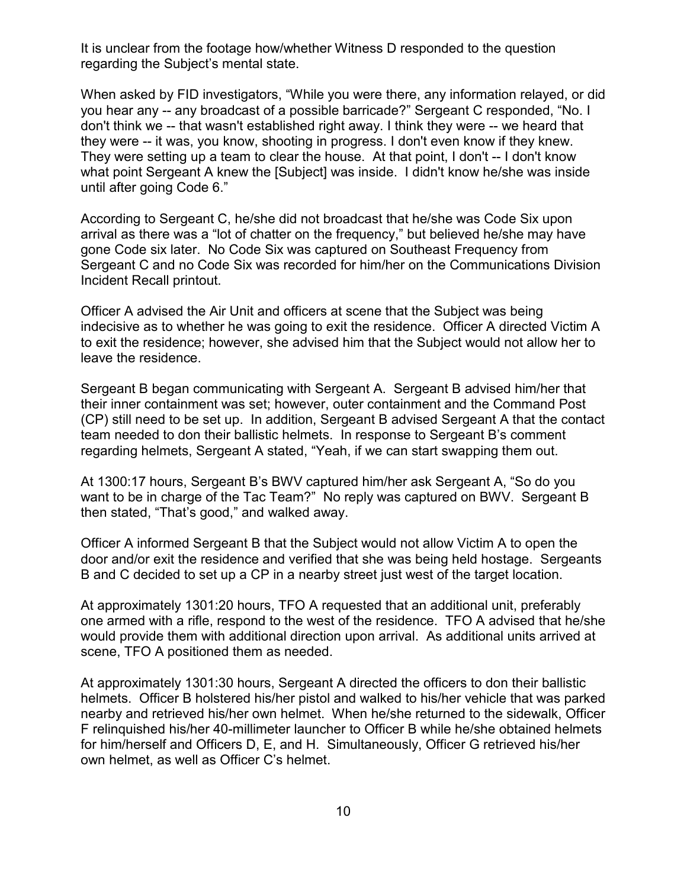It is unclear from the footage how/whether Witness D responded to the question regarding the Subject's mental state.

When asked by FID investigators, "While you were there, any information relayed, or did you hear any -- any broadcast of a possible barricade?" Sergeant C responded, "No. I don't think we -- that wasn't established right away. I think they were -- we heard that they were -- it was, you know, shooting in progress. I don't even know if they knew. They were setting up a team to clear the house. At that point, I don't -- I don't know what point Sergeant A knew the [Subject] was inside. I didn't know he/she was inside until after going Code 6."

According to Sergeant C, he/she did not broadcast that he/she was Code Six upon arrival as there was a "lot of chatter on the frequency," but believed he/she may have gone Code six later. No Code Six was captured on Southeast Frequency from Sergeant C and no Code Six was recorded for him/her on the Communications Division Incident Recall printout.

Officer A advised the Air Unit and officers at scene that the Subject was being indecisive as to whether he was going to exit the residence. Officer A directed Victim A to exit the residence; however, she advised him that the Subject would not allow her to leave the residence.

Sergeant B began communicating with Sergeant A. Sergeant B advised him/her that their inner containment was set; however, outer containment and the Command Post (CP) still need to be set up. In addition, Sergeant B advised Sergeant A that the contact team needed to don their ballistic helmets. In response to Sergeant B's comment regarding helmets, Sergeant A stated, "Yeah, if we can start swapping them out.

At 1300:17 hours, Sergeant B's BWV captured him/her ask Sergeant A, "So do you want to be in charge of the Tac Team?" No reply was captured on BWV. Sergeant B then stated, "That's good," and walked away.

Officer A informed Sergeant B that the Subject would not allow Victim A to open the door and/or exit the residence and verified that she was being held hostage. Sergeants B and C decided to set up a CP in a nearby street just west of the target location.

At approximately 1301:20 hours, TFO A requested that an additional unit, preferably one armed with a rifle, respond to the west of the residence. TFO A advised that he/she would provide them with additional direction upon arrival. As additional units arrived at scene, TFO A positioned them as needed.

At approximately 1301:30 hours, Sergeant A directed the officers to don their ballistic helmets. Officer B holstered his/her pistol and walked to his/her vehicle that was parked nearby and retrieved his/her own helmet. When he/she returned to the sidewalk, Officer F relinquished his/her 40-millimeter launcher to Officer B while he/she obtained helmets for him/herself and Officers D, E, and H. Simultaneously, Officer G retrieved his/her own helmet, as well as Officer C's helmet.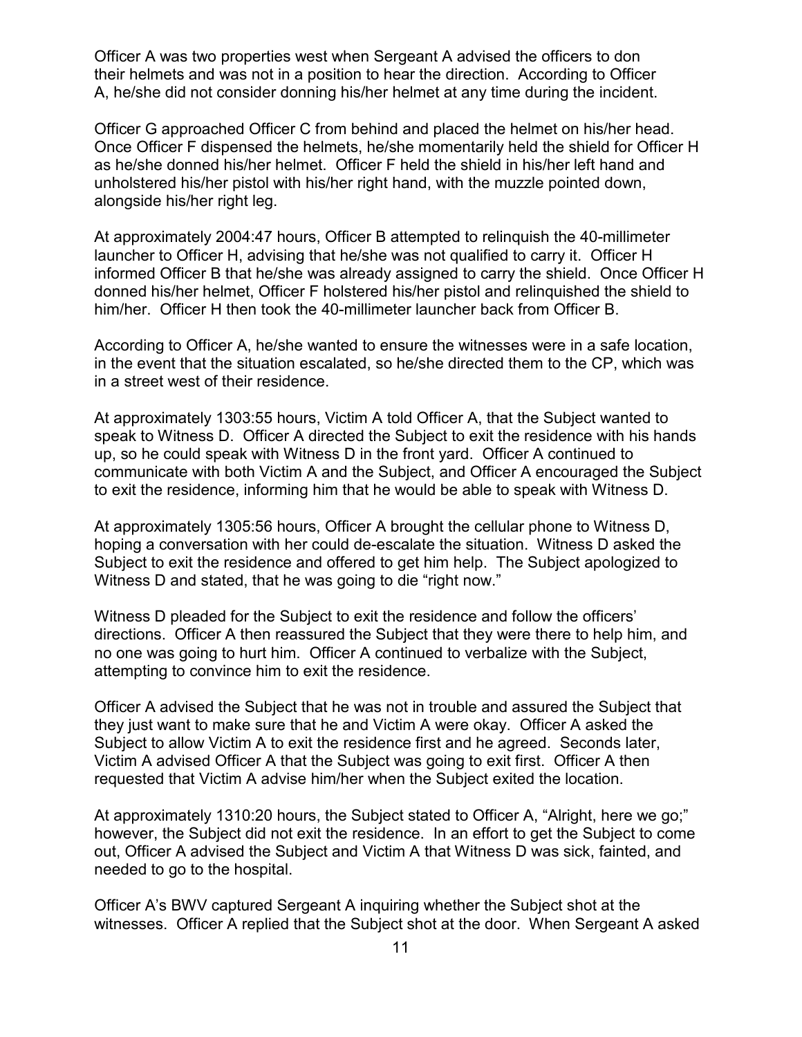Officer A was two properties west when Sergeant A advised the officers to don their helmets and was not in a position to hear the direction. According to Officer A, he/she did not consider donning his/her helmet at any time during the incident.

Officer G approached Officer C from behind and placed the helmet on his/her head. Once Officer F dispensed the helmets, he/she momentarily held the shield for Officer H as he/she donned his/her helmet. Officer F held the shield in his/her left hand and unholstered his/her pistol with his/her right hand, with the muzzle pointed down, alongside his/her right leg.

At approximately 2004:47 hours, Officer B attempted to relinquish the 40-millimeter launcher to Officer H, advising that he/she was not qualified to carry it. Officer H informed Officer B that he/she was already assigned to carry the shield. Once Officer H donned his/her helmet, Officer F holstered his/her pistol and relinquished the shield to him/her. Officer H then took the 40-millimeter launcher back from Officer B.

According to Officer A, he/she wanted to ensure the witnesses were in a safe location, in the event that the situation escalated, so he/she directed them to the CP, which was in a street west of their residence.

At approximately 1303:55 hours, Victim A told Officer A, that the Subject wanted to speak to Witness D. Officer A directed the Subject to exit the residence with his hands up, so he could speak with Witness D in the front yard. Officer A continued to communicate with both Victim A and the Subject, and Officer A encouraged the Subject to exit the residence, informing him that he would be able to speak with Witness D.

At approximately 1305:56 hours, Officer A brought the cellular phone to Witness D, hoping a conversation with her could de-escalate the situation. Witness D asked the Subject to exit the residence and offered to get him help. The Subject apologized to Witness D and stated, that he was going to die "right now."

Witness D pleaded for the Subject to exit the residence and follow the officers' directions. Officer A then reassured the Subject that they were there to help him, and no one was going to hurt him. Officer A continued to verbalize with the Subject, attempting to convince him to exit the residence.

Officer A advised the Subject that he was not in trouble and assured the Subject that they just want to make sure that he and Victim A were okay. Officer A asked the Subject to allow Victim A to exit the residence first and he agreed. Seconds later, Victim A advised Officer A that the Subject was going to exit first. Officer A then requested that Victim A advise him/her when the Subject exited the location.

At approximately 1310:20 hours, the Subject stated to Officer A, "Alright, here we go;" however, the Subject did not exit the residence. In an effort to get the Subject to come out, Officer A advised the Subject and Victim A that Witness D was sick, fainted, and needed to go to the hospital.

Officer A's BWV captured Sergeant A inquiring whether the Subject shot at the witnesses. Officer A replied that the Subject shot at the door. When Sergeant A asked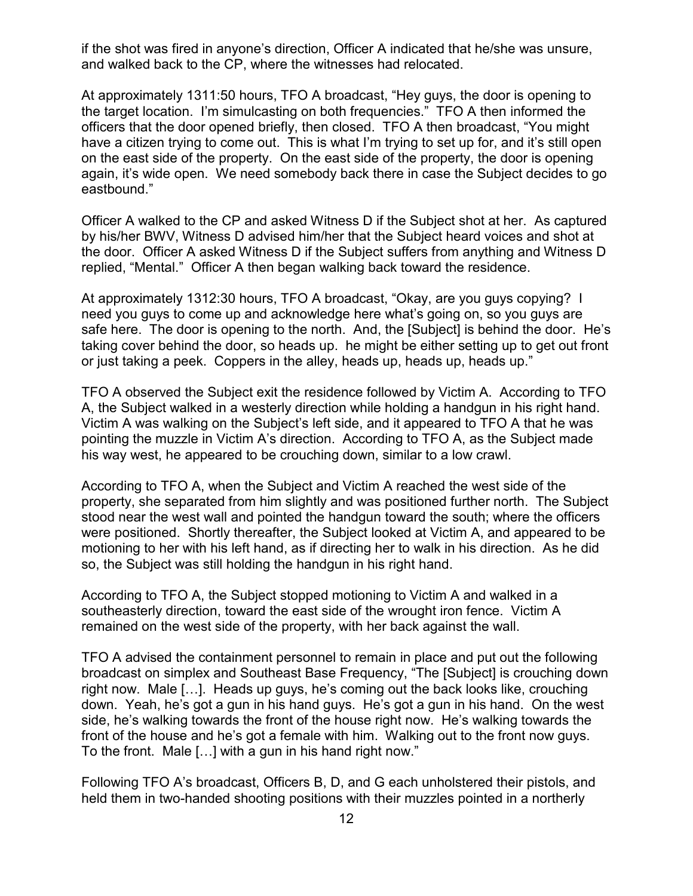if the shot was fired in anyone's direction, Officer A indicated that he/she was unsure, and walked back to the CP, where the witnesses had relocated.

At approximately 1311:50 hours, TFO A broadcast, "Hey guys, the door is opening to the target location. I'm simulcasting on both frequencies." TFO A then informed the officers that the door opened briefly, then closed. TFO A then broadcast, "You might have a citizen trying to come out. This is what I'm trying to set up for, and it's still open on the east side of the property. On the east side of the property, the door is opening again, it's wide open. We need somebody back there in case the Subject decides to go eastbound."

Officer A walked to the CP and asked Witness D if the Subject shot at her. As captured by his/her BWV, Witness D advised him/her that the Subject heard voices and shot at the door. Officer A asked Witness D if the Subject suffers from anything and Witness D replied, "Mental." Officer A then began walking back toward the residence.

At approximately 1312:30 hours, TFO A broadcast, "Okay, are you guys copying? I need you guys to come up and acknowledge here what's going on, so you guys are safe here. The door is opening to the north. And, the [Subject] is behind the door. He's taking cover behind the door, so heads up. he might be either setting up to get out front or just taking a peek. Coppers in the alley, heads up, heads up, heads up."

TFO A observed the Subject exit the residence followed by Victim A. According to TFO A, the Subject walked in a westerly direction while holding a handgun in his right hand. Victim A was walking on the Subject's left side, and it appeared to TFO A that he was pointing the muzzle in Victim A's direction. According to TFO A, as the Subject made his way west, he appeared to be crouching down, similar to a low crawl.

According to TFO A, when the Subject and Victim A reached the west side of the property, she separated from him slightly and was positioned further north. The Subject stood near the west wall and pointed the handgun toward the south; where the officers were positioned. Shortly thereafter, the Subject looked at Victim A, and appeared to be motioning to her with his left hand, as if directing her to walk in his direction. As he did so, the Subject was still holding the handgun in his right hand.

According to TFO A, the Subject stopped motioning to Victim A and walked in a southeasterly direction, toward the east side of the wrought iron fence. Victim A remained on the west side of the property, with her back against the wall.

TFO A advised the containment personnel to remain in place and put out the following broadcast on simplex and Southeast Base Frequency, "The [Subject] is crouching down right now. Male […]. Heads up guys, he's coming out the back looks like, crouching down. Yeah, he's got a gun in his hand guys. He's got a gun in his hand. On the west side, he's walking towards the front of the house right now. He's walking towards the front of the house and he's got a female with him. Walking out to the front now guys. To the front. Male […] with a gun in his hand right now."

Following TFO A's broadcast, Officers B, D, and G each unholstered their pistols, and held them in two-handed shooting positions with their muzzles pointed in a northerly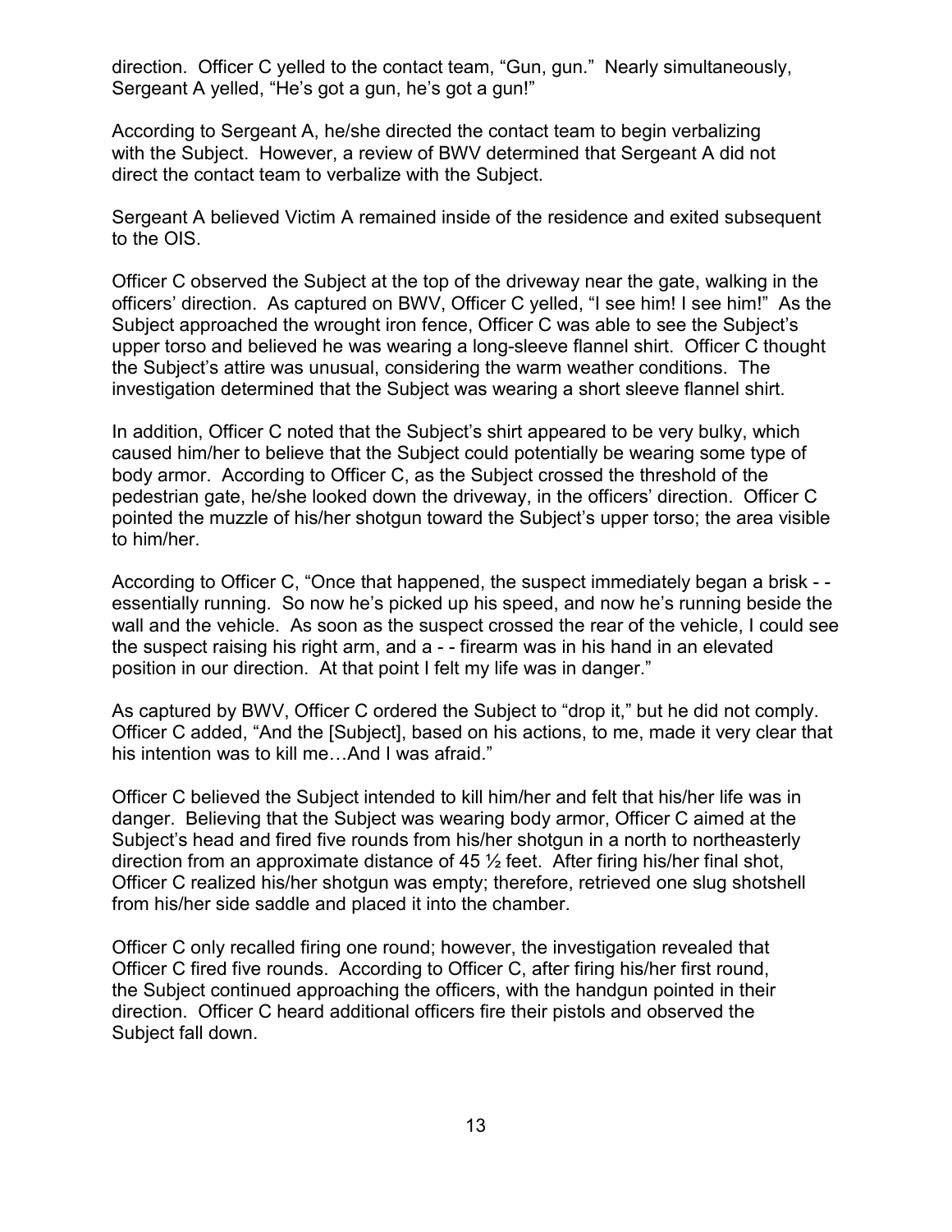direction. Officer C yelled to the contact team, "Gun, gun." Nearly simultaneously, Sergeant A yelled, "He's got a gun, he's got a gun!"

According to Sergeant A, he/she directed the contact team to begin verbalizing with the Subject. However, a review of BWV determined that Sergeant A did not direct the contact team to verbalize with the Subject.

Sergeant A believed Victim A remained inside of the residence and exited subsequent to the OIS.

Officer C observed the Subject at the top of the driveway near the gate, walking in the officers' direction. As captured on BWV, Officer C yelled, "I see him! I see him!" As the Subject approached the wrought iron fence, Officer C was able to see the Subject's upper torso and believed he was wearing a long-sleeve flannel shirt. Officer C thought the Subject's attire was unusual, considering the warm weather conditions. The investigation determined that the Subject was wearing a short sleeve flannel shirt.

In addition, Officer C noted that the Subject's shirt appeared to be very bulky, which caused him/her to believe that the Subject could potentially be wearing some type of body armor. According to Officer C, as the Subject crossed the threshold of the pedestrian gate, he/she looked down the driveway, in the officers' direction. Officer C pointed the muzzle of his/her shotgun toward the Subject's upper torso; the area visible to him/her.

According to Officer C, "Once that happened, the suspect immediately began a brisk - - essentially running. So now he's picked up his speed, and now he's running beside the wall and the vehicle. As soon as the suspect crossed the rear of the vehicle, I could see the suspect raising his right arm, and a - - firearm was in his hand in an elevated position in our direction. At that point I felt my life was in danger."

As captured by BWV, Officer C ordered the Subject to "drop it," but he did not comply. Officer C added, "And the [Subject], based on his actions, to me, made it very clear that his intention was to kill me…And I was afraid."

Officer C believed the Subject intended to kill him/her and felt that his/her life was in danger. Believing that the Subject was wearing body armor, Officer C aimed at the Subject's head and fired five rounds from his/her shotgun in a north to northeasterly direction from an approximate distance of 45 ½ feet. After firing his/her final shot, Officer C realized his/her shotgun was empty; therefore, retrieved one slug shotshell from his/her side saddle and placed it into the chamber.

Officer C only recalled firing one round; however, the investigation revealed that Officer C fired five rounds. According to Officer C, after firing his/her first round, the Subject continued approaching the officers, with the handgun pointed in their direction. Officer C heard additional officers fire their pistols and observed the Subject fall down.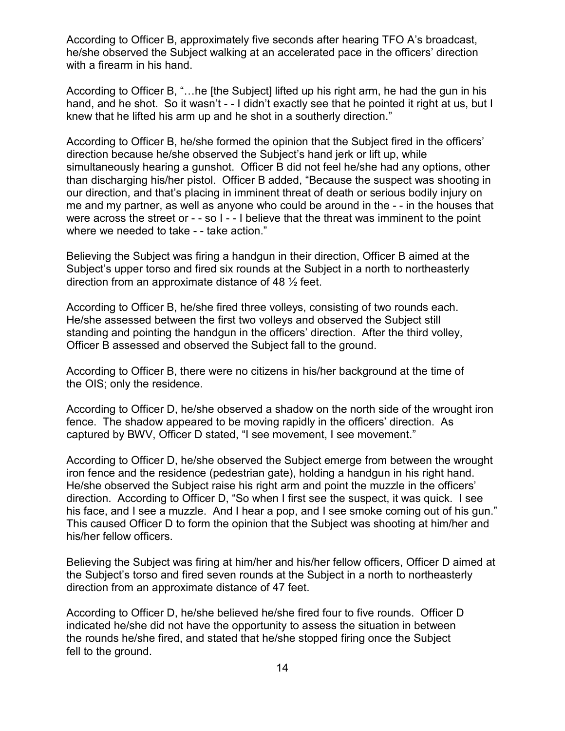According to Officer B, approximately five seconds after hearing TFO A's broadcast, he/she observed the Subject walking at an accelerated pace in the officers' direction with a firearm in his hand.

According to Officer B, "…he [the Subject] lifted up his right arm, he had the gun in his hand, and he shot. So it wasn't - - I didn't exactly see that he pointed it right at us, but I knew that he lifted his arm up and he shot in a southerly direction."

According to Officer B, he/she formed the opinion that the Subject fired in the officers' direction because he/she observed the Subject's hand jerk or lift up, while simultaneously hearing a gunshot. Officer B did not feel he/she had any options, other than discharging his/her pistol. Officer B added, "Because the suspect was shooting in our direction, and that's placing in imminent threat of death or serious bodily injury on me and my partner, as well as anyone who could be around in the - - in the houses that were across the street or - - so I - - I believe that the threat was imminent to the point where we needed to take - - take action."

Believing the Subject was firing a handgun in their direction, Officer B aimed at the Subject's upper torso and fired six rounds at the Subject in a north to northeasterly direction from an approximate distance of 48 ½ feet.

According to Officer B, he/she fired three volleys, consisting of two rounds each. He/she assessed between the first two volleys and observed the Subject still standing and pointing the handgun in the officers' direction. After the third volley, Officer B assessed and observed the Subject fall to the ground.

According to Officer B, there were no citizens in his/her background at the time of the OIS; only the residence.

According to Officer D, he/she observed a shadow on the north side of the wrought iron fence. The shadow appeared to be moving rapidly in the officers' direction. As captured by BWV, Officer D stated, "I see movement, I see movement."

According to Officer D, he/she observed the Subject emerge from between the wrought iron fence and the residence (pedestrian gate), holding a handgun in his right hand. He/she observed the Subject raise his right arm and point the muzzle in the officers' direction. According to Officer D, "So when I first see the suspect, it was quick. I see his face, and I see a muzzle. And I hear a pop, and I see smoke coming out of his gun." This caused Officer D to form the opinion that the Subject was shooting at him/her and his/her fellow officers.

Believing the Subject was firing at him/her and his/her fellow officers, Officer D aimed at the Subject's torso and fired seven rounds at the Subject in a north to northeasterly direction from an approximate distance of 47 feet.

According to Officer D, he/she believed he/she fired four to five rounds. Officer D indicated he/she did not have the opportunity to assess the situation in between the rounds he/she fired, and stated that he/she stopped firing once the Subject fell to the ground.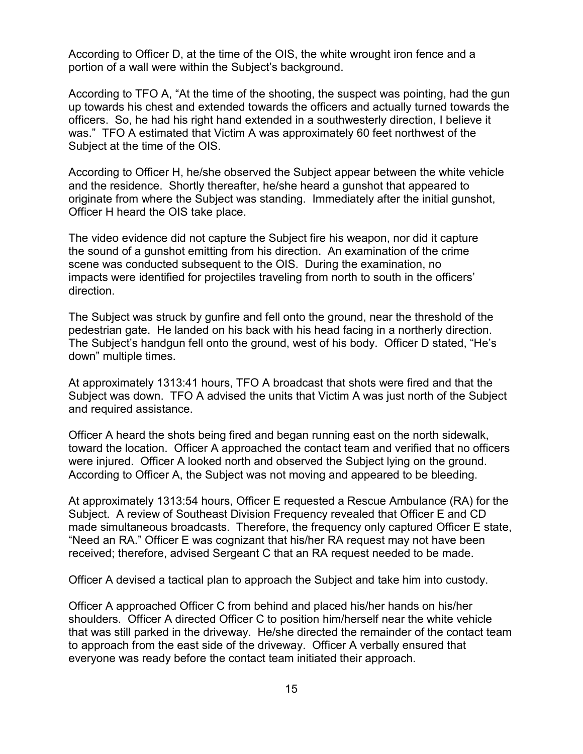According to Officer D, at the time of the OIS, the white wrought iron fence and a portion of a wall were within the Subject's background.

According to TFO A, "At the time of the shooting, the suspect was pointing, had the gun up towards his chest and extended towards the officers and actually turned towards the officers. So, he had his right hand extended in a southwesterly direction, I believe it was." TFO A estimated that Victim A was approximately 60 feet northwest of the Subject at the time of the OIS.

According to Officer H, he/she observed the Subject appear between the white vehicle and the residence. Shortly thereafter, he/she heard a gunshot that appeared to originate from where the Subject was standing. Immediately after the initial gunshot, Officer H heard the OIS take place.

The video evidence did not capture the Subject fire his weapon, nor did it capture the sound of a gunshot emitting from his direction. An examination of the crime scene was conducted subsequent to the OIS. During the examination, no impacts were identified for projectiles traveling from north to south in the officers' direction.

The Subject was struck by gunfire and fell onto the ground, near the threshold of the pedestrian gate. He landed on his back with his head facing in a northerly direction. The Subject's handgun fell onto the ground, west of his body. Officer D stated, "He's down" multiple times.

At approximately 1313:41 hours, TFO A broadcast that shots were fired and that the Subject was down. TFO A advised the units that Victim A was just north of the Subject and required assistance.

Officer A heard the shots being fired and began running east on the north sidewalk, toward the location. Officer A approached the contact team and verified that no officers were injured. Officer A looked north and observed the Subject lying on the ground. According to Officer A, the Subject was not moving and appeared to be bleeding.

At approximately 1313:54 hours, Officer E requested a Rescue Ambulance (RA) for the Subject. A review of Southeast Division Frequency revealed that Officer E and CD made simultaneous broadcasts. Therefore, the frequency only captured Officer E state, "Need an RA." Officer E was cognizant that his/her RA request may not have been received; therefore, advised Sergeant C that an RA request needed to be made.

Officer A devised a tactical plan to approach the Subject and take him into custody.

Officer A approached Officer C from behind and placed his/her hands on his/her shoulders. Officer A directed Officer C to position him/herself near the white vehicle that was still parked in the driveway. He/she directed the remainder of the contact team to approach from the east side of the driveway. Officer A verbally ensured that everyone was ready before the contact team initiated their approach.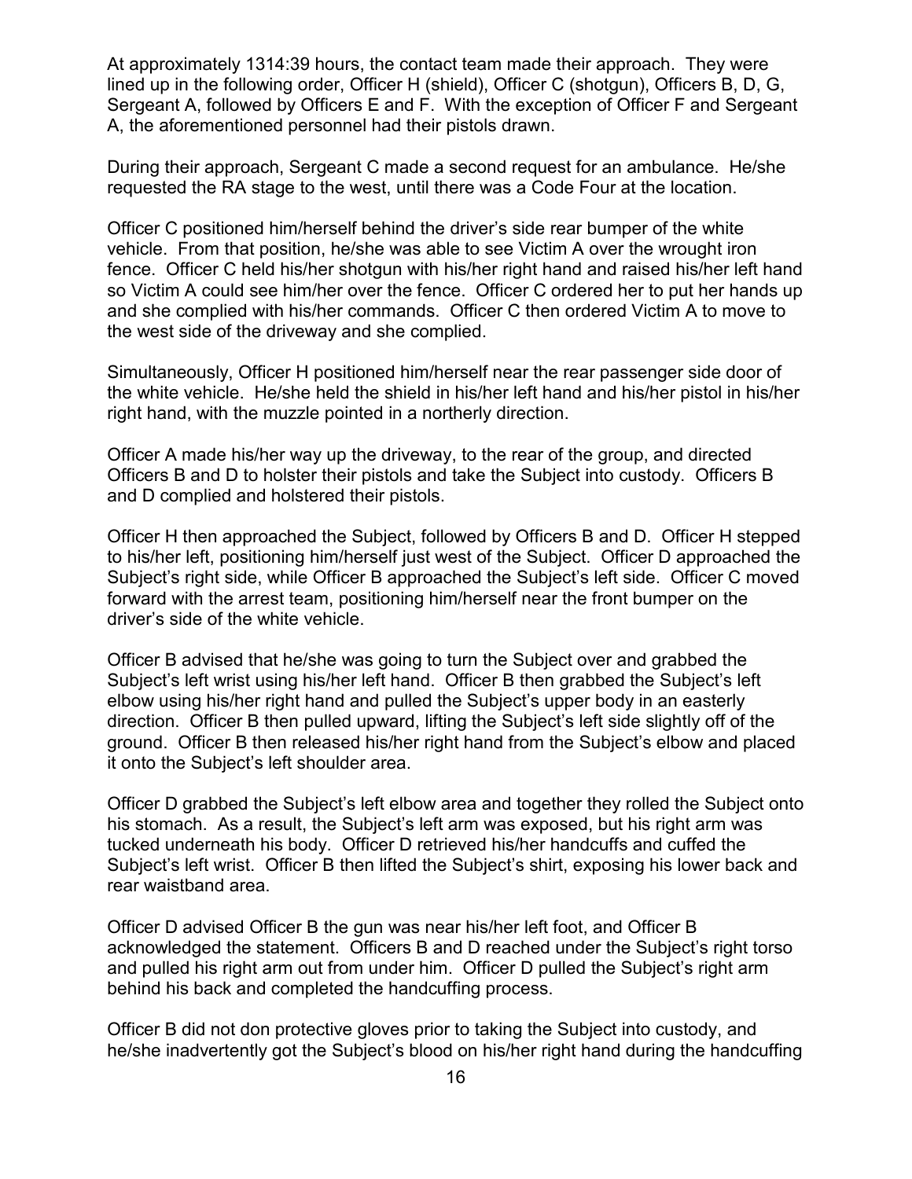At approximately 1314:39 hours, the contact team made their approach. They were lined up in the following order, Officer H (shield), Officer C (shotgun), Officers B, D, G, Sergeant A, followed by Officers E and F. With the exception of Officer F and Sergeant A, the aforementioned personnel had their pistols drawn.

During their approach, Sergeant C made a second request for an ambulance. He/she requested the RA stage to the west, until there was a Code Four at the location.

Officer C positioned him/herself behind the driver's side rear bumper of the white vehicle. From that position, he/she was able to see Victim A over the wrought iron fence. Officer C held his/her shotgun with his/her right hand and raised his/her left hand so Victim A could see him/her over the fence. Officer C ordered her to put her hands up and she complied with his/her commands. Officer C then ordered Victim A to move to the west side of the driveway and she complied.

Simultaneously, Officer H positioned him/herself near the rear passenger side door of the white vehicle. He/she held the shield in his/her left hand and his/her pistol in his/her right hand, with the muzzle pointed in a northerly direction.

Officer A made his/her way up the driveway, to the rear of the group, and directed Officers B and D to holster their pistols and take the Subject into custody. Officers B and D complied and holstered their pistols.

Officer H then approached the Subject, followed by Officers B and D. Officer H stepped to his/her left, positioning him/herself just west of the Subject. Officer D approached the Subject's right side, while Officer B approached the Subject's left side. Officer C moved forward with the arrest team, positioning him/herself near the front bumper on the driver's side of the white vehicle.

Officer B advised that he/she was going to turn the Subject over and grabbed the Subject's left wrist using his/her left hand. Officer B then grabbed the Subject's left elbow using his/her right hand and pulled the Subject's upper body in an easterly direction. Officer B then pulled upward, lifting the Subject's left side slightly off of the ground. Officer B then released his/her right hand from the Subject's elbow and placed it onto the Subject's left shoulder area.

Officer D grabbed the Subject's left elbow area and together they rolled the Subject onto his stomach. As a result, the Subject's left arm was exposed, but his right arm was tucked underneath his body. Officer D retrieved his/her handcuffs and cuffed the Subject's left wrist. Officer B then lifted the Subject's shirt, exposing his lower back and rear waistband area.

Officer D advised Officer B the gun was near his/her left foot, and Officer B acknowledged the statement. Officers B and D reached under the Subject's right torso and pulled his right arm out from under him. Officer D pulled the Subject's right arm behind his back and completed the handcuffing process.

Officer B did not don protective gloves prior to taking the Subject into custody, and he/she inadvertently got the Subject's blood on his/her right hand during the handcuffing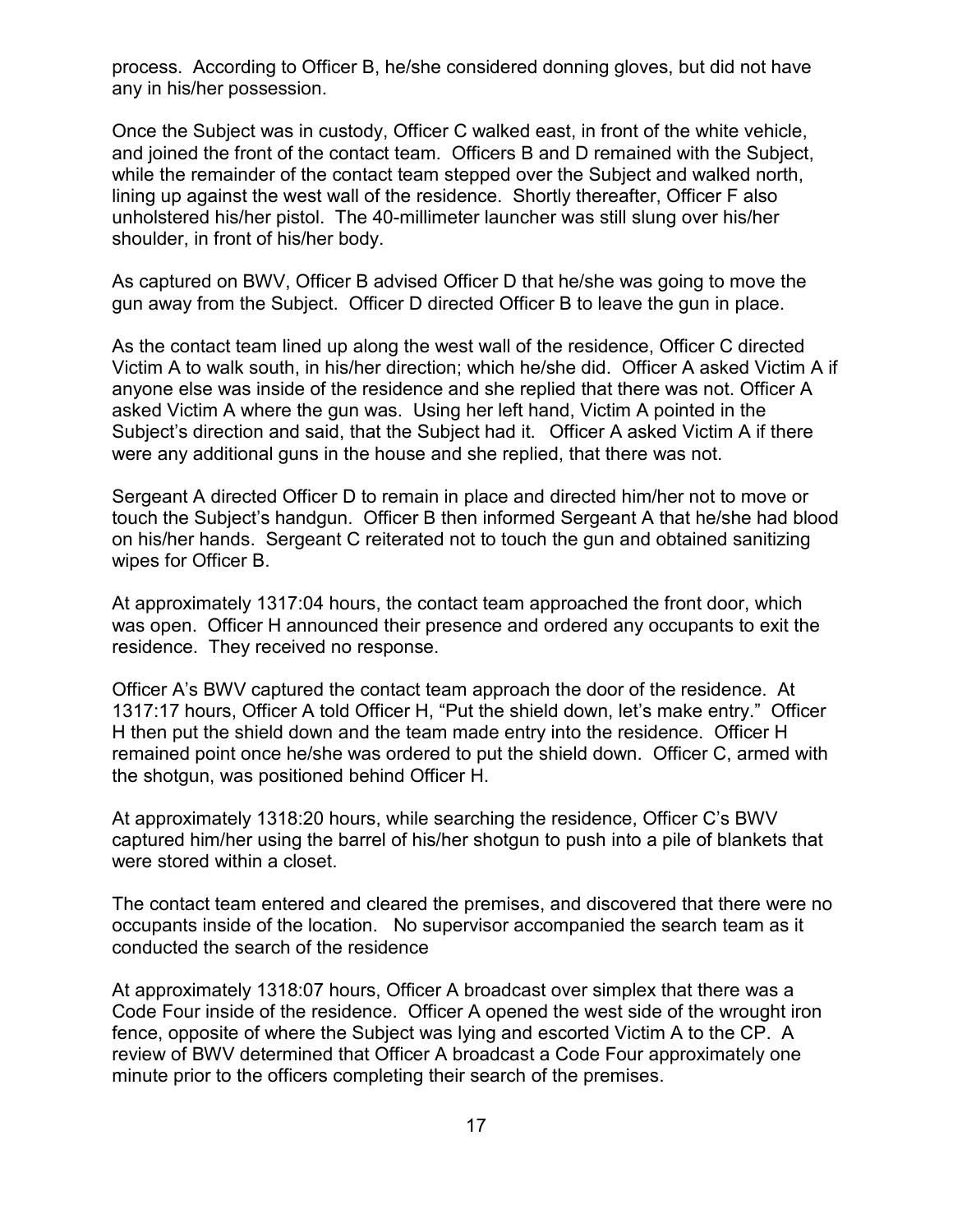process. According to Officer B, he/she considered donning gloves, but did not have any in his/her possession.

Once the Subject was in custody, Officer C walked east, in front of the white vehicle, and joined the front of the contact team. Officers B and D remained with the Subject, while the remainder of the contact team stepped over the Subject and walked north, lining up against the west wall of the residence. Shortly thereafter, Officer F also unholstered his/her pistol. The 40-millimeter launcher was still slung over his/her shoulder, in front of his/her body.

As captured on BWV, Officer B advised Officer D that he/she was going to move the gun away from the Subject. Officer D directed Officer B to leave the gun in place.

As the contact team lined up along the west wall of the residence, Officer C directed Victim A to walk south, in his/her direction; which he/she did. Officer A asked Victim A if anyone else was inside of the residence and she replied that there was not. Officer A asked Victim A where the gun was. Using her left hand, Victim A pointed in the Subject's direction and said, that the Subject had it. Officer A asked Victim A if there were any additional guns in the house and she replied, that there was not.

Sergeant A directed Officer D to remain in place and directed him/her not to move or touch the Subject's handgun. Officer B then informed Sergeant A that he/she had blood on his/her hands. Sergeant C reiterated not to touch the gun and obtained sanitizing wipes for Officer B.

At approximately 1317:04 hours, the contact team approached the front door, which was open. Officer H announced their presence and ordered any occupants to exit the residence. They received no response.

Officer A's BWV captured the contact team approach the door of the residence. At 1317:17 hours, Officer A told Officer H, "Put the shield down, let's make entry." Officer H then put the shield down and the team made entry into the residence. Officer H remained point once he/she was ordered to put the shield down. Officer C, armed with the shotgun, was positioned behind Officer H.

At approximately 1318:20 hours, while searching the residence, Officer C's BWV captured him/her using the barrel of his/her shotgun to push into a pile of blankets that were stored within a closet.

The contact team entered and cleared the premises, and discovered that there were no occupants inside of the location. No supervisor accompanied the search team as it conducted the search of the residence

At approximately 1318:07 hours, Officer A broadcast over simplex that there was a Code Four inside of the residence. Officer A opened the west side of the wrought iron fence, opposite of where the Subject was lying and escorted Victim A to the CP. A review of BWV determined that Officer A broadcast a Code Four approximately one minute prior to the officers completing their search of the premises.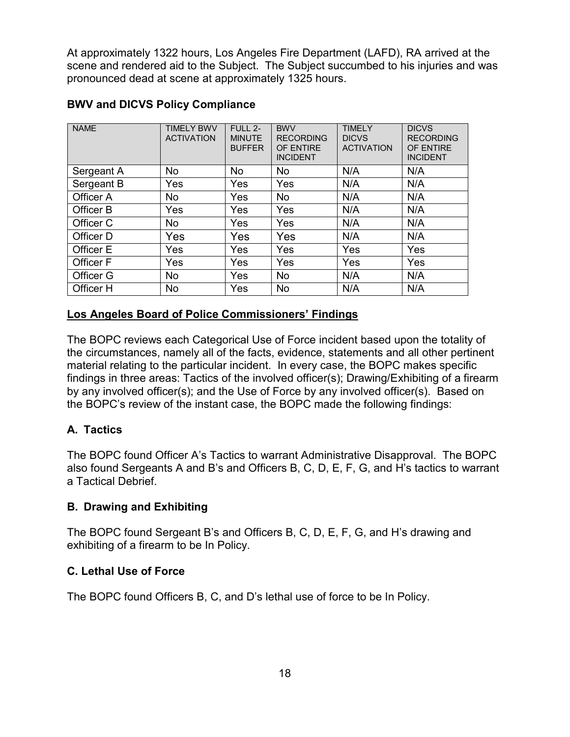At approximately 1322 hours, Los Angeles Fire Department (LAFD), RA arrived at the scene and rendered aid to the Subject. The Subject succumbed to his injuries and was pronounced dead at scene at approximately 1325 hours.

**BWV and DICVS Policy Compliance**

| NAME | TIMELY BWV ACTIVATION | FULL 2-MINUTE BUFFER | BWV RECORDING OF ENTIRE INCIDENT | TIMELY DICVS ACTIVATION | DICVS RECORDING OF ENTIRE INCIDENT |
|---|---|---|---|---|---|
| Sergeant A | No | No | No | N/A | N/A |
| Sergeant B | Yes | Yes | Yes | N/A | N/A |
| Officer A | No | Yes | No | N/A | N/A |
| Officer B | Yes | Yes | Yes | N/A | N/A |
| Officer C | No | Yes | Yes | N/A | N/A |
| Officer D | Yes | Yes | Yes | N/A | N/A |
| Officer E | Yes | Yes | Yes | Yes | Yes |
| Officer F | Yes | Yes | Yes | Yes | Yes |
| Officer G | No | Yes | No | N/A | N/A |
| Officer H | No | Yes | No | N/A | N/A |

**Los Angeles Board of Police Commissioners' Findings**

The BOPC reviews each Categorical Use of Force incident based upon the totality of the circumstances, namely all of the facts, evidence, statements and all other pertinent material relating to the particular incident. In every case, the BOPC makes specific findings in three areas: Tactics of the involved officer(s); Drawing/Exhibiting of a firearm by any involved officer(s); and the Use of Force by any involved officer(s). Based on the BOPC's review of the instant case, the BOPC made the following findings:

### A. Tactics

The BOPC found Officer A's Tactics to warrant Administrative Disapproval. The BOPC also found Sergeants A and B's and Officers B, C, D, E, F, G, and H's tactics to warrant a Tactical Debrief.

### B. Drawing and Exhibiting

The BOPC found Sergeant B's and Officers B, C, D, E, F, G, and H's drawing and exhibiting of a firearm to be In Policy.

### C. Lethal Use of Force

The BOPC found Officers B, C, and D's lethal use of force to be In Policy.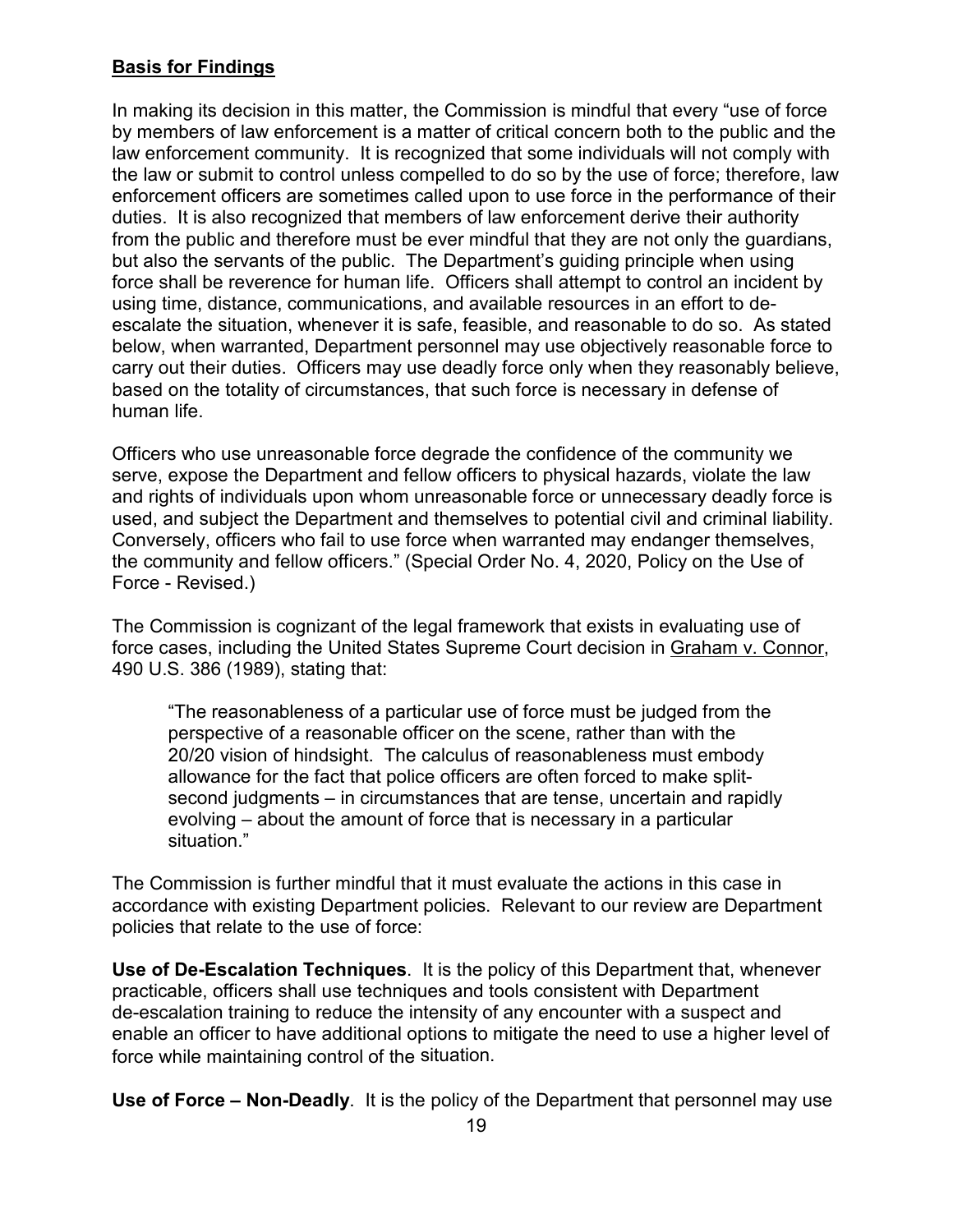**Basis for Findings**

In making its decision in this matter, the Commission is mindful that every "use of force by members of law enforcement is a matter of critical concern both to the public and the law enforcement community. It is recognized that some individuals will not comply with the law or submit to control unless compelled to do so by the use of force; therefore, law enforcement officers are sometimes called upon to use force in the performance of their duties. It is also recognized that members of law enforcement derive their authority from the public and therefore must be ever mindful that they are not only the guardians, but also the servants of the public. The Department's guiding principle when using force shall be reverence for human life. Officers shall attempt to control an incident by using time, distance, communications, and available resources in an effort to de-escalate the situation, whenever it is safe, feasible, and reasonable to do so. As stated below, when warranted, Department personnel may use objectively reasonable force to carry out their duties. Officers may use deadly force only when they reasonably believe, based on the totality of circumstances, that such force is necessary in defense of human life.

Officers who use unreasonable force degrade the confidence of the community we serve, expose the Department and fellow officers to physical hazards, violate the law and rights of individuals upon whom unreasonable force or unnecessary deadly force is used, and subject the Department and themselves to potential civil and criminal liability. Conversely, officers who fail to use force when warranted may endanger themselves, the community and fellow officers." (Special Order No. 4, 2020, Policy on the Use of Force - Revised.)

The Commission is cognizant of the legal framework that exists in evaluating use of force cases, including the United States Supreme Court decision in Graham v. Connor, 490 U.S. 386 (1989), stating that:

> "The reasonableness of a particular use of force must be judged from the perspective of a reasonable officer on the scene, rather than with the 20/20 vision of hindsight. The calculus of reasonableness must embody allowance for the fact that police officers are often forced to make split-second judgments – in circumstances that are tense, uncertain and rapidly evolving – about the amount of force that is necessary in a particular situation."

The Commission is further mindful that it must evaluate the actions in this case in accordance with existing Department policies. Relevant to our review are Department policies that relate to the use of force:

**Use of De-Escalation Techniques**. It is the policy of this Department that, whenever practicable, officers shall use techniques and tools consistent with Department de-escalation training to reduce the intensity of any encounter with a suspect and enable an officer to have additional options to mitigate the need to use a higher level of force while maintaining control of the situation.

**Use of Force – Non-Deadly**. It is the policy of the Department that personnel may use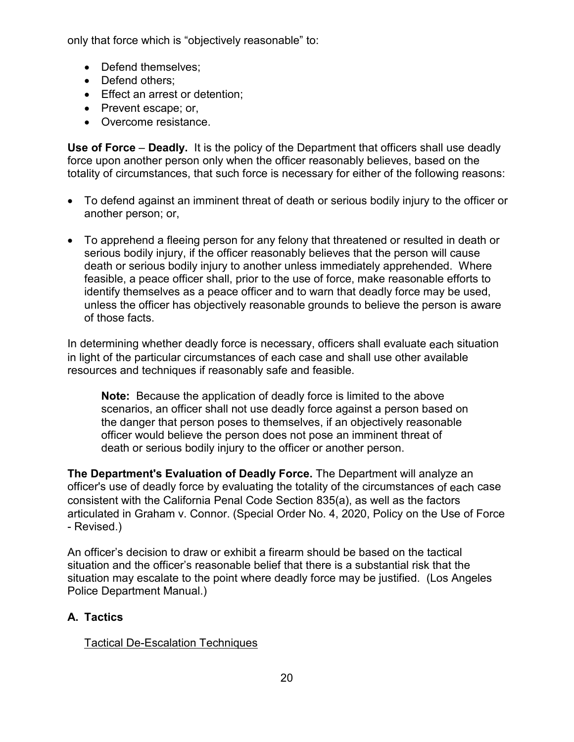only that force which is "objectively reasonable" to:

- Defend themselves;
- Defend others;
- Effect an arrest or detention;
- Prevent escape; or,
- Overcome resistance.

**Use of Force** – **Deadly.** It is the policy of the Department that officers shall use deadly force upon another person only when the officer reasonably believes, based on the totality of circumstances, that such force is necessary for either of the following reasons:

- To defend against an imminent threat of death or serious bodily injury to the officer or another person; or,

- To apprehend a fleeing person for any felony that threatened or resulted in death or serious bodily injury, if the officer reasonably believes that the person will cause death or serious bodily injury to another unless immediately apprehended. Where feasible, a peace officer shall, prior to the use of force, make reasonable efforts to identify themselves as a peace officer and to warn that deadly force may be used, unless the officer has objectively reasonable grounds to believe the person is aware of those facts.

In determining whether deadly force is necessary, officers shall evaluate each situation in light of the particular circumstances of each case and shall use other available resources and techniques if reasonably safe and feasible.

> **Note:** Because the application of deadly force is limited to the above scenarios, an officer shall not use deadly force against a person based on the danger that person poses to themselves, if an objectively reasonable officer would believe the person does not pose an imminent threat of death or serious bodily injury to the officer or another person.

**The Department's Evaluation of Deadly Force.** The Department will analyze an officer's use of deadly force by evaluating the totality of the circumstances of each case consistent with the California Penal Code Section 835(a), as well as the factors articulated in Graham v. Connor. (Special Order No. 4, 2020, Policy on the Use of Force - Revised.)

An officer's decision to draw or exhibit a firearm should be based on the tactical situation and the officer's reasonable belief that there is a substantial risk that the situation may escalate to the point where deadly force may be justified. (Los Angeles Police Department Manual.)

## A. Tactics

Tactical De-Escalation Techniques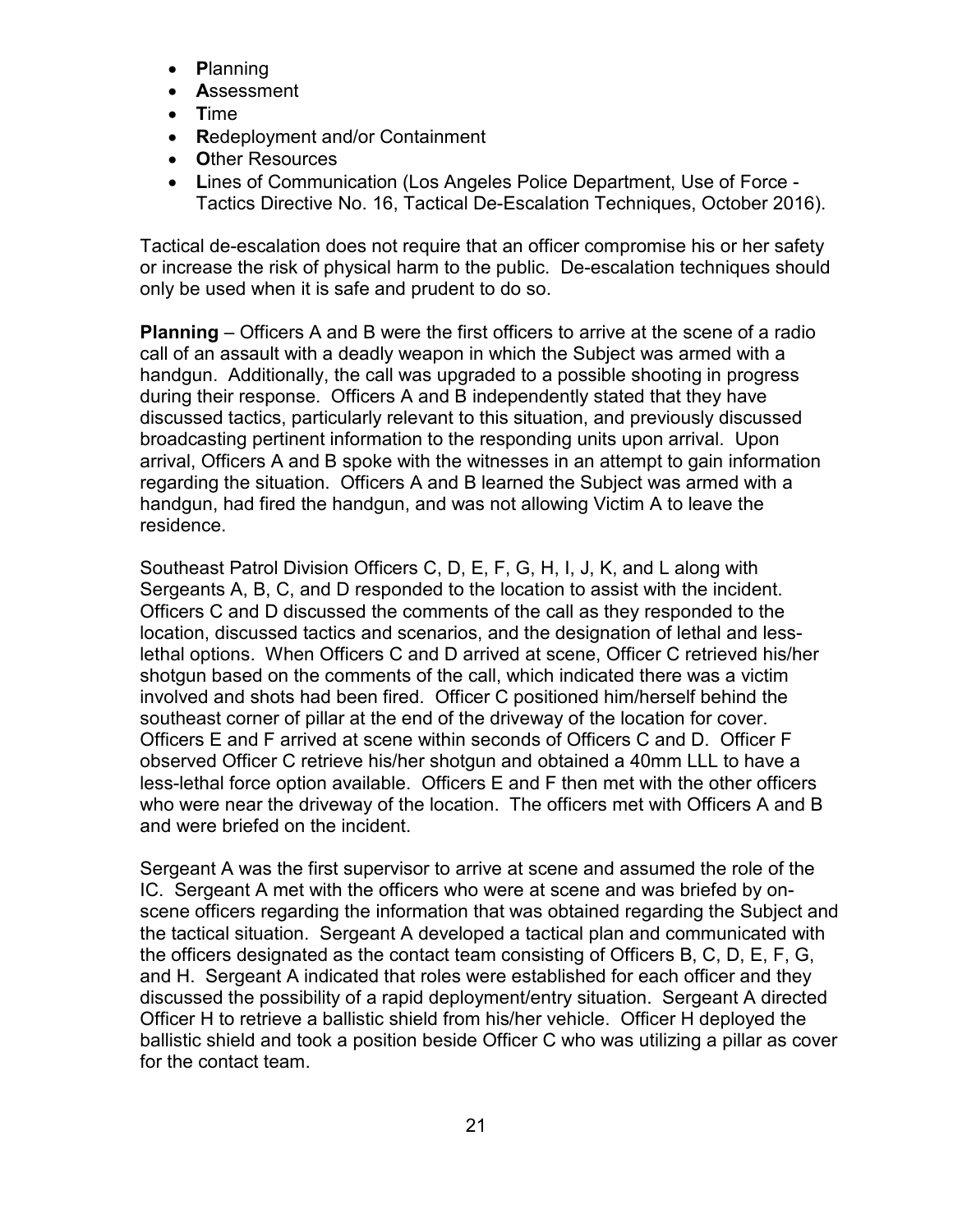- **P**lanning
- **A**ssessment
- **T**ime
- **R**edeployment and/or Containment
- **O**ther Resources
- **L**ines of Communication (Los Angeles Police Department, Use of Force - Tactics Directive No. 16, Tactical De-Escalation Techniques, October 2016).

Tactical de-escalation does not require that an officer compromise his or her safety or increase the risk of physical harm to the public. De-escalation techniques should only be used when it is safe and prudent to do so.

**Planning** – Officers A and B were the first officers to arrive at the scene of a radio call of an assault with a deadly weapon in which the Subject was armed with a handgun. Additionally, the call was upgraded to a possible shooting in progress during their response. Officers A and B independently stated that they have discussed tactics, particularly relevant to this situation, and previously discussed broadcasting pertinent information to the responding units upon arrival. Upon arrival, Officers A and B spoke with the witnesses in an attempt to gain information regarding the situation. Officers A and B learned the Subject was armed with a handgun, had fired the handgun, and was not allowing Victim A to leave the residence.

Southeast Patrol Division Officers C, D, E, F, G, H, I, J, K, and L along with Sergeants A, B, C, and D responded to the location to assist with the incident. Officers C and D discussed the comments of the call as they responded to the location, discussed tactics and scenarios, and the designation of lethal and less-lethal options. When Officers C and D arrived at scene, Officer C retrieved his/her shotgun based on the comments of the call, which indicated there was a victim involved and shots had been fired. Officer C positioned him/herself behind the southeast corner of pillar at the end of the driveway of the location for cover. Officers E and F arrived at scene within seconds of Officers C and D. Officer F observed Officer C retrieve his/her shotgun and obtained a 40mm LLL to have a less-lethal force option available. Officers E and F then met with the other officers who were near the driveway of the location. The officers met with Officers A and B and were briefed on the incident.

Sergeant A was the first supervisor to arrive at scene and assumed the role of the IC. Sergeant A met with the officers who were at scene and was briefed by on-scene officers regarding the information that was obtained regarding the Subject and the tactical situation. Sergeant A developed a tactical plan and communicated with the officers designated as the contact team consisting of Officers B, C, D, E, F, G, and H. Sergeant A indicated that roles were established for each officer and they discussed the possibility of a rapid deployment/entry situation. Sergeant A directed Officer H to retrieve a ballistic shield from his/her vehicle. Officer H deployed the ballistic shield and took a position beside Officer C who was utilizing a pillar as cover for the contact team.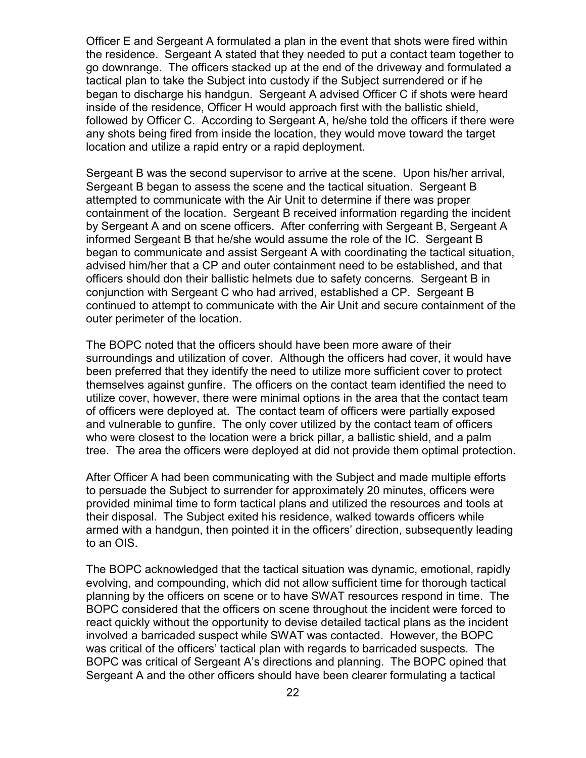Officer E and Sergeant A formulated a plan in the event that shots were fired within the residence. Sergeant A stated that they needed to put a contact team together to go downrange. The officers stacked up at the end of the driveway and formulated a tactical plan to take the Subject into custody if the Subject surrendered or if he began to discharge his handgun. Sergeant A advised Officer C if shots were heard inside of the residence, Officer H would approach first with the ballistic shield, followed by Officer C. According to Sergeant A, he/she told the officers if there were any shots being fired from inside the location, they would move toward the target location and utilize a rapid entry or a rapid deployment.

Sergeant B was the second supervisor to arrive at the scene. Upon his/her arrival, Sergeant B began to assess the scene and the tactical situation. Sergeant B attempted to communicate with the Air Unit to determine if there was proper containment of the location. Sergeant B received information regarding the incident by Sergeant A and on scene officers. After conferring with Sergeant B, Sergeant A informed Sergeant B that he/she would assume the role of the IC. Sergeant B began to communicate and assist Sergeant A with coordinating the tactical situation, advised him/her that a CP and outer containment need to be established, and that officers should don their ballistic helmets due to safety concerns. Sergeant B in conjunction with Sergeant C who had arrived, established a CP. Sergeant B continued to attempt to communicate with the Air Unit and secure containment of the outer perimeter of the location.

The BOPC noted that the officers should have been more aware of their surroundings and utilization of cover. Although the officers had cover, it would have been preferred that they identify the need to utilize more sufficient cover to protect themselves against gunfire. The officers on the contact team identified the need to utilize cover, however, there were minimal options in the area that the contact team of officers were deployed at. The contact team of officers were partially exposed and vulnerable to gunfire. The only cover utilized by the contact team of officers who were closest to the location were a brick pillar, a ballistic shield, and a palm tree. The area the officers were deployed at did not provide them optimal protection.

After Officer A had been communicating with the Subject and made multiple efforts to persuade the Subject to surrender for approximately 20 minutes, officers were provided minimal time to form tactical plans and utilized the resources and tools at their disposal. The Subject exited his residence, walked towards officers while armed with a handgun, then pointed it in the officers' direction, subsequently leading to an OIS.

The BOPC acknowledged that the tactical situation was dynamic, emotional, rapidly evolving, and compounding, which did not allow sufficient time for thorough tactical planning by the officers on scene or to have SWAT resources respond in time. The BOPC considered that the officers on scene throughout the incident were forced to react quickly without the opportunity to devise detailed tactical plans as the incident involved a barricaded suspect while SWAT was contacted. However, the BOPC was critical of the officers' tactical plan with regards to barricaded suspects. The BOPC was critical of Sergeant A's directions and planning. The BOPC opined that Sergeant A and the other officers should have been clearer formulating a tactical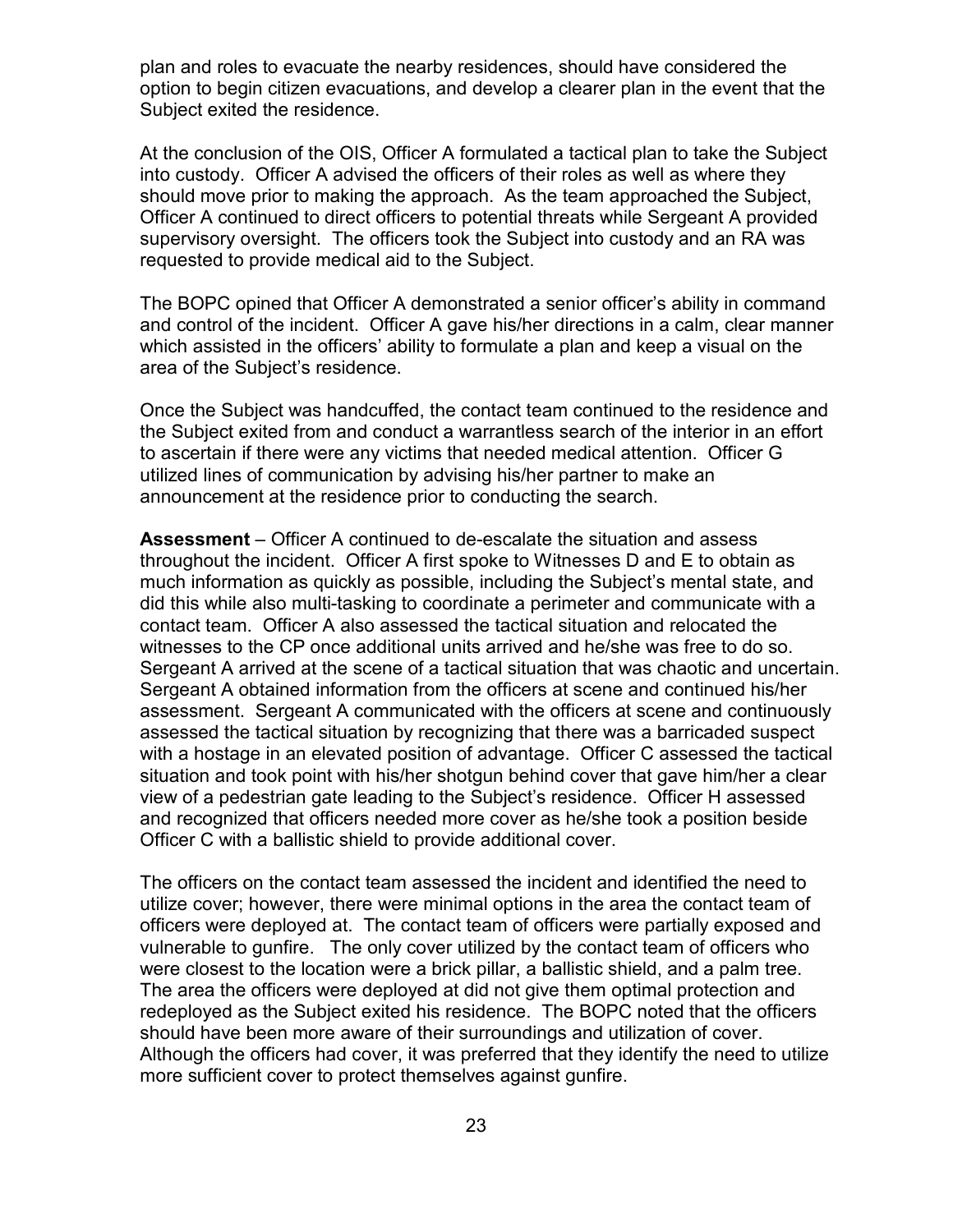plan and roles to evacuate the nearby residences, should have considered the option to begin citizen evacuations, and develop a clearer plan in the event that the Subject exited the residence.

At the conclusion of the OIS, Officer A formulated a tactical plan to take the Subject into custody. Officer A advised the officers of their roles as well as where they should move prior to making the approach. As the team approached the Subject, Officer A continued to direct officers to potential threats while Sergeant A provided supervisory oversight. The officers took the Subject into custody and an RA was requested to provide medical aid to the Subject.

The BOPC opined that Officer A demonstrated a senior officer's ability in command and control of the incident. Officer A gave his/her directions in a calm, clear manner which assisted in the officers' ability to formulate a plan and keep a visual on the area of the Subject's residence.

Once the Subject was handcuffed, the contact team continued to the residence and the Subject exited from and conduct a warrantless search of the interior in an effort to ascertain if there were any victims that needed medical attention. Officer G utilized lines of communication by advising his/her partner to make an announcement at the residence prior to conducting the search.

**Assessment** – Officer A continued to de-escalate the situation and assess throughout the incident. Officer A first spoke to Witnesses D and E to obtain as much information as quickly as possible, including the Subject's mental state, and did this while also multi-tasking to coordinate a perimeter and communicate with a contact team. Officer A also assessed the tactical situation and relocated the witnesses to the CP once additional units arrived and he/she was free to do so. Sergeant A arrived at the scene of a tactical situation that was chaotic and uncertain. Sergeant A obtained information from the officers at scene and continued his/her assessment. Sergeant A communicated with the officers at scene and continuously assessed the tactical situation by recognizing that there was a barricaded suspect with a hostage in an elevated position of advantage. Officer C assessed the tactical situation and took point with his/her shotgun behind cover that gave him/her a clear view of a pedestrian gate leading to the Subject's residence. Officer H assessed and recognized that officers needed more cover as he/she took a position beside Officer C with a ballistic shield to provide additional cover.

The officers on the contact team assessed the incident and identified the need to utilize cover; however, there were minimal options in the area the contact team of officers were deployed at. The contact team of officers were partially exposed and vulnerable to gunfire. The only cover utilized by the contact team of officers who were closest to the location were a brick pillar, a ballistic shield, and a palm tree. The area the officers were deployed at did not give them optimal protection and redeployed as the Subject exited his residence. The BOPC noted that the officers should have been more aware of their surroundings and utilization of cover. Although the officers had cover, it was preferred that they identify the need to utilize more sufficient cover to protect themselves against gunfire.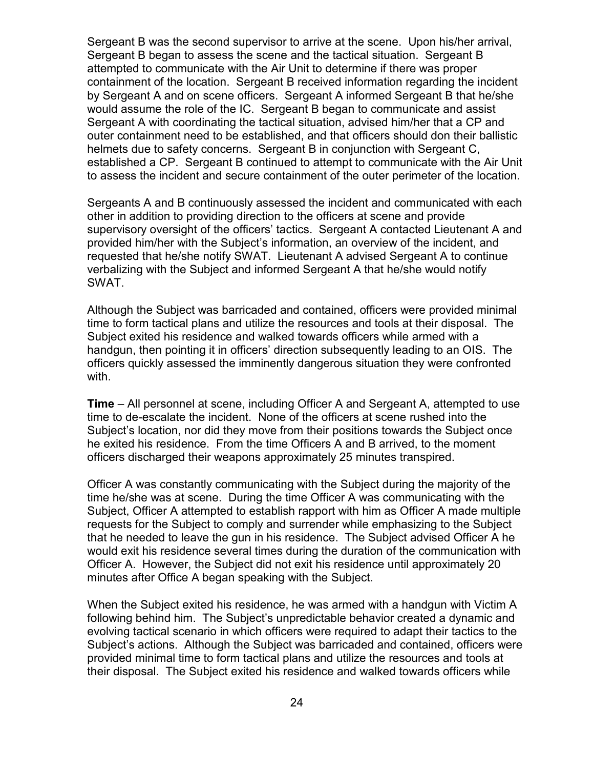Sergeant B was the second supervisor to arrive at the scene. Upon his/her arrival, Sergeant B began to assess the scene and the tactical situation. Sergeant B attempted to communicate with the Air Unit to determine if there was proper containment of the location. Sergeant B received information regarding the incident by Sergeant A and on scene officers. Sergeant A informed Sergeant B that he/she would assume the role of the IC. Sergeant B began to communicate and assist Sergeant A with coordinating the tactical situation, advised him/her that a CP and outer containment need to be established, and that officers should don their ballistic helmets due to safety concerns. Sergeant B in conjunction with Sergeant C, established a CP. Sergeant B continued to attempt to communicate with the Air Unit to assess the incident and secure containment of the outer perimeter of the location.

Sergeants A and B continuously assessed the incident and communicated with each other in addition to providing direction to the officers at scene and provide supervisory oversight of the officers' tactics. Sergeant A contacted Lieutenant A and provided him/her with the Subject's information, an overview of the incident, and requested that he/she notify SWAT. Lieutenant A advised Sergeant A to continue verbalizing with the Subject and informed Sergeant A that he/she would notify SWAT.

Although the Subject was barricaded and contained, officers were provided minimal time to form tactical plans and utilize the resources and tools at their disposal. The Subject exited his residence and walked towards officers while armed with a handgun, then pointing it in officers' direction subsequently leading to an OIS. The officers quickly assessed the imminently dangerous situation they were confronted with.

**Time** – All personnel at scene, including Officer A and Sergeant A, attempted to use time to de-escalate the incident. None of the officers at scene rushed into the Subject's location, nor did they move from their positions towards the Subject once he exited his residence. From the time Officers A and B arrived, to the moment officers discharged their weapons approximately 25 minutes transpired.

Officer A was constantly communicating with the Subject during the majority of the time he/she was at scene. During the time Officer A was communicating with the Subject, Officer A attempted to establish rapport with him as Officer A made multiple requests for the Subject to comply and surrender while emphasizing to the Subject that he needed to leave the gun in his residence. The Subject advised Officer A he would exit his residence several times during the duration of the communication with Officer A. However, the Subject did not exit his residence until approximately 20 minutes after Office A began speaking with the Subject.

When the Subject exited his residence, he was armed with a handgun with Victim A following behind him. The Subject's unpredictable behavior created a dynamic and evolving tactical scenario in which officers were required to adapt their tactics to the Subject's actions. Although the Subject was barricaded and contained, officers were provided minimal time to form tactical plans and utilize the resources and tools at their disposal. The Subject exited his residence and walked towards officers while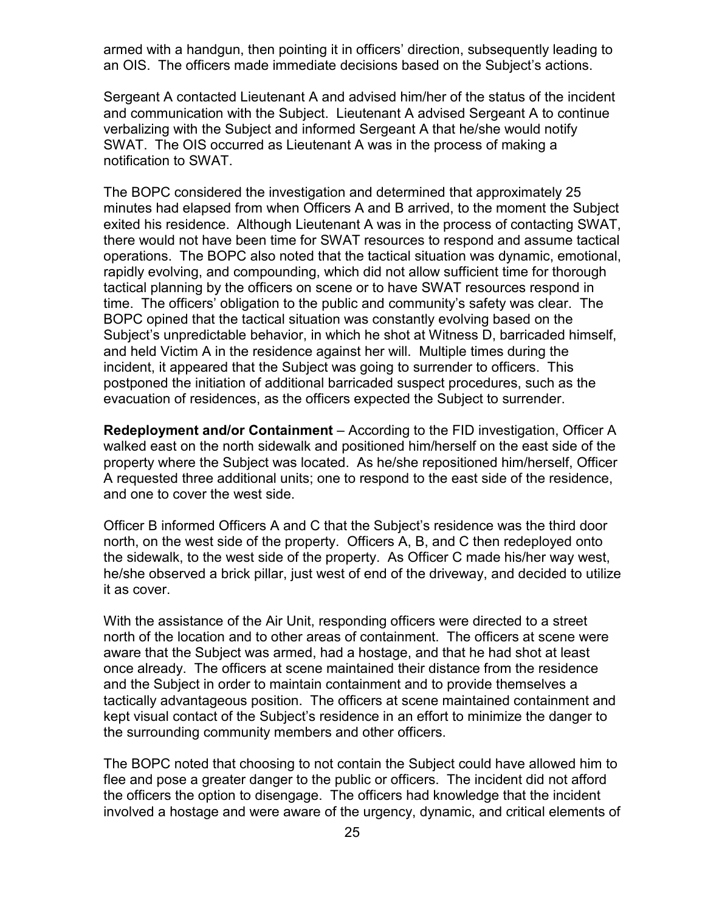armed with a handgun, then pointing it in officers' direction, subsequently leading to an OIS. The officers made immediate decisions based on the Subject's actions.

Sergeant A contacted Lieutenant A and advised him/her of the status of the incident and communication with the Subject. Lieutenant A advised Sergeant A to continue verbalizing with the Subject and informed Sergeant A that he/she would notify SWAT. The OIS occurred as Lieutenant A was in the process of making a notification to SWAT.

The BOPC considered the investigation and determined that approximately 25 minutes had elapsed from when Officers A and B arrived, to the moment the Subject exited his residence. Although Lieutenant A was in the process of contacting SWAT, there would not have been time for SWAT resources to respond and assume tactical operations. The BOPC also noted that the tactical situation was dynamic, emotional, rapidly evolving, and compounding, which did not allow sufficient time for thorough tactical planning by the officers on scene or to have SWAT resources respond in time. The officers' obligation to the public and community's safety was clear. The BOPC opined that the tactical situation was constantly evolving based on the Subject's unpredictable behavior, in which he shot at Witness D, barricaded himself, and held Victim A in the residence against her will. Multiple times during the incident, it appeared that the Subject was going to surrender to officers. This postponed the initiation of additional barricaded suspect procedures, such as the evacuation of residences, as the officers expected the Subject to surrender.

**Redeployment and/or Containment** – According to the FID investigation, Officer A walked east on the north sidewalk and positioned him/herself on the east side of the property where the Subject was located. As he/she repositioned him/herself, Officer A requested three additional units; one to respond to the east side of the residence, and one to cover the west side.

Officer B informed Officers A and C that the Subject's residence was the third door north, on the west side of the property. Officers A, B, and C then redeployed onto the sidewalk, to the west side of the property. As Officer C made his/her way west, he/she observed a brick pillar, just west of end of the driveway, and decided to utilize it as cover.

With the assistance of the Air Unit, responding officers were directed to a street north of the location and to other areas of containment. The officers at scene were aware that the Subject was armed, had a hostage, and that he had shot at least once already. The officers at scene maintained their distance from the residence and the Subject in order to maintain containment and to provide themselves a tactically advantageous position. The officers at scene maintained containment and kept visual contact of the Subject's residence in an effort to minimize the danger to the surrounding community members and other officers.

The BOPC noted that choosing to not contain the Subject could have allowed him to flee and pose a greater danger to the public or officers. The incident did not afford the officers the option to disengage. The officers had knowledge that the incident involved a hostage and were aware of the urgency, dynamic, and critical elements of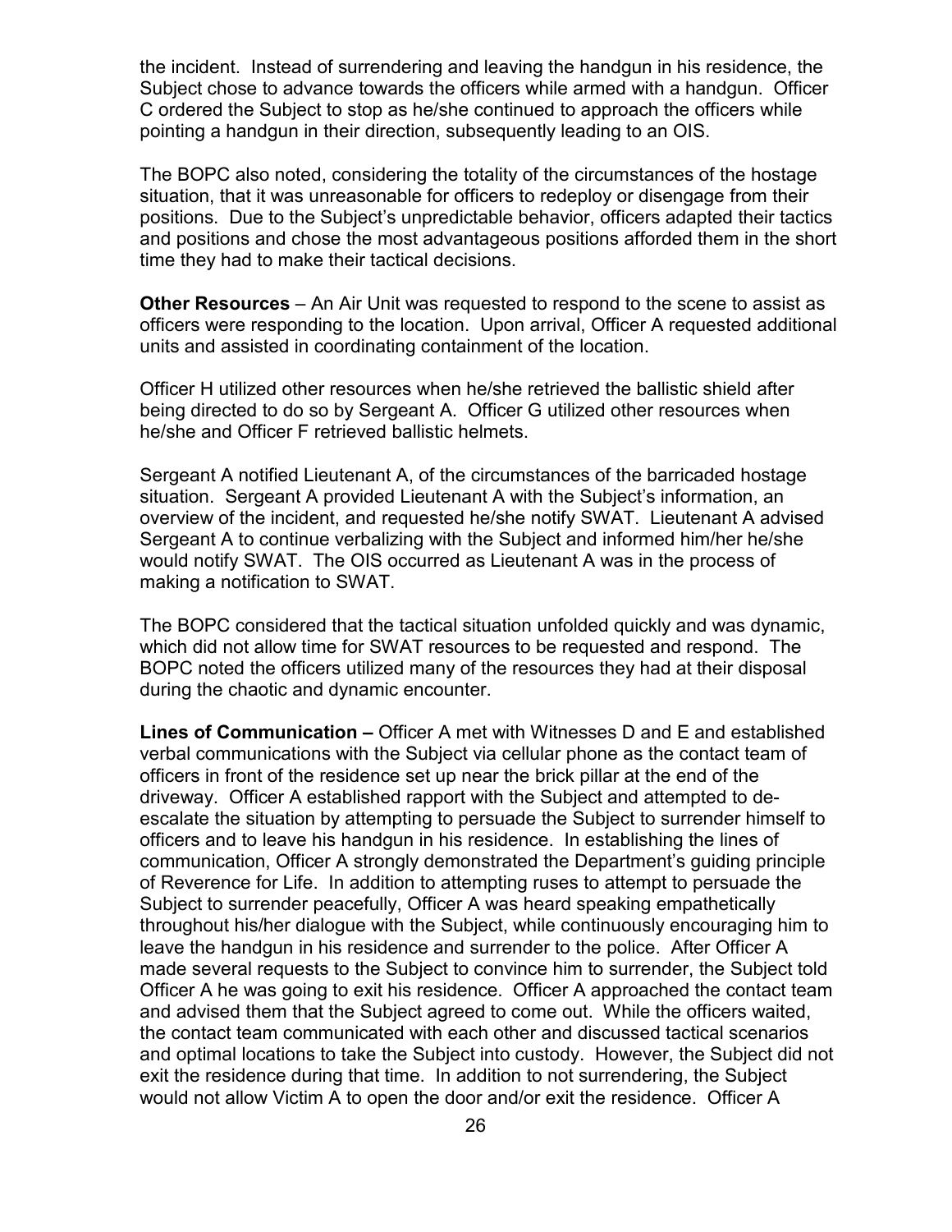the incident. Instead of surrendering and leaving the handgun in his residence, the Subject chose to advance towards the officers while armed with a handgun. Officer C ordered the Subject to stop as he/she continued to approach the officers while pointing a handgun in their direction, subsequently leading to an OIS.

The BOPC also noted, considering the totality of the circumstances of the hostage situation, that it was unreasonable for officers to redeploy or disengage from their positions. Due to the Subject's unpredictable behavior, officers adapted their tactics and positions and chose the most advantageous positions afforded them in the short time they had to make their tactical decisions.

**Other Resources** – An Air Unit was requested to respond to the scene to assist as officers were responding to the location. Upon arrival, Officer A requested additional units and assisted in coordinating containment of the location.

Officer H utilized other resources when he/she retrieved the ballistic shield after being directed to do so by Sergeant A. Officer G utilized other resources when he/she and Officer F retrieved ballistic helmets.

Sergeant A notified Lieutenant A, of the circumstances of the barricaded hostage situation. Sergeant A provided Lieutenant A with the Subject's information, an overview of the incident, and requested he/she notify SWAT. Lieutenant A advised Sergeant A to continue verbalizing with the Subject and informed him/her he/she would notify SWAT. The OIS occurred as Lieutenant A was in the process of making a notification to SWAT.

The BOPC considered that the tactical situation unfolded quickly and was dynamic, which did not allow time for SWAT resources to be requested and respond. The BOPC noted the officers utilized many of the resources they had at their disposal during the chaotic and dynamic encounter.

**Lines of Communication –** Officer A met with Witnesses D and E and established verbal communications with the Subject via cellular phone as the contact team of officers in front of the residence set up near the brick pillar at the end of the driveway. Officer A established rapport with the Subject and attempted to de-escalate the situation by attempting to persuade the Subject to surrender himself to officers and to leave his handgun in his residence. In establishing the lines of communication, Officer A strongly demonstrated the Department's guiding principle of Reverence for Life. In addition to attempting ruses to attempt to persuade the Subject to surrender peacefully, Officer A was heard speaking empathetically throughout his/her dialogue with the Subject, while continuously encouraging him to leave the handgun in his residence and surrender to the police. After Officer A made several requests to the Subject to convince him to surrender, the Subject told Officer A he was going to exit his residence. Officer A approached the contact team and advised them that the Subject agreed to come out. While the officers waited, the contact team communicated with each other and discussed tactical scenarios and optimal locations to take the Subject into custody. However, the Subject did not exit the residence during that time. In addition to not surrendering, the Subject would not allow Victim A to open the door and/or exit the residence. Officer A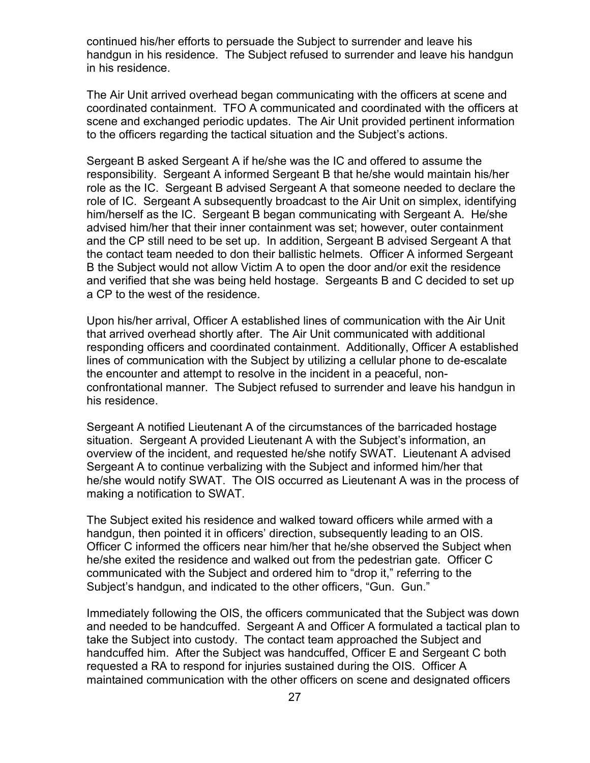continued his/her efforts to persuade the Subject to surrender and leave his handgun in his residence. The Subject refused to surrender and leave his handgun in his residence.

The Air Unit arrived overhead began communicating with the officers at scene and coordinated containment. TFO A communicated and coordinated with the officers at scene and exchanged periodic updates. The Air Unit provided pertinent information to the officers regarding the tactical situation and the Subject's actions.

Sergeant B asked Sergeant A if he/she was the IC and offered to assume the responsibility. Sergeant A informed Sergeant B that he/she would maintain his/her role as the IC. Sergeant B advised Sergeant A that someone needed to declare the role of IC. Sergeant A subsequently broadcast to the Air Unit on simplex, identifying him/herself as the IC. Sergeant B began communicating with Sergeant A. He/she advised him/her that their inner containment was set; however, outer containment and the CP still need to be set up. In addition, Sergeant B advised Sergeant A that the contact team needed to don their ballistic helmets. Officer A informed Sergeant B the Subject would not allow Victim A to open the door and/or exit the residence and verified that she was being held hostage. Sergeants B and C decided to set up a CP to the west of the residence.

Upon his/her arrival, Officer A established lines of communication with the Air Unit that arrived overhead shortly after. The Air Unit communicated with additional responding officers and coordinated containment. Additionally, Officer A established lines of communication with the Subject by utilizing a cellular phone to de-escalate the encounter and attempt to resolve in the incident in a peaceful, non-confrontational manner. The Subject refused to surrender and leave his handgun in his residence.

Sergeant A notified Lieutenant A of the circumstances of the barricaded hostage situation. Sergeant A provided Lieutenant A with the Subject's information, an overview of the incident, and requested he/she notify SWAT. Lieutenant A advised Sergeant A to continue verbalizing with the Subject and informed him/her that he/she would notify SWAT. The OIS occurred as Lieutenant A was in the process of making a notification to SWAT.

The Subject exited his residence and walked toward officers while armed with a handgun, then pointed it in officers' direction, subsequently leading to an OIS. Officer C informed the officers near him/her that he/she observed the Subject when he/she exited the residence and walked out from the pedestrian gate. Officer C communicated with the Subject and ordered him to "drop it," referring to the Subject's handgun, and indicated to the other officers, "Gun. Gun."

Immediately following the OIS, the officers communicated that the Subject was down and needed to be handcuffed. Sergeant A and Officer A formulated a tactical plan to take the Subject into custody. The contact team approached the Subject and handcuffed him. After the Subject was handcuffed, Officer E and Sergeant C both requested a RA to respond for injuries sustained during the OIS. Officer A maintained communication with the other officers on scene and designated officers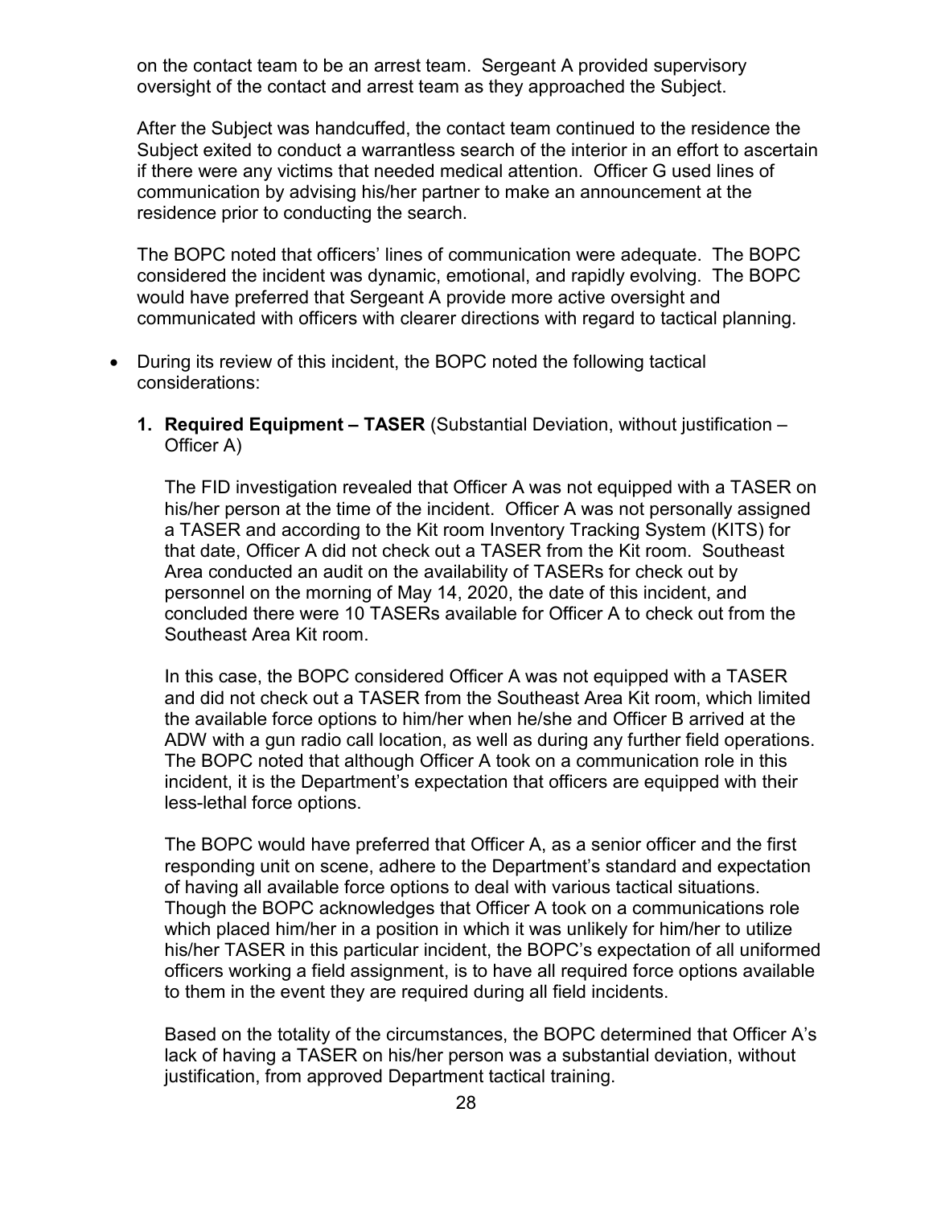on the contact team to be an arrest team. Sergeant A provided supervisory oversight of the contact and arrest team as they approached the Subject.

After the Subject was handcuffed, the contact team continued to the residence the Subject exited to conduct a warrantless search of the interior in an effort to ascertain if there were any victims that needed medical attention. Officer G used lines of communication by advising his/her partner to make an announcement at the residence prior to conducting the search.

The BOPC noted that officers' lines of communication were adequate. The BOPC considered the incident was dynamic, emotional, and rapidly evolving. The BOPC would have preferred that Sergeant A provide more active oversight and communicated with officers with clearer directions with regard to tactical planning.

- During its review of this incident, the BOPC noted the following tactical considerations:

  1. **Required Equipment – TASER** (Substantial Deviation, without justification – Officer A)

     The FID investigation revealed that Officer A was not equipped with a TASER on his/her person at the time of the incident. Officer A was not personally assigned a TASER and according to the Kit room Inventory Tracking System (KITS) for that date, Officer A did not check out a TASER from the Kit room. Southeast Area conducted an audit on the availability of TASERs for check out by personnel on the morning of May 14, 2020, the date of this incident, and concluded there were 10 TASERs available for Officer A to check out from the Southeast Area Kit room.

     In this case, the BOPC considered Officer A was not equipped with a TASER and did not check out a TASER from the Southeast Area Kit room, which limited the available force options to him/her when he/she and Officer B arrived at the ADW with a gun radio call location, as well as during any further field operations. The BOPC noted that although Officer A took on a communication role in this incident, it is the Department's expectation that officers are equipped with their less-lethal force options.

     The BOPC would have preferred that Officer A, as a senior officer and the first responding unit on scene, adhere to the Department's standard and expectation of having all available force options to deal with various tactical situations. Though the BOPC acknowledges that Officer A took on a communications role which placed him/her in a position in which it was unlikely for him/her to utilize his/her TASER in this particular incident, the BOPC's expectation of all uniformed officers working a field assignment, is to have all required force options available to them in the event they are required during all field incidents.

     Based on the totality of the circumstances, the BOPC determined that Officer A's lack of having a TASER on his/her person was a substantial deviation, without justification, from approved Department tactical training.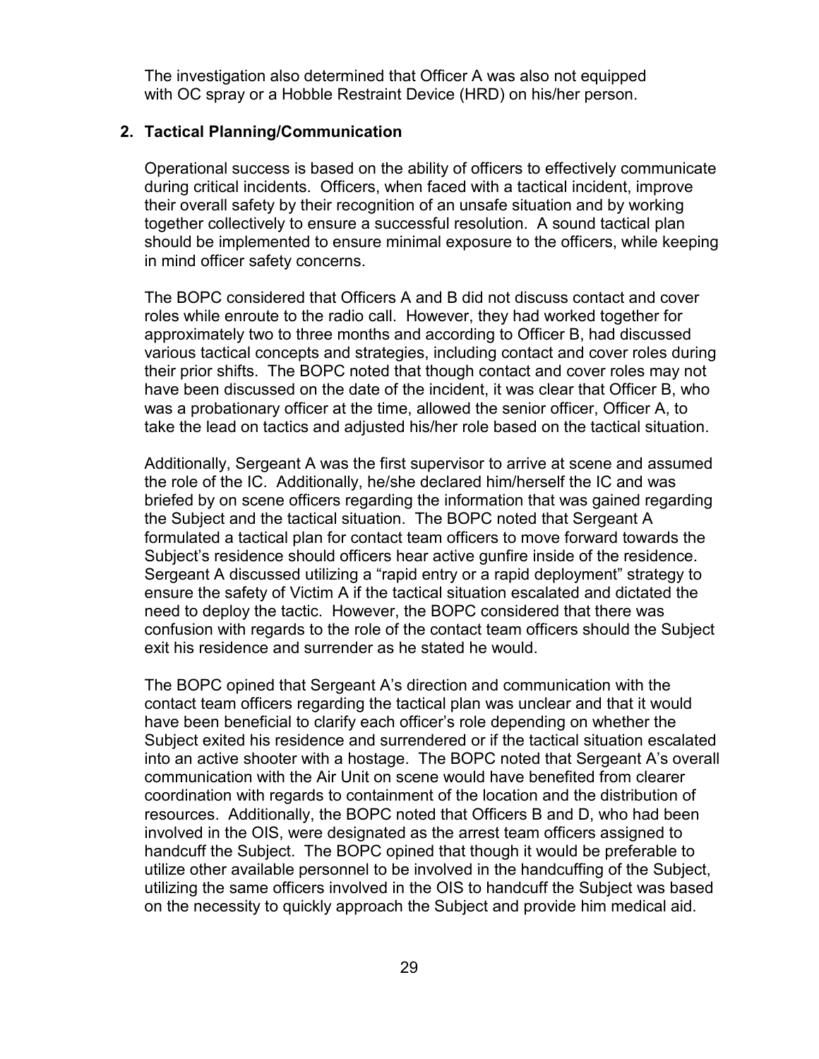The investigation also determined that Officer A was also not equipped with OC spray or a Hobble Restraint Device (HRD) on his/her person.

**2. Tactical Planning/Communication**

Operational success is based on the ability of officers to effectively communicate during critical incidents. Officers, when faced with a tactical incident, improve their overall safety by their recognition of an unsafe situation and by working together collectively to ensure a successful resolution. A sound tactical plan should be implemented to ensure minimal exposure to the officers, while keeping in mind officer safety concerns.

The BOPC considered that Officers A and B did not discuss contact and cover roles while enroute to the radio call. However, they had worked together for approximately two to three months and according to Officer B, had discussed various tactical concepts and strategies, including contact and cover roles during their prior shifts. The BOPC noted that though contact and cover roles may not have been discussed on the date of the incident, it was clear that Officer B, who was a probationary officer at the time, allowed the senior officer, Officer A, to take the lead on tactics and adjusted his/her role based on the tactical situation.

Additionally, Sergeant A was the first supervisor to arrive at scene and assumed the role of the IC. Additionally, he/she declared him/herself the IC and was briefed by on scene officers regarding the information that was gained regarding the Subject and the tactical situation. The BOPC noted that Sergeant A formulated a tactical plan for contact team officers to move forward towards the Subject's residence should officers hear active gunfire inside of the residence. Sergeant A discussed utilizing a "rapid entry or a rapid deployment" strategy to ensure the safety of Victim A if the tactical situation escalated and dictated the need to deploy the tactic. However, the BOPC considered that there was confusion with regards to the role of the contact team officers should the Subject exit his residence and surrender as he stated he would.

The BOPC opined that Sergeant A's direction and communication with the contact team officers regarding the tactical plan was unclear and that it would have been beneficial to clarify each officer's role depending on whether the Subject exited his residence and surrendered or if the tactical situation escalated into an active shooter with a hostage. The BOPC noted that Sergeant A's overall communication with the Air Unit on scene would have benefited from clearer coordination with regards to containment of the location and the distribution of resources. Additionally, the BOPC noted that Officers B and D, who had been involved in the OIS, were designated as the arrest team officers assigned to handcuff the Subject. The BOPC opined that though it would be preferable to utilize other available personnel to be involved in the handcuffing of the Subject, utilizing the same officers involved in the OIS to handcuff the Subject was based on the necessity to quickly approach the Subject and provide him medical aid.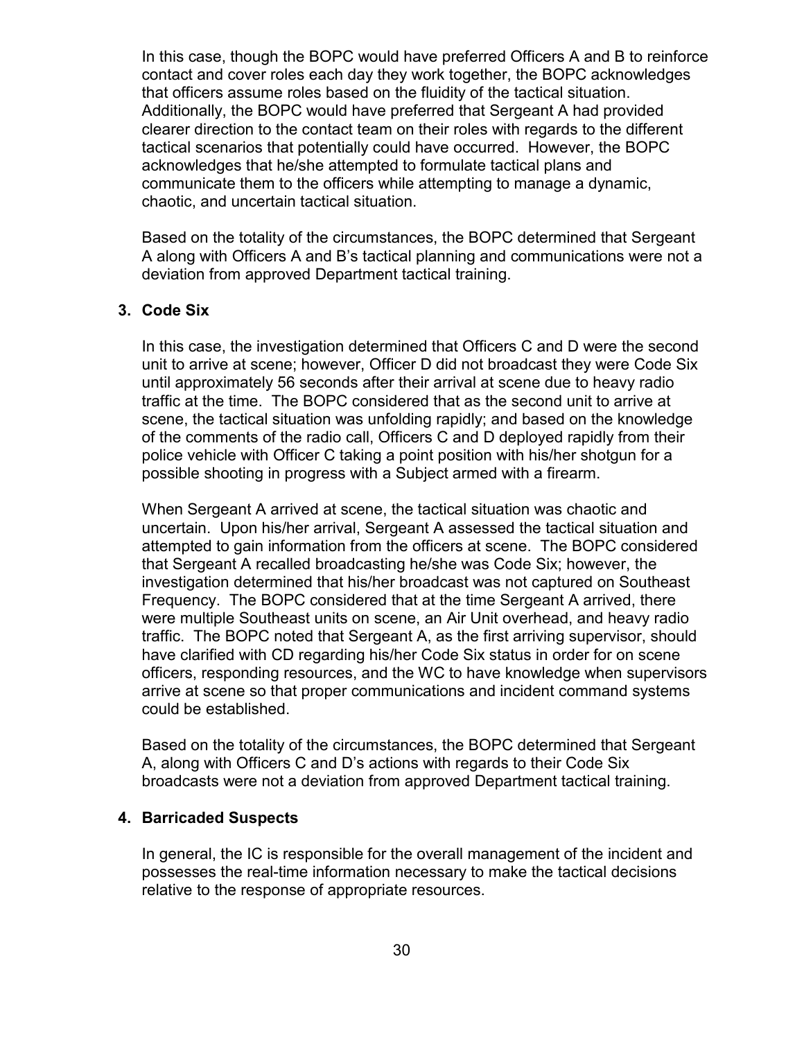In this case, though the BOPC would have preferred Officers A and B to reinforce contact and cover roles each day they work together, the BOPC acknowledges that officers assume roles based on the fluidity of the tactical situation. Additionally, the BOPC would have preferred that Sergeant A had provided clearer direction to the contact team on their roles with regards to the different tactical scenarios that potentially could have occurred. However, the BOPC acknowledges that he/she attempted to formulate tactical plans and communicate them to the officers while attempting to manage a dynamic, chaotic, and uncertain tactical situation.

Based on the totality of the circumstances, the BOPC determined that Sergeant A along with Officers A and B's tactical planning and communications were not a deviation from approved Department tactical training.

**3. Code Six**

In this case, the investigation determined that Officers C and D were the second unit to arrive at scene; however, Officer D did not broadcast they were Code Six until approximately 56 seconds after their arrival at scene due to heavy radio traffic at the time. The BOPC considered that as the second unit to arrive at scene, the tactical situation was unfolding rapidly; and based on the knowledge of the comments of the radio call, Officers C and D deployed rapidly from their police vehicle with Officer C taking a point position with his/her shotgun for a possible shooting in progress with a Subject armed with a firearm.

When Sergeant A arrived at scene, the tactical situation was chaotic and uncertain. Upon his/her arrival, Sergeant A assessed the tactical situation and attempted to gain information from the officers at scene. The BOPC considered that Sergeant A recalled broadcasting he/she was Code Six; however, the investigation determined that his/her broadcast was not captured on Southeast Frequency. The BOPC considered that at the time Sergeant A arrived, there were multiple Southeast units on scene, an Air Unit overhead, and heavy radio traffic. The BOPC noted that Sergeant A, as the first arriving supervisor, should have clarified with CD regarding his/her Code Six status in order for on scene officers, responding resources, and the WC to have knowledge when supervisors arrive at scene so that proper communications and incident command systems could be established.

Based on the totality of the circumstances, the BOPC determined that Sergeant A, along with Officers C and D's actions with regards to their Code Six broadcasts were not a deviation from approved Department tactical training.

**4. Barricaded Suspects**

In general, the IC is responsible for the overall management of the incident and possesses the real-time information necessary to make the tactical decisions relative to the response of appropriate resources.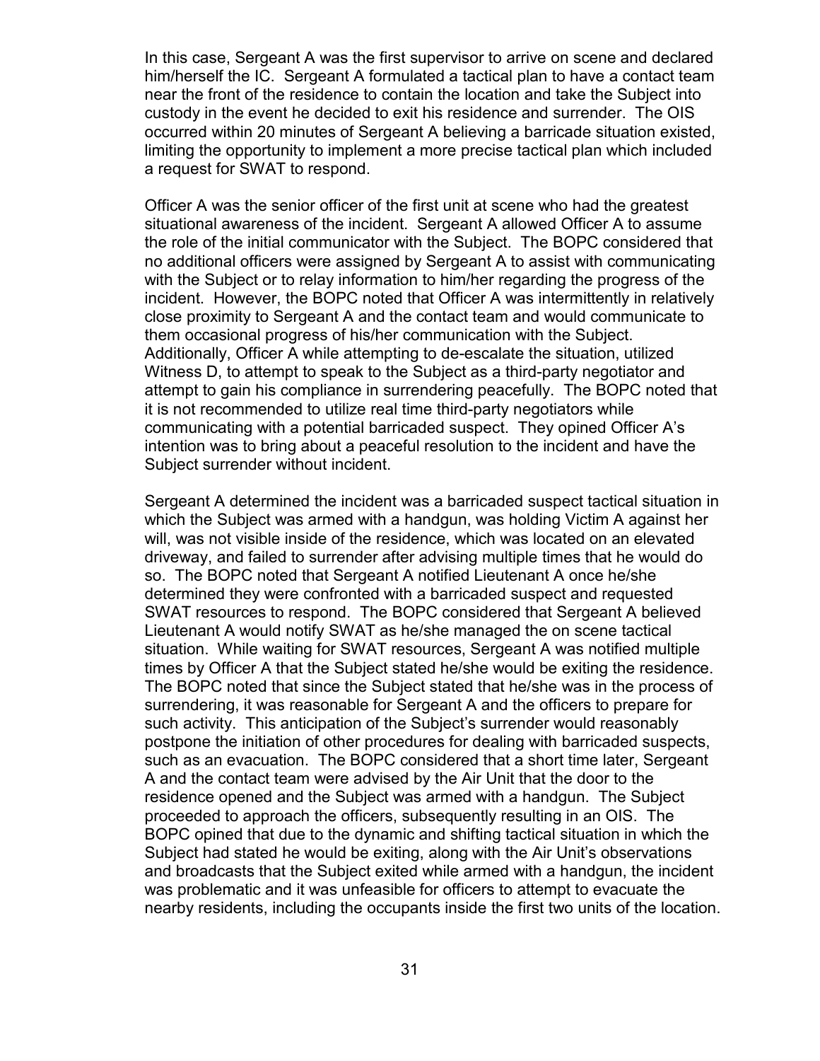In this case, Sergeant A was the first supervisor to arrive on scene and declared him/herself the IC. Sergeant A formulated a tactical plan to have a contact team near the front of the residence to contain the location and take the Subject into custody in the event he decided to exit his residence and surrender. The OIS occurred within 20 minutes of Sergeant A believing a barricade situation existed, limiting the opportunity to implement a more precise tactical plan which included a request for SWAT to respond.

Officer A was the senior officer of the first unit at scene who had the greatest situational awareness of the incident. Sergeant A allowed Officer A to assume the role of the initial communicator with the Subject. The BOPC considered that no additional officers were assigned by Sergeant A to assist with communicating with the Subject or to relay information to him/her regarding the progress of the incident. However, the BOPC noted that Officer A was intermittently in relatively close proximity to Sergeant A and the contact team and would communicate to them occasional progress of his/her communication with the Subject. Additionally, Officer A while attempting to de-escalate the situation, utilized Witness D, to attempt to speak to the Subject as a third-party negotiator and attempt to gain his compliance in surrendering peacefully. The BOPC noted that it is not recommended to utilize real time third-party negotiators while communicating with a potential barricaded suspect. They opined Officer A's intention was to bring about a peaceful resolution to the incident and have the Subject surrender without incident.

Sergeant A determined the incident was a barricaded suspect tactical situation in which the Subject was armed with a handgun, was holding Victim A against her will, was not visible inside of the residence, which was located on an elevated driveway, and failed to surrender after advising multiple times that he would do so. The BOPC noted that Sergeant A notified Lieutenant A once he/she determined they were confronted with a barricaded suspect and requested SWAT resources to respond. The BOPC considered that Sergeant A believed Lieutenant A would notify SWAT as he/she managed the on scene tactical situation. While waiting for SWAT resources, Sergeant A was notified multiple times by Officer A that the Subject stated he/she would be exiting the residence. The BOPC noted that since the Subject stated that he/she was in the process of surrendering, it was reasonable for Sergeant A and the officers to prepare for such activity. This anticipation of the Subject's surrender would reasonably postpone the initiation of other procedures for dealing with barricaded suspects, such as an evacuation. The BOPC considered that a short time later, Sergeant A and the contact team were advised by the Air Unit that the door to the residence opened and the Subject was armed with a handgun. The Subject proceeded to approach the officers, subsequently resulting in an OIS. The BOPC opined that due to the dynamic and shifting tactical situation in which the Subject had stated he would be exiting, along with the Air Unit's observations and broadcasts that the Subject exited while armed with a handgun, the incident was problematic and it was unfeasible for officers to attempt to evacuate the nearby residents, including the occupants inside the first two units of the location.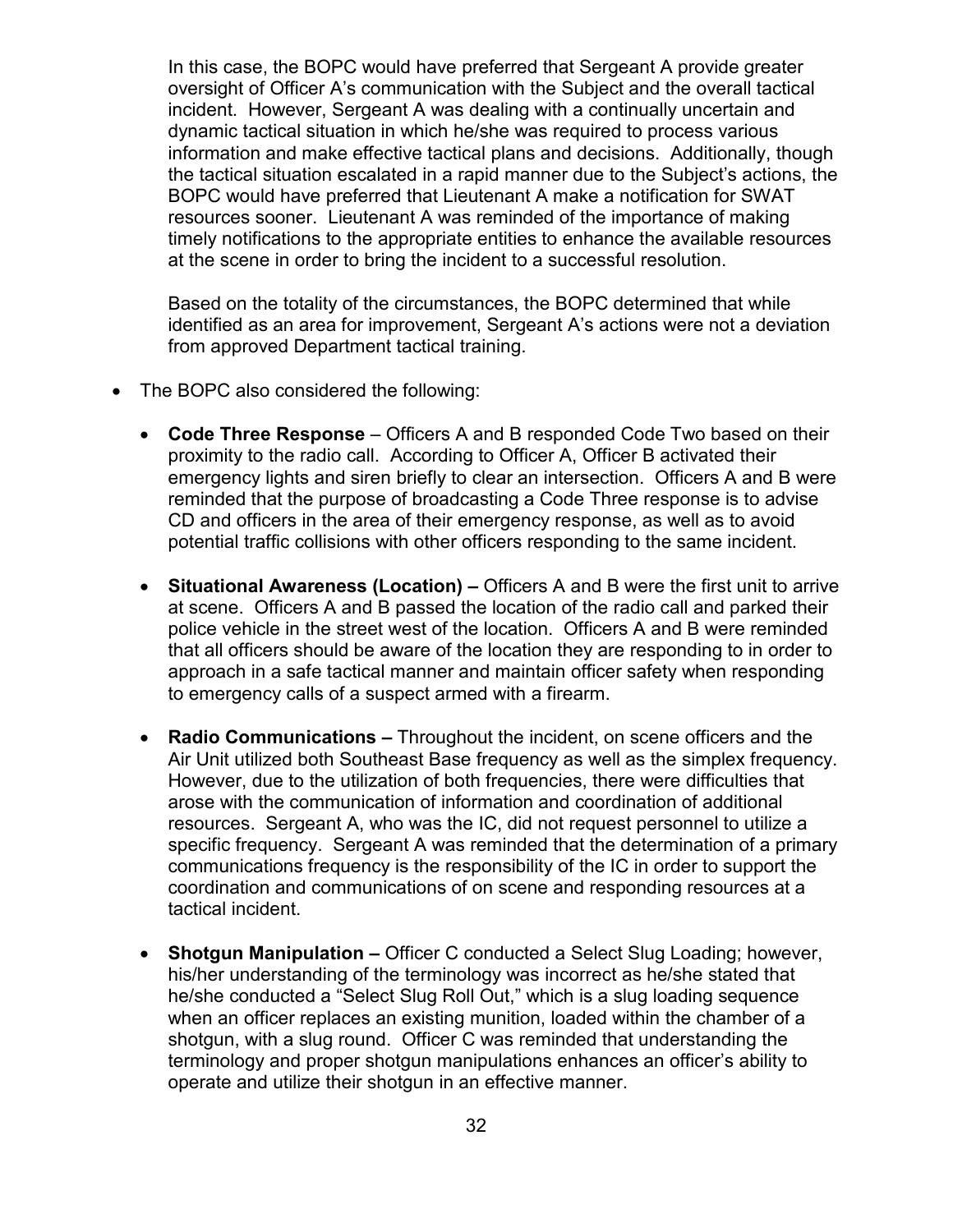In this case, the BOPC would have preferred that Sergeant A provide greater oversight of Officer A's communication with the Subject and the overall tactical incident. However, Sergeant A was dealing with a continually uncertain and dynamic tactical situation in which he/she was required to process various information and make effective tactical plans and decisions. Additionally, though the tactical situation escalated in a rapid manner due to the Subject's actions, the BOPC would have preferred that Lieutenant A make a notification for SWAT resources sooner. Lieutenant A was reminded of the importance of making timely notifications to the appropriate entities to enhance the available resources at the scene in order to bring the incident to a successful resolution.

Based on the totality of the circumstances, the BOPC determined that while identified as an area for improvement, Sergeant A's actions were not a deviation from approved Department tactical training.

- The BOPC also considered the following:

  - **Code Three Response** – Officers A and B responded Code Two based on their proximity to the radio call. According to Officer A, Officer B activated their emergency lights and siren briefly to clear an intersection. Officers A and B were reminded that the purpose of broadcasting a Code Three response is to advise CD and officers in the area of their emergency response, as well as to avoid potential traffic collisions with other officers responding to the same incident.

  - **Situational Awareness (Location) –** Officers A and B were the first unit to arrive at scene. Officers A and B passed the location of the radio call and parked their police vehicle in the street west of the location. Officers A and B were reminded that all officers should be aware of the location they are responding to in order to approach in a safe tactical manner and maintain officer safety when responding to emergency calls of a suspect armed with a firearm.

  - **Radio Communications –** Throughout the incident, on scene officers and the Air Unit utilized both Southeast Base frequency as well as the simplex frequency. However, due to the utilization of both frequencies, there were difficulties that arose with the communication of information and coordination of additional resources. Sergeant A, who was the IC, did not request personnel to utilize a specific frequency. Sergeant A was reminded that the determination of a primary communications frequency is the responsibility of the IC in order to support the coordination and communications of on scene and responding resources at a tactical incident.

  - **Shotgun Manipulation –** Officer C conducted a Select Slug Loading; however, his/her understanding of the terminology was incorrect as he/she stated that he/she conducted a "Select Slug Roll Out," which is a slug loading sequence when an officer replaces an existing munition, loaded within the chamber of a shotgun, with a slug round. Officer C was reminded that understanding the terminology and proper shotgun manipulations enhances an officer's ability to operate and utilize their shotgun in an effective manner.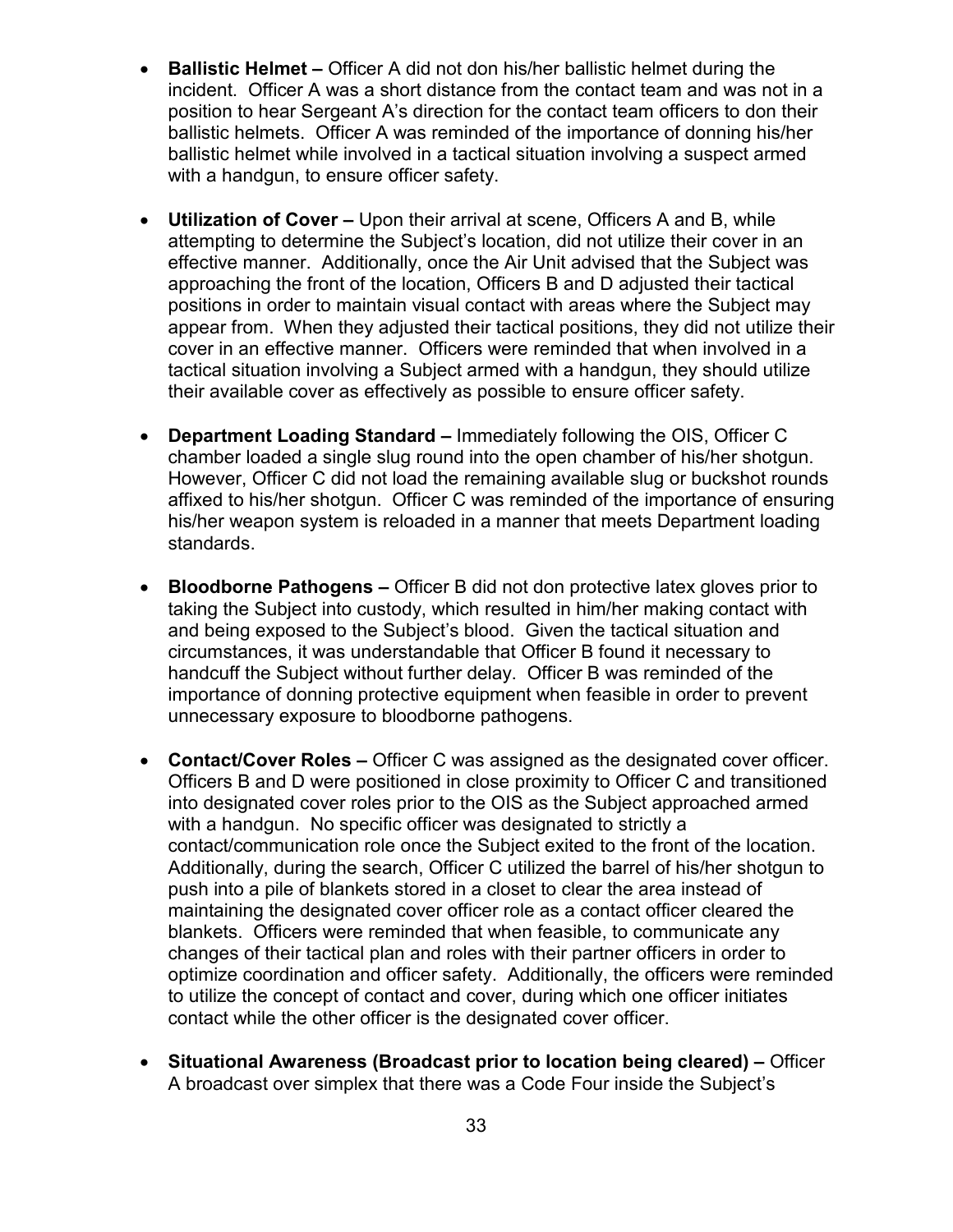- **Ballistic Helmet –** Officer A did not don his/her ballistic helmet during the incident. Officer A was a short distance from the contact team and was not in a position to hear Sergeant A's direction for the contact team officers to don their ballistic helmets. Officer A was reminded of the importance of donning his/her ballistic helmet while involved in a tactical situation involving a suspect armed with a handgun, to ensure officer safety.

- **Utilization of Cover –** Upon their arrival at scene, Officers A and B, while attempting to determine the Subject's location, did not utilize their cover in an effective manner. Additionally, once the Air Unit advised that the Subject was approaching the front of the location, Officers B and D adjusted their tactical positions in order to maintain visual contact with areas where the Subject may appear from. When they adjusted their tactical positions, they did not utilize their cover in an effective manner. Officers were reminded that when involved in a tactical situation involving a Subject armed with a handgun, they should utilize their available cover as effectively as possible to ensure officer safety.

- **Department Loading Standard –** Immediately following the OIS, Officer C chamber loaded a single slug round into the open chamber of his/her shotgun. However, Officer C did not load the remaining available slug or buckshot rounds affixed to his/her shotgun. Officer C was reminded of the importance of ensuring his/her weapon system is reloaded in a manner that meets Department loading standards.

- **Bloodborne Pathogens –** Officer B did not don protective latex gloves prior to taking the Subject into custody, which resulted in him/her making contact with and being exposed to the Subject's blood. Given the tactical situation and circumstances, it was understandable that Officer B found it necessary to handcuff the Subject without further delay. Officer B was reminded of the importance of donning protective equipment when feasible in order to prevent unnecessary exposure to bloodborne pathogens.

- **Contact/Cover Roles –** Officer C was assigned as the designated cover officer. Officers B and D were positioned in close proximity to Officer C and transitioned into designated cover roles prior to the OIS as the Subject approached armed with a handgun. No specific officer was designated to strictly a contact/communication role once the Subject exited to the front of the location. Additionally, during the search, Officer C utilized the barrel of his/her shotgun to push into a pile of blankets stored in a closet to clear the area instead of maintaining the designated cover officer role as a contact officer cleared the blankets. Officers were reminded that when feasible, to communicate any changes of their tactical plan and roles with their partner officers in order to optimize coordination and officer safety. Additionally, the officers were reminded to utilize the concept of contact and cover, during which one officer initiates contact while the other officer is the designated cover officer.

- **Situational Awareness (Broadcast prior to location being cleared) –** Officer A broadcast over simplex that there was a Code Four inside the Subject's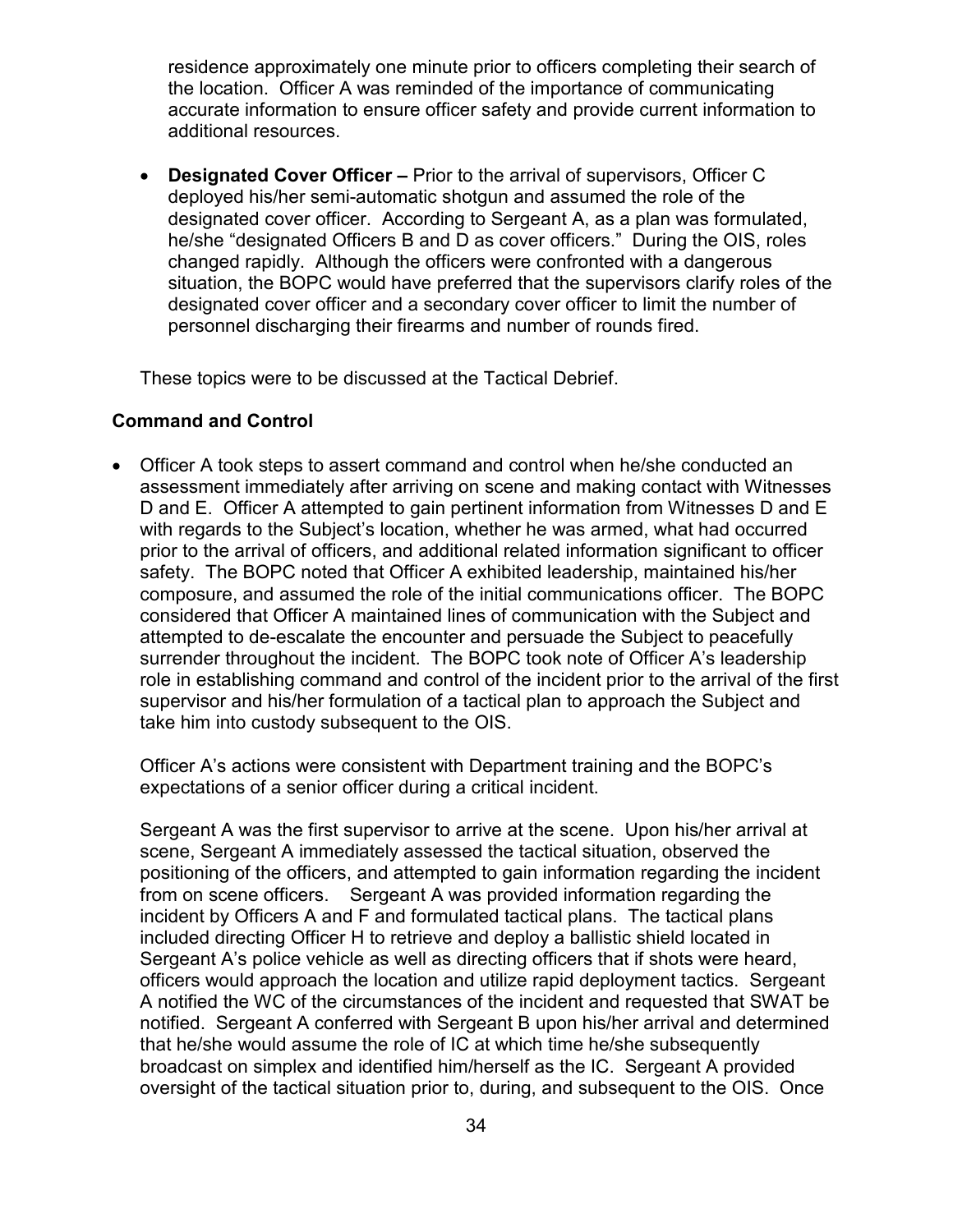residence approximately one minute prior to officers completing their search of the location. Officer A was reminded of the importance of communicating accurate information to ensure officer safety and provide current information to additional resources.

- **Designated Cover Officer –** Prior to the arrival of supervisors, Officer C deployed his/her semi-automatic shotgun and assumed the role of the designated cover officer. According to Sergeant A, as a plan was formulated, he/she "designated Officers B and D as cover officers." During the OIS, roles changed rapidly. Although the officers were confronted with a dangerous situation, the BOPC would have preferred that the supervisors clarify roles of the designated cover officer and a secondary cover officer to limit the number of personnel discharging their firearms and number of rounds fired.

These topics were to be discussed at the Tactical Debrief.

### Command and Control

- Officer A took steps to assert command and control when he/she conducted an assessment immediately after arriving on scene and making contact with Witnesses D and E. Officer A attempted to gain pertinent information from Witnesses D and E with regards to the Subject's location, whether he was armed, what had occurred prior to the arrival of officers, and additional related information significant to officer safety. The BOPC noted that Officer A exhibited leadership, maintained his/her composure, and assumed the role of the initial communications officer. The BOPC considered that Officer A maintained lines of communication with the Subject and attempted to de-escalate the encounter and persuade the Subject to peacefully surrender throughout the incident. The BOPC took note of Officer A's leadership role in establishing command and control of the incident prior to the arrival of the first supervisor and his/her formulation of a tactical plan to approach the Subject and take him into custody subsequent to the OIS.

  Officer A's actions were consistent with Department training and the BOPC's expectations of a senior officer during a critical incident.

  Sergeant A was the first supervisor to arrive at the scene. Upon his/her arrival at scene, Sergeant A immediately assessed the tactical situation, observed the positioning of the officers, and attempted to gain information regarding the incident from on scene officers. Sergeant A was provided information regarding the incident by Officers A and F and formulated tactical plans. The tactical plans included directing Officer H to retrieve and deploy a ballistic shield located in Sergeant A's police vehicle as well as directing officers that if shots were heard, officers would approach the location and utilize rapid deployment tactics. Sergeant A notified the WC of the circumstances of the incident and requested that SWAT be notified. Sergeant A conferred with Sergeant B upon his/her arrival and determined that he/she would assume the role of IC at which time he/she subsequently broadcast on simplex and identified him/herself as the IC. Sergeant A provided oversight of the tactical situation prior to, during, and subsequent to the OIS. Once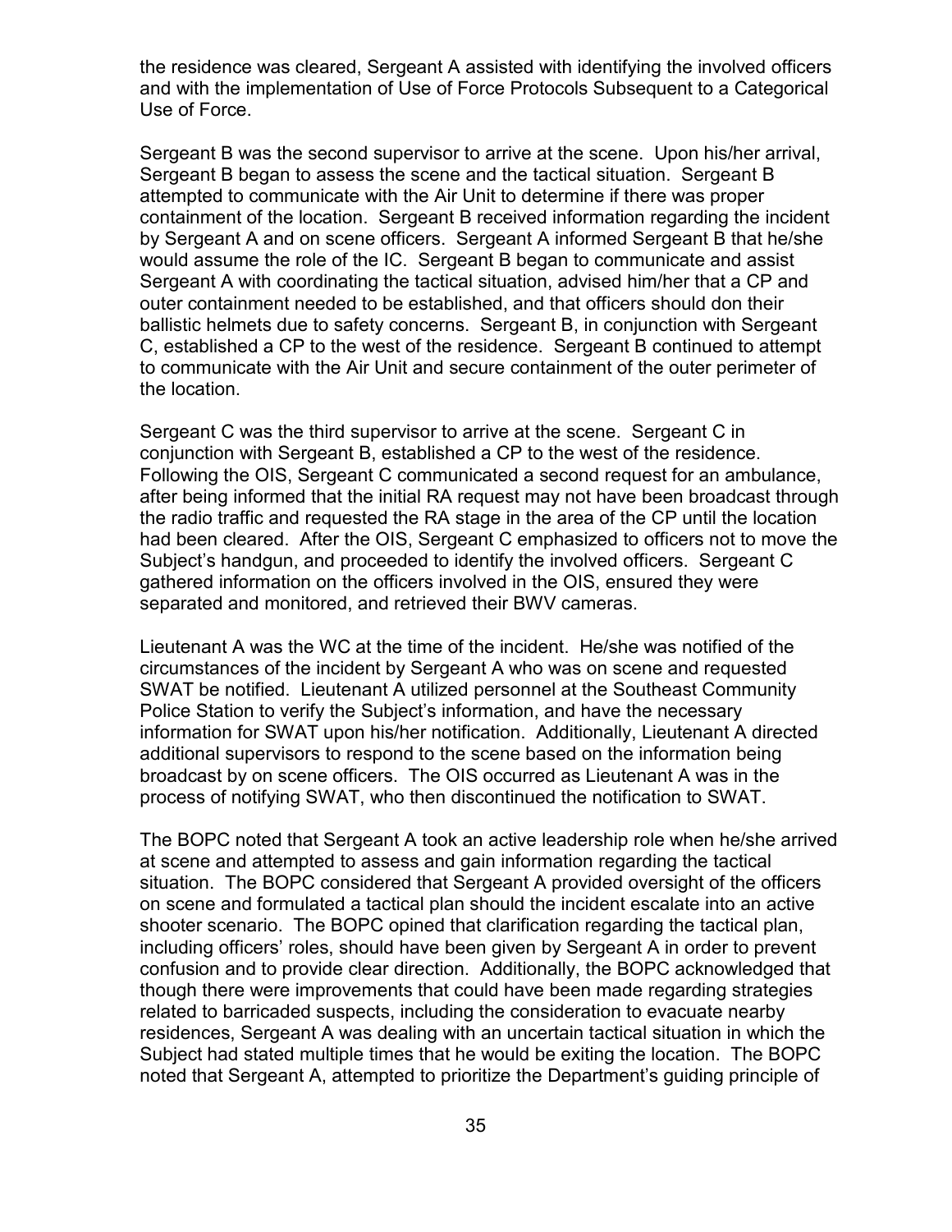the residence was cleared, Sergeant A assisted with identifying the involved officers and with the implementation of Use of Force Protocols Subsequent to a Categorical Use of Force.

Sergeant B was the second supervisor to arrive at the scene. Upon his/her arrival, Sergeant B began to assess the scene and the tactical situation. Sergeant B attempted to communicate with the Air Unit to determine if there was proper containment of the location. Sergeant B received information regarding the incident by Sergeant A and on scene officers. Sergeant A informed Sergeant B that he/she would assume the role of the IC. Sergeant B began to communicate and assist Sergeant A with coordinating the tactical situation, advised him/her that a CP and outer containment needed to be established, and that officers should don their ballistic helmets due to safety concerns. Sergeant B, in conjunction with Sergeant C, established a CP to the west of the residence. Sergeant B continued to attempt to communicate with the Air Unit and secure containment of the outer perimeter of the location.

Sergeant C was the third supervisor to arrive at the scene. Sergeant C in conjunction with Sergeant B, established a CP to the west of the residence. Following the OIS, Sergeant C communicated a second request for an ambulance, after being informed that the initial RA request may not have been broadcast through the radio traffic and requested the RA stage in the area of the CP until the location had been cleared. After the OIS, Sergeant C emphasized to officers not to move the Subject's handgun, and proceeded to identify the involved officers. Sergeant C gathered information on the officers involved in the OIS, ensured they were separated and monitored, and retrieved their BWV cameras.

Lieutenant A was the WC at the time of the incident. He/she was notified of the circumstances of the incident by Sergeant A who was on scene and requested SWAT be notified. Lieutenant A utilized personnel at the Southeast Community Police Station to verify the Subject's information, and have the necessary information for SWAT upon his/her notification. Additionally, Lieutenant A directed additional supervisors to respond to the scene based on the information being broadcast by on scene officers. The OIS occurred as Lieutenant A was in the process of notifying SWAT, who then discontinued the notification to SWAT.

The BOPC noted that Sergeant A took an active leadership role when he/she arrived at scene and attempted to assess and gain information regarding the tactical situation. The BOPC considered that Sergeant A provided oversight of the officers on scene and formulated a tactical plan should the incident escalate into an active shooter scenario. The BOPC opined that clarification regarding the tactical plan, including officers' roles, should have been given by Sergeant A in order to prevent confusion and to provide clear direction. Additionally, the BOPC acknowledged that though there were improvements that could have been made regarding strategies related to barricaded suspects, including the consideration to evacuate nearby residences, Sergeant A was dealing with an uncertain tactical situation in which the Subject had stated multiple times that he would be exiting the location. The BOPC noted that Sergeant A, attempted to prioritize the Department's guiding principle of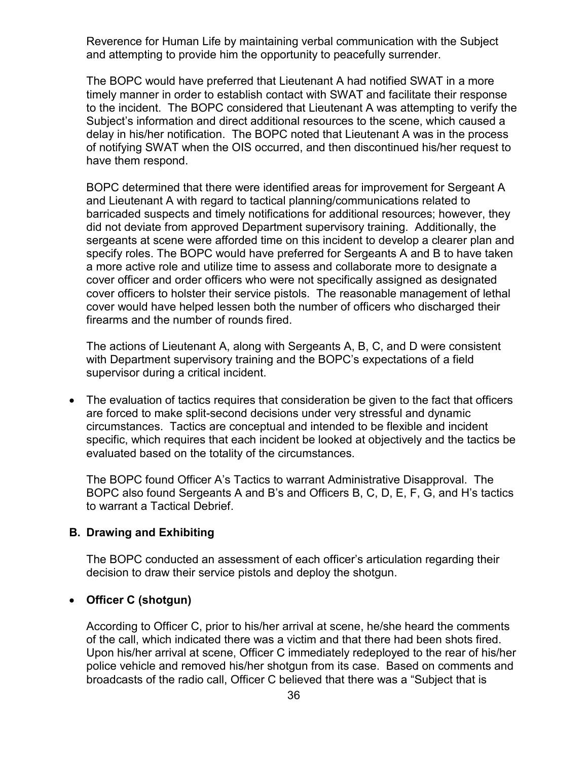Reverence for Human Life by maintaining verbal communication with the Subject and attempting to provide him the opportunity to peacefully surrender.

The BOPC would have preferred that Lieutenant A had notified SWAT in a more timely manner in order to establish contact with SWAT and facilitate their response to the incident. The BOPC considered that Lieutenant A was attempting to verify the Subject's information and direct additional resources to the scene, which caused a delay in his/her notification. The BOPC noted that Lieutenant A was in the process of notifying SWAT when the OIS occurred, and then discontinued his/her request to have them respond.

BOPC determined that there were identified areas for improvement for Sergeant A and Lieutenant A with regard to tactical planning/communications related to barricaded suspects and timely notifications for additional resources; however, they did not deviate from approved Department supervisory training. Additionally, the sergeants at scene were afforded time on this incident to develop a clearer plan and specify roles. The BOPC would have preferred for Sergeants A and B to have taken a more active role and utilize time to assess and collaborate more to designate a cover officer and order officers who were not specifically assigned as designated cover officers to holster their service pistols. The reasonable management of lethal cover would have helped lessen both the number of officers who discharged their firearms and the number of rounds fired.

The actions of Lieutenant A, along with Sergeants A, B, C, and D were consistent with Department supervisory training and the BOPC's expectations of a field supervisor during a critical incident.

- The evaluation of tactics requires that consideration be given to the fact that officers are forced to make split-second decisions under very stressful and dynamic circumstances. Tactics are conceptual and intended to be flexible and incident specific, which requires that each incident be looked at objectively and the tactics be evaluated based on the totality of the circumstances.

  The BOPC found Officer A's Tactics to warrant Administrative Disapproval. The BOPC also found Sergeants A and B's and Officers B, C, D, E, F, G, and H's tactics to warrant a Tactical Debrief.

### B. Drawing and Exhibiting

The BOPC conducted an assessment of each officer's articulation regarding their decision to draw their service pistols and deploy the shotgun.

- **Officer C (shotgun)**

  According to Officer C, prior to his/her arrival at scene, he/she heard the comments of the call, which indicated there was a victim and that there had been shots fired. Upon his/her arrival at scene, Officer C immediately redeployed to the rear of his/her police vehicle and removed his/her shotgun from its case. Based on comments and broadcasts of the radio call, Officer C believed that there was a "Subject that is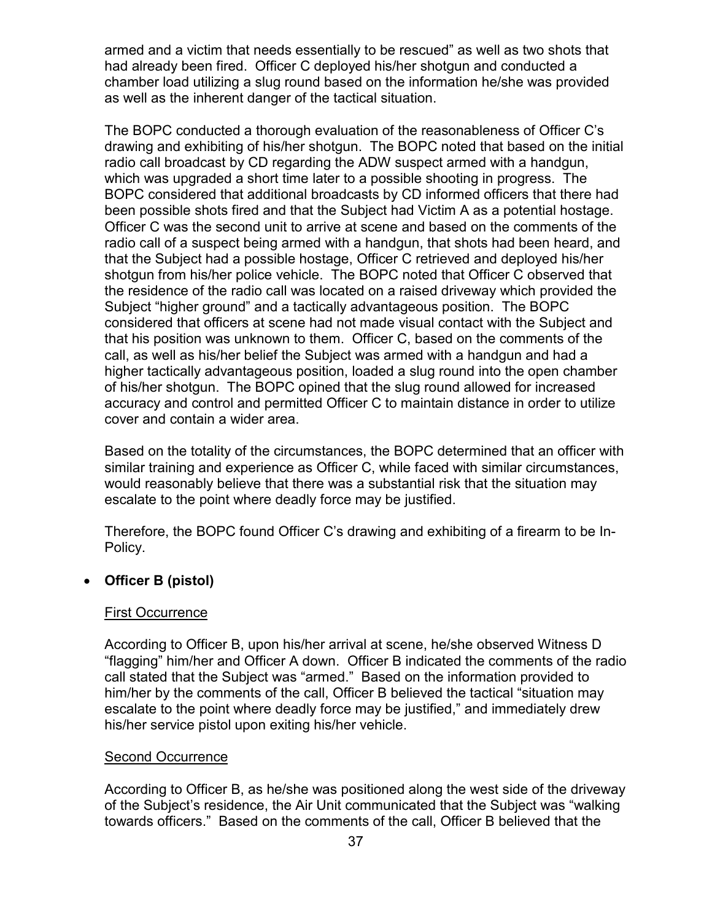armed and a victim that needs essentially to be rescued" as well as two shots that had already been fired. Officer C deployed his/her shotgun and conducted a chamber load utilizing a slug round based on the information he/she was provided as well as the inherent danger of the tactical situation.

The BOPC conducted a thorough evaluation of the reasonableness of Officer C's drawing and exhibiting of his/her shotgun. The BOPC noted that based on the initial radio call broadcast by CD regarding the ADW suspect armed with a handgun, which was upgraded a short time later to a possible shooting in progress. The BOPC considered that additional broadcasts by CD informed officers that there had been possible shots fired and that the Subject had Victim A as a potential hostage. Officer C was the second unit to arrive at scene and based on the comments of the radio call of a suspect being armed with a handgun, that shots had been heard, and that the Subject had a possible hostage, Officer C retrieved and deployed his/her shotgun from his/her police vehicle. The BOPC noted that Officer C observed that the residence of the radio call was located on a raised driveway which provided the Subject "higher ground" and a tactically advantageous position. The BOPC considered that officers at scene had not made visual contact with the Subject and that his position was unknown to them. Officer C, based on the comments of the call, as well as his/her belief the Subject was armed with a handgun and had a higher tactically advantageous position, loaded a slug round into the open chamber of his/her shotgun. The BOPC opined that the slug round allowed for increased accuracy and control and permitted Officer C to maintain distance in order to utilize cover and contain a wider area.

Based on the totality of the circumstances, the BOPC determined that an officer with similar training and experience as Officer C, while faced with similar circumstances, would reasonably believe that there was a substantial risk that the situation may escalate to the point where deadly force may be justified.

Therefore, the BOPC found Officer C's drawing and exhibiting of a firearm to be In-Policy.

- **Officer B (pistol)**

First Occurrence

According to Officer B, upon his/her arrival at scene, he/she observed Witness D "flagging" him/her and Officer A down. Officer B indicated the comments of the radio call stated that the Subject was "armed." Based on the information provided to him/her by the comments of the call, Officer B believed the tactical "situation may escalate to the point where deadly force may be justified," and immediately drew his/her service pistol upon exiting his/her vehicle.

Second Occurrence

According to Officer B, as he/she was positioned along the west side of the driveway of the Subject's residence, the Air Unit communicated that the Subject was "walking towards officers." Based on the comments of the call, Officer B believed that the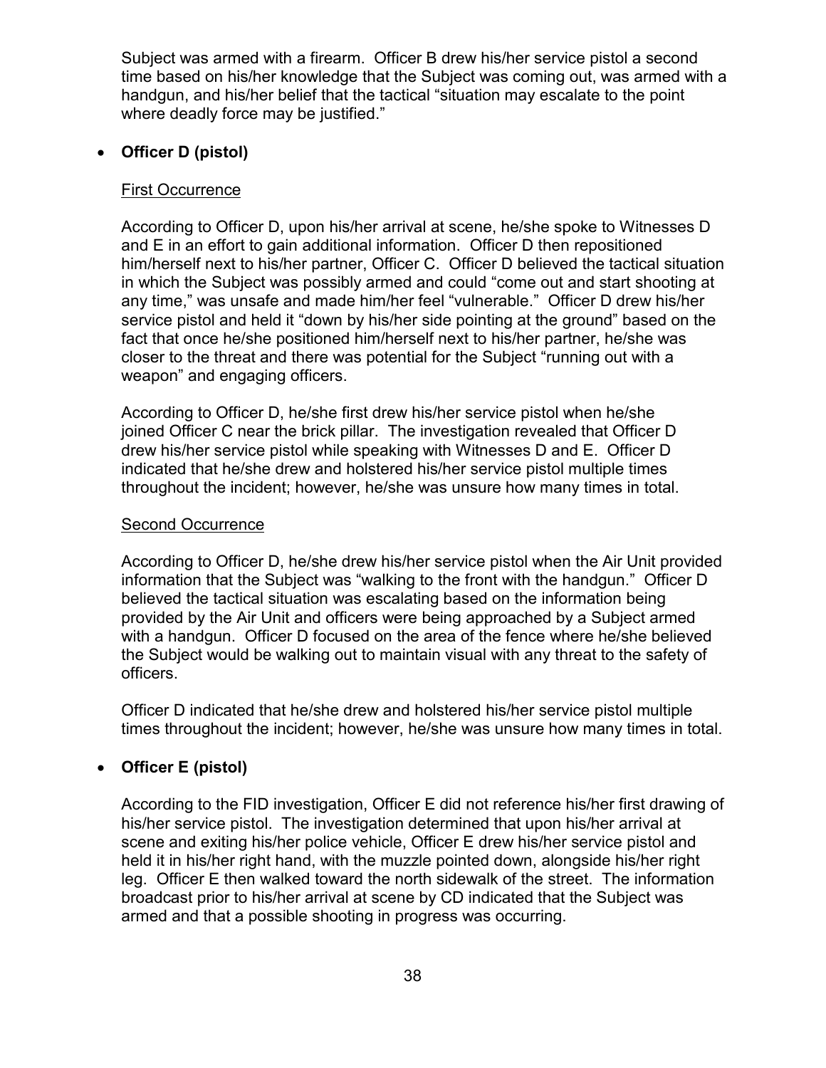Subject was armed with a firearm. Officer B drew his/her service pistol a second time based on his/her knowledge that the Subject was coming out, was armed with a handgun, and his/her belief that the tactical "situation may escalate to the point where deadly force may be justified."

- **Officer D (pistol)**

  First Occurrence

  According to Officer D, upon his/her arrival at scene, he/she spoke to Witnesses D and E in an effort to gain additional information. Officer D then repositioned him/herself next to his/her partner, Officer C. Officer D believed the tactical situation in which the Subject was possibly armed and could "come out and start shooting at any time," was unsafe and made him/her feel "vulnerable." Officer D drew his/her service pistol and held it "down by his/her side pointing at the ground" based on the fact that once he/she positioned him/herself next to his/her partner, he/she was closer to the threat and there was potential for the Subject "running out with a weapon" and engaging officers.

  According to Officer D, he/she first drew his/her service pistol when he/she joined Officer C near the brick pillar. The investigation revealed that Officer D drew his/her service pistol while speaking with Witnesses D and E. Officer D indicated that he/she drew and holstered his/her service pistol multiple times throughout the incident; however, he/she was unsure how many times in total.

  Second Occurrence

  According to Officer D, he/she drew his/her service pistol when the Air Unit provided information that the Subject was "walking to the front with the handgun." Officer D believed the tactical situation was escalating based on the information being provided by the Air Unit and officers were being approached by a Subject armed with a handgun. Officer D focused on the area of the fence where he/she believed the Subject would be walking out to maintain visual with any threat to the safety of officers.

  Officer D indicated that he/she drew and holstered his/her service pistol multiple times throughout the incident; however, he/she was unsure how many times in total.

- **Officer E (pistol)**

  According to the FID investigation, Officer E did not reference his/her first drawing of his/her service pistol. The investigation determined that upon his/her arrival at scene and exiting his/her police vehicle, Officer E drew his/her service pistol and held it in his/her right hand, with the muzzle pointed down, alongside his/her right leg. Officer E then walked toward the north sidewalk of the street. The information broadcast prior to his/her arrival at scene by CD indicated that the Subject was armed and that a possible shooting in progress was occurring.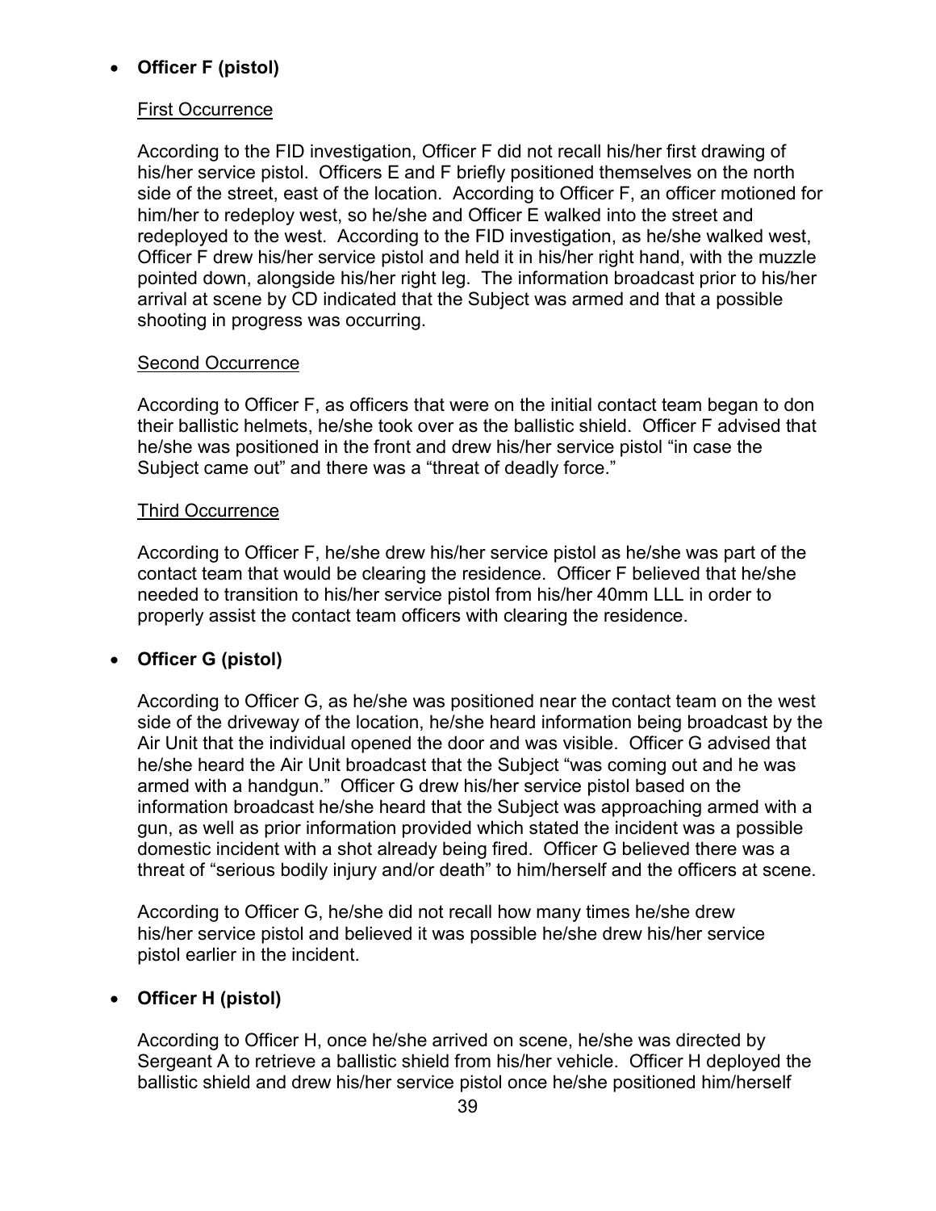- **Officer F (pistol)**

  First Occurrence

  According to the FID investigation, Officer F did not recall his/her first drawing of his/her service pistol. Officers E and F briefly positioned themselves on the north side of the street, east of the location. According to Officer F, an officer motioned for him/her to redeploy west, so he/she and Officer E walked into the street and redeployed to the west. According to the FID investigation, as he/she walked west, Officer F drew his/her service pistol and held it in his/her right hand, with the muzzle pointed down, alongside his/her right leg. The information broadcast prior to his/her arrival at scene by CD indicated that the Subject was armed and that a possible shooting in progress was occurring.

  Second Occurrence

  According to Officer F, as officers that were on the initial contact team began to don their ballistic helmets, he/she took over as the ballistic shield. Officer F advised that he/she was positioned in the front and drew his/her service pistol "in case the Subject came out" and there was a "threat of deadly force."

  Third Occurrence

  According to Officer F, he/she drew his/her service pistol as he/she was part of the contact team that would be clearing the residence. Officer F believed that he/she needed to transition to his/her service pistol from his/her 40mm LLL in order to properly assist the contact team officers with clearing the residence.

- **Officer G (pistol)**

  According to Officer G, as he/she was positioned near the contact team on the west side of the driveway of the location, he/she heard information being broadcast by the Air Unit that the individual opened the door and was visible. Officer G advised that he/she heard the Air Unit broadcast that the Subject "was coming out and he was armed with a handgun." Officer G drew his/her service pistol based on the information broadcast he/she heard that the Subject was approaching armed with a gun, as well as prior information provided which stated the incident was a possible domestic incident with a shot already being fired. Officer G believed there was a threat of "serious bodily injury and/or death" to him/herself and the officers at scene.

  According to Officer G, he/she did not recall how many times he/she drew his/her service pistol and believed it was possible he/she drew his/her service pistol earlier in the incident.

- **Officer H (pistol)**

  According to Officer H, once he/she arrived on scene, he/she was directed by Sergeant A to retrieve a ballistic shield from his/her vehicle. Officer H deployed the ballistic shield and drew his/her service pistol once he/she positioned him/herself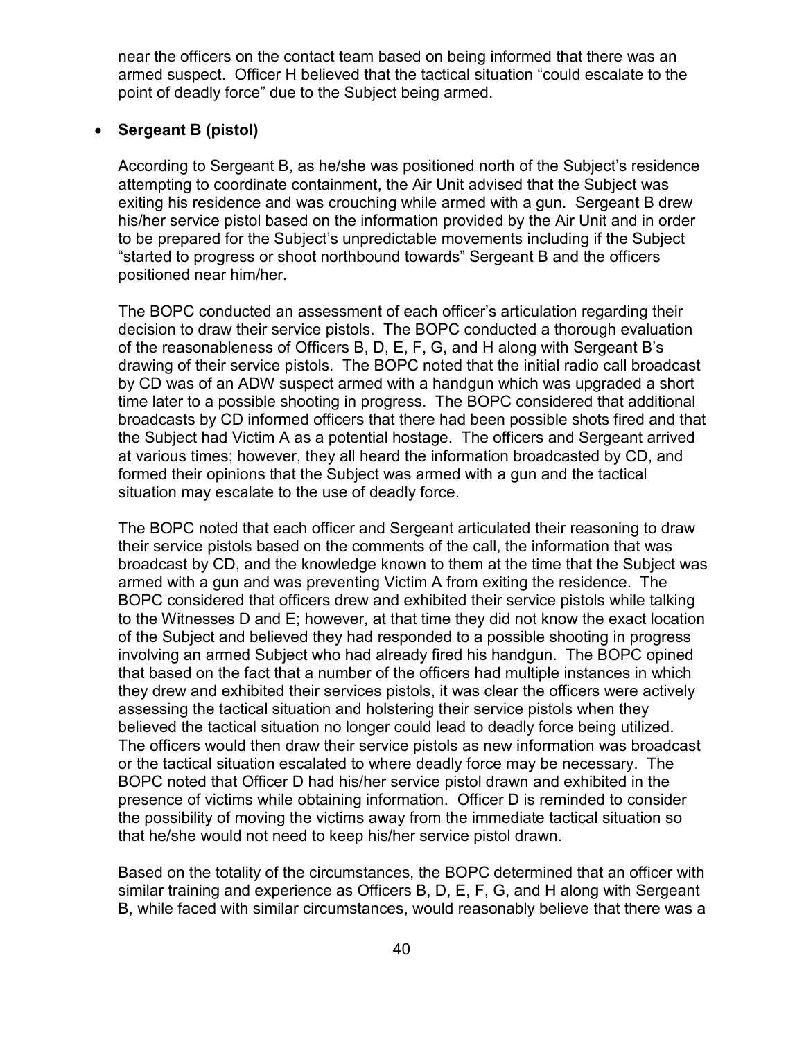near the officers on the contact team based on being informed that there was an armed suspect. Officer H believed that the tactical situation "could escalate to the point of deadly force" due to the Subject being armed.

- **Sergeant B (pistol)**

  According to Sergeant B, as he/she was positioned north of the Subject's residence attempting to coordinate containment, the Air Unit advised that the Subject was exiting his residence and was crouching while armed with a gun. Sergeant B drew his/her service pistol based on the information provided by the Air Unit and in order to be prepared for the Subject's unpredictable movements including if the Subject "started to progress or shoot northbound towards" Sergeant B and the officers positioned near him/her.

  The BOPC conducted an assessment of each officer's articulation regarding their decision to draw their service pistols. The BOPC conducted a thorough evaluation of the reasonableness of Officers B, D, E, F, G, and H along with Sergeant B's drawing of their service pistols. The BOPC noted that the initial radio call broadcast by CD was of an ADW suspect armed with a handgun which was upgraded a short time later to a possible shooting in progress. The BOPC considered that additional broadcasts by CD informed officers that there had been possible shots fired and that the Subject had Victim A as a potential hostage. The officers and Sergeant arrived at various times; however, they all heard the information broadcasted by CD, and formed their opinions that the Subject was armed with a gun and the tactical situation may escalate to the use of deadly force.

  The BOPC noted that each officer and Sergeant articulated their reasoning to draw their service pistols based on the comments of the call, the information that was broadcast by CD, and the knowledge known to them at the time that the Subject was armed with a gun and was preventing Victim A from exiting the residence. The BOPC considered that officers drew and exhibited their service pistols while talking to the Witnesses D and E; however, at that time they did not know the exact location of the Subject and believed they had responded to a possible shooting in progress involving an armed Subject who had already fired his handgun. The BOPC opined that based on the fact that a number of the officers had multiple instances in which they drew and exhibited their services pistols, it was clear the officers were actively assessing the tactical situation and holstering their service pistols when they believed the tactical situation no longer could lead to deadly force being utilized. The officers would then draw their service pistols as new information was broadcast or the tactical situation escalated to where deadly force may be necessary. The BOPC noted that Officer D had his/her service pistol drawn and exhibited in the presence of victims while obtaining information. Officer D is reminded to consider the possibility of moving the victims away from the immediate tactical situation so that he/she would not need to keep his/her service pistol drawn.

  Based on the totality of the circumstances, the BOPC determined that an officer with similar training and experience as Officers B, D, E, F, G, and H along with Sergeant B, while faced with similar circumstances, would reasonably believe that there was a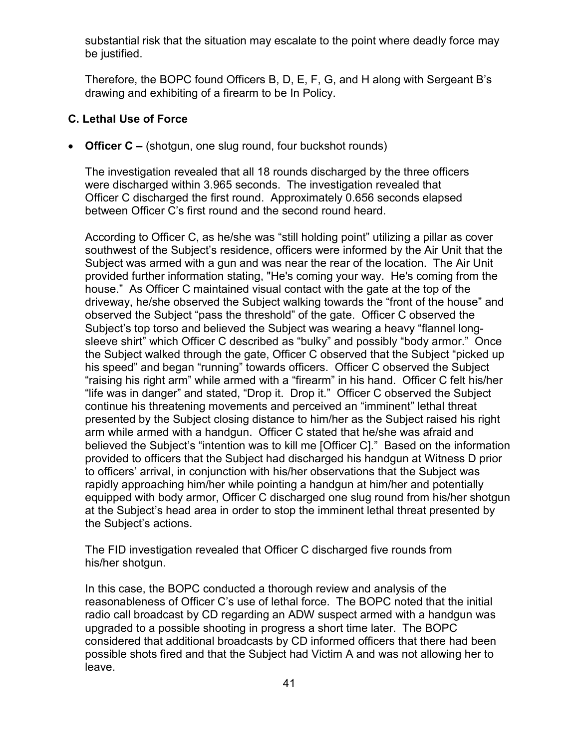substantial risk that the situation may escalate to the point where deadly force may be justified.

Therefore, the BOPC found Officers B, D, E, F, G, and H along with Sergeant B's drawing and exhibiting of a firearm to be In Policy.

### C. Lethal Use of Force

- **Officer C –** (shotgun, one slug round, four buckshot rounds)

The investigation revealed that all 18 rounds discharged by the three officers were discharged within 3.965 seconds. The investigation revealed that Officer C discharged the first round. Approximately 0.656 seconds elapsed between Officer C's first round and the second round heard.

According to Officer C, as he/she was "still holding point" utilizing a pillar as cover southwest of the Subject's residence, officers were informed by the Air Unit that the Subject was armed with a gun and was near the rear of the location. The Air Unit provided further information stating, "He's coming your way. He's coming from the house." As Officer C maintained visual contact with the gate at the top of the driveway, he/she observed the Subject walking towards the "front of the house" and observed the Subject "pass the threshold" of the gate. Officer C observed the Subject's top torso and believed the Subject was wearing a heavy "flannel long-sleeve shirt" which Officer C described as "bulky" and possibly "body armor." Once the Subject walked through the gate, Officer C observed that the Subject "picked up his speed" and began "running" towards officers. Officer C observed the Subject "raising his right arm" while armed with a "firearm" in his hand. Officer C felt his/her "life was in danger" and stated, "Drop it. Drop it." Officer C observed the Subject continue his threatening movements and perceived an "imminent" lethal threat presented by the Subject closing distance to him/her as the Subject raised his right arm while armed with a handgun. Officer C stated that he/she was afraid and believed the Subject's "intention was to kill me [Officer C]." Based on the information provided to officers that the Subject had discharged his handgun at Witness D prior to officers' arrival, in conjunction with his/her observations that the Subject was rapidly approaching him/her while pointing a handgun at him/her and potentially equipped with body armor, Officer C discharged one slug round from his/her shotgun at the Subject's head area in order to stop the imminent lethal threat presented by the Subject's actions.

The FID investigation revealed that Officer C discharged five rounds from his/her shotgun.

In this case, the BOPC conducted a thorough review and analysis of the reasonableness of Officer C's use of lethal force. The BOPC noted that the initial radio call broadcast by CD regarding an ADW suspect armed with a handgun was upgraded to a possible shooting in progress a short time later. The BOPC considered that additional broadcasts by CD informed officers that there had been possible shots fired and that the Subject had Victim A and was not allowing her to leave.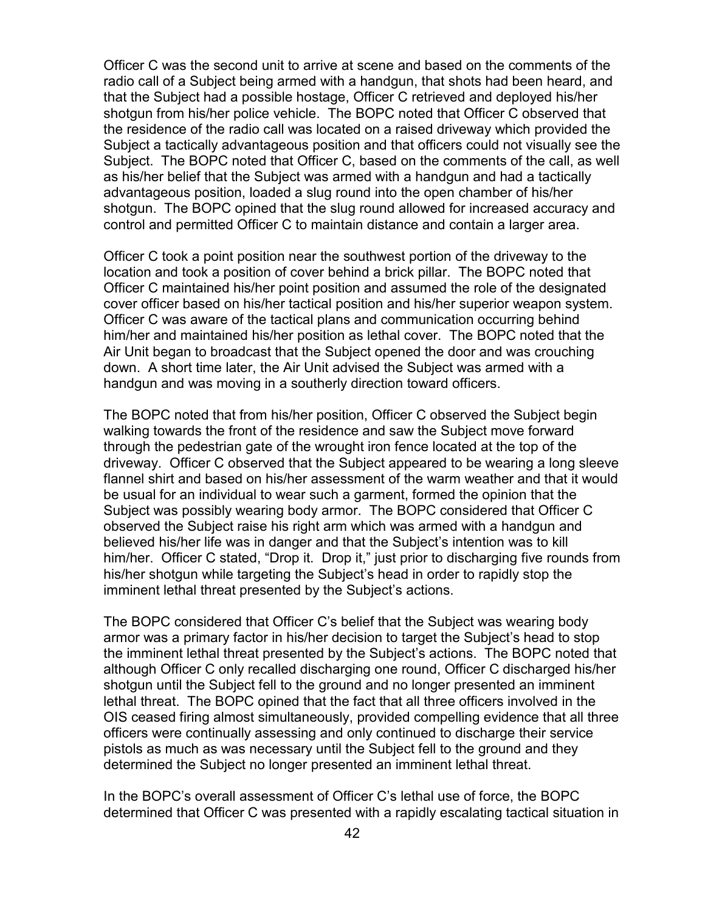Officer C was the second unit to arrive at scene and based on the comments of the radio call of a Subject being armed with a handgun, that shots had been heard, and that the Subject had a possible hostage, Officer C retrieved and deployed his/her shotgun from his/her police vehicle. The BOPC noted that Officer C observed that the residence of the radio call was located on a raised driveway which provided the Subject a tactically advantageous position and that officers could not visually see the Subject. The BOPC noted that Officer C, based on the comments of the call, as well as his/her belief that the Subject was armed with a handgun and had a tactically advantageous position, loaded a slug round into the open chamber of his/her shotgun. The BOPC opined that the slug round allowed for increased accuracy and control and permitted Officer C to maintain distance and contain a larger area.

Officer C took a point position near the southwest portion of the driveway to the location and took a position of cover behind a brick pillar. The BOPC noted that Officer C maintained his/her point position and assumed the role of the designated cover officer based on his/her tactical position and his/her superior weapon system. Officer C was aware of the tactical plans and communication occurring behind him/her and maintained his/her position as lethal cover. The BOPC noted that the Air Unit began to broadcast that the Subject opened the door and was crouching down. A short time later, the Air Unit advised the Subject was armed with a handgun and was moving in a southerly direction toward officers.

The BOPC noted that from his/her position, Officer C observed the Subject begin walking towards the front of the residence and saw the Subject move forward through the pedestrian gate of the wrought iron fence located at the top of the driveway. Officer C observed that the Subject appeared to be wearing a long sleeve flannel shirt and based on his/her assessment of the warm weather and that it would be usual for an individual to wear such a garment, formed the opinion that the Subject was possibly wearing body armor. The BOPC considered that Officer C observed the Subject raise his right arm which was armed with a handgun and believed his/her life was in danger and that the Subject's intention was to kill him/her. Officer C stated, "Drop it. Drop it," just prior to discharging five rounds from his/her shotgun while targeting the Subject's head in order to rapidly stop the imminent lethal threat presented by the Subject's actions.

The BOPC considered that Officer C's belief that the Subject was wearing body armor was a primary factor in his/her decision to target the Subject's head to stop the imminent lethal threat presented by the Subject's actions. The BOPC noted that although Officer C only recalled discharging one round, Officer C discharged his/her shotgun until the Subject fell to the ground and no longer presented an imminent lethal threat. The BOPC opined that the fact that all three officers involved in the OIS ceased firing almost simultaneously, provided compelling evidence that all three officers were continually assessing and only continued to discharge their service pistols as much as was necessary until the Subject fell to the ground and they determined the Subject no longer presented an imminent lethal threat.

In the BOPC's overall assessment of Officer C's lethal use of force, the BOPC determined that Officer C was presented with a rapidly escalating tactical situation in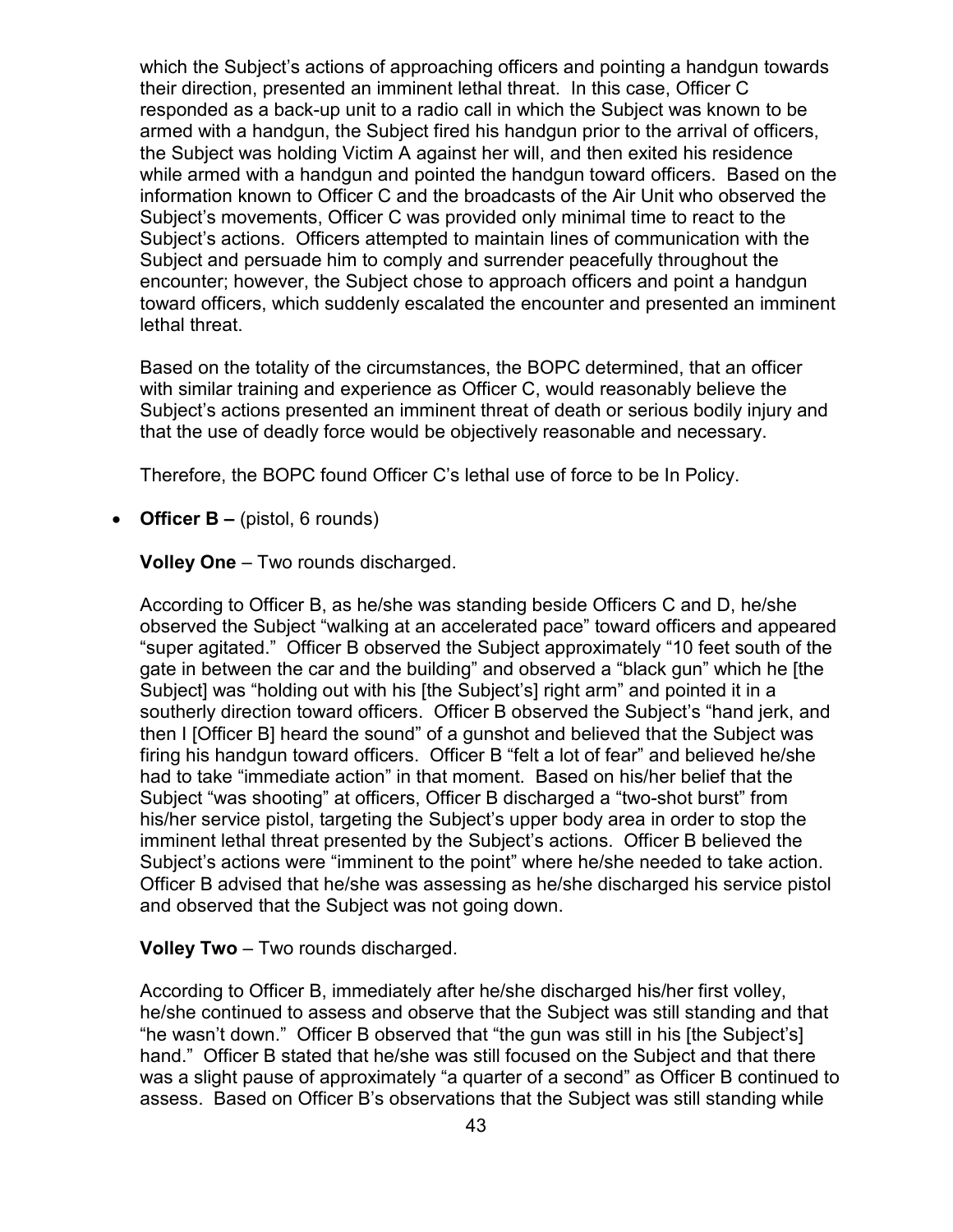which the Subject's actions of approaching officers and pointing a handgun towards their direction, presented an imminent lethal threat. In this case, Officer C responded as a back-up unit to a radio call in which the Subject was known to be armed with a handgun, the Subject fired his handgun prior to the arrival of officers, the Subject was holding Victim A against her will, and then exited his residence while armed with a handgun and pointed the handgun toward officers. Based on the information known to Officer C and the broadcasts of the Air Unit who observed the Subject's movements, Officer C was provided only minimal time to react to the Subject's actions. Officers attempted to maintain lines of communication with the Subject and persuade him to comply and surrender peacefully throughout the encounter; however, the Subject chose to approach officers and point a handgun toward officers, which suddenly escalated the encounter and presented an imminent lethal threat.

Based on the totality of the circumstances, the BOPC determined, that an officer with similar training and experience as Officer C, would reasonably believe the Subject's actions presented an imminent threat of death or serious bodily injury and that the use of deadly force would be objectively reasonable and necessary.

Therefore, the BOPC found Officer C's lethal use of force to be In Policy.

- **Officer B –** (pistol, 6 rounds)

  **Volley One** – Two rounds discharged.

  According to Officer B, as he/she was standing beside Officers C and D, he/she observed the Subject "walking at an accelerated pace" toward officers and appeared "super agitated." Officer B observed the Subject approximately "10 feet south of the gate in between the car and the building" and observed a "black gun" which he [the Subject] was "holding out with his [the Subject's] right arm" and pointed it in a southerly direction toward officers. Officer B observed the Subject's "hand jerk, and then I [Officer B] heard the sound" of a gunshot and believed that the Subject was firing his handgun toward officers. Officer B "felt a lot of fear" and believed he/she had to take "immediate action" in that moment. Based on his/her belief that the Subject "was shooting" at officers, Officer B discharged a "two-shot burst" from his/her service pistol, targeting the Subject's upper body area in order to stop the imminent lethal threat presented by the Subject's actions. Officer B believed the Subject's actions were "imminent to the point" where he/she needed to take action. Officer B advised that he/she was assessing as he/she discharged his service pistol and observed that the Subject was not going down.

  **Volley Two** – Two rounds discharged.

  According to Officer B, immediately after he/she discharged his/her first volley, he/she continued to assess and observe that the Subject was still standing and that "he wasn't down." Officer B observed that "the gun was still in his [the Subject's] hand." Officer B stated that he/she was still focused on the Subject and that there was a slight pause of approximately "a quarter of a second" as Officer B continued to assess. Based on Officer B's observations that the Subject was still standing while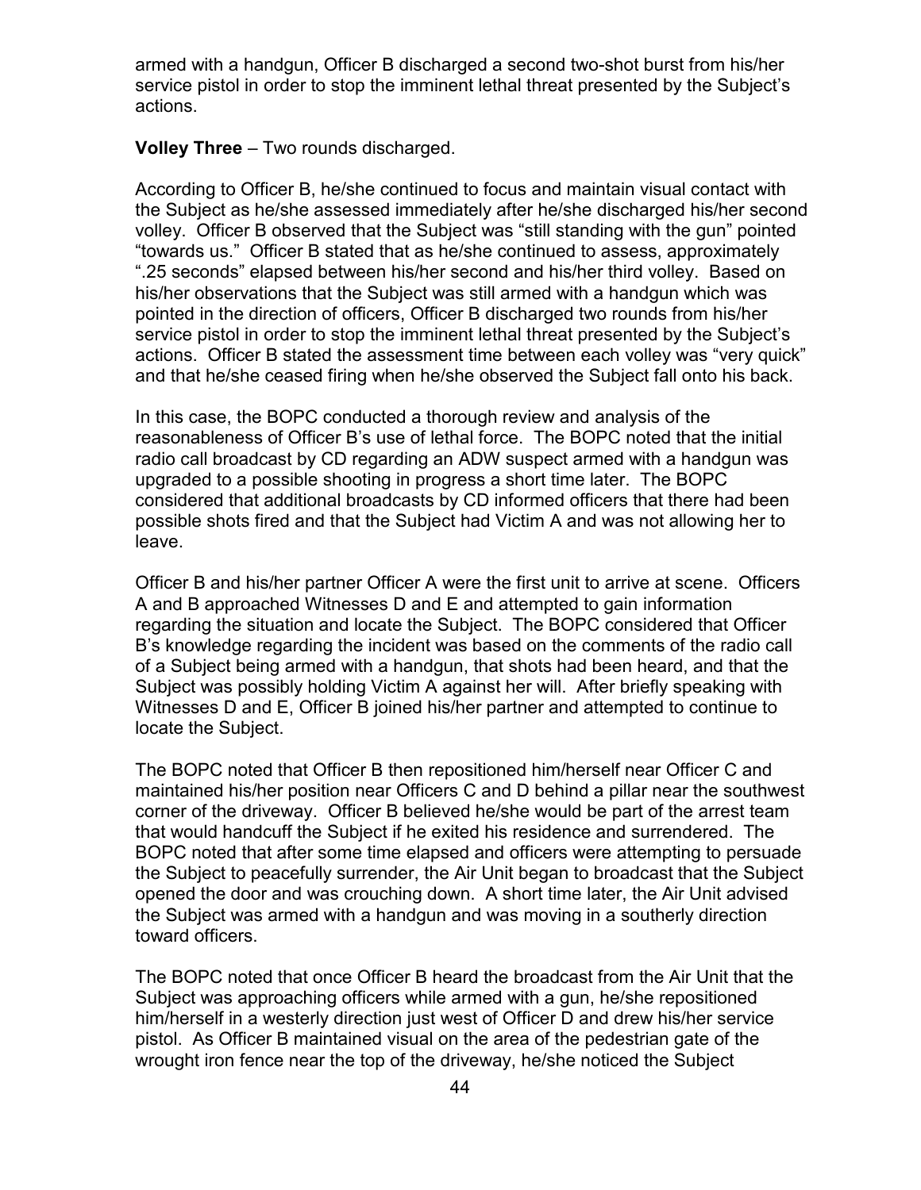armed with a handgun, Officer B discharged a second two-shot burst from his/her service pistol in order to stop the imminent lethal threat presented by the Subject's actions.

**Volley Three** – Two rounds discharged.

According to Officer B, he/she continued to focus and maintain visual contact with the Subject as he/she assessed immediately after he/she discharged his/her second volley. Officer B observed that the Subject was "still standing with the gun" pointed "towards us." Officer B stated that as he/she continued to assess, approximately ".25 seconds" elapsed between his/her second and his/her third volley. Based on his/her observations that the Subject was still armed with a handgun which was pointed in the direction of officers, Officer B discharged two rounds from his/her service pistol in order to stop the imminent lethal threat presented by the Subject's actions. Officer B stated the assessment time between each volley was "very quick" and that he/she ceased firing when he/she observed the Subject fall onto his back.

In this case, the BOPC conducted a thorough review and analysis of the reasonableness of Officer B's use of lethal force. The BOPC noted that the initial radio call broadcast by CD regarding an ADW suspect armed with a handgun was upgraded to a possible shooting in progress a short time later. The BOPC considered that additional broadcasts by CD informed officers that there had been possible shots fired and that the Subject had Victim A and was not allowing her to leave.

Officer B and his/her partner Officer A were the first unit to arrive at scene. Officers A and B approached Witnesses D and E and attempted to gain information regarding the situation and locate the Subject. The BOPC considered that Officer B's knowledge regarding the incident was based on the comments of the radio call of a Subject being armed with a handgun, that shots had been heard, and that the Subject was possibly holding Victim A against her will. After briefly speaking with Witnesses D and E, Officer B joined his/her partner and attempted to continue to locate the Subject.

The BOPC noted that Officer B then repositioned him/herself near Officer C and maintained his/her position near Officers C and D behind a pillar near the southwest corner of the driveway. Officer B believed he/she would be part of the arrest team that would handcuff the Subject if he exited his residence and surrendered. The BOPC noted that after some time elapsed and officers were attempting to persuade the Subject to peacefully surrender, the Air Unit began to broadcast that the Subject opened the door and was crouching down. A short time later, the Air Unit advised the Subject was armed with a handgun and was moving in a southerly direction toward officers.

The BOPC noted that once Officer B heard the broadcast from the Air Unit that the Subject was approaching officers while armed with a gun, he/she repositioned him/herself in a westerly direction just west of Officer D and drew his/her service pistol. As Officer B maintained visual on the area of the pedestrian gate of the wrought iron fence near the top of the driveway, he/she noticed the Subject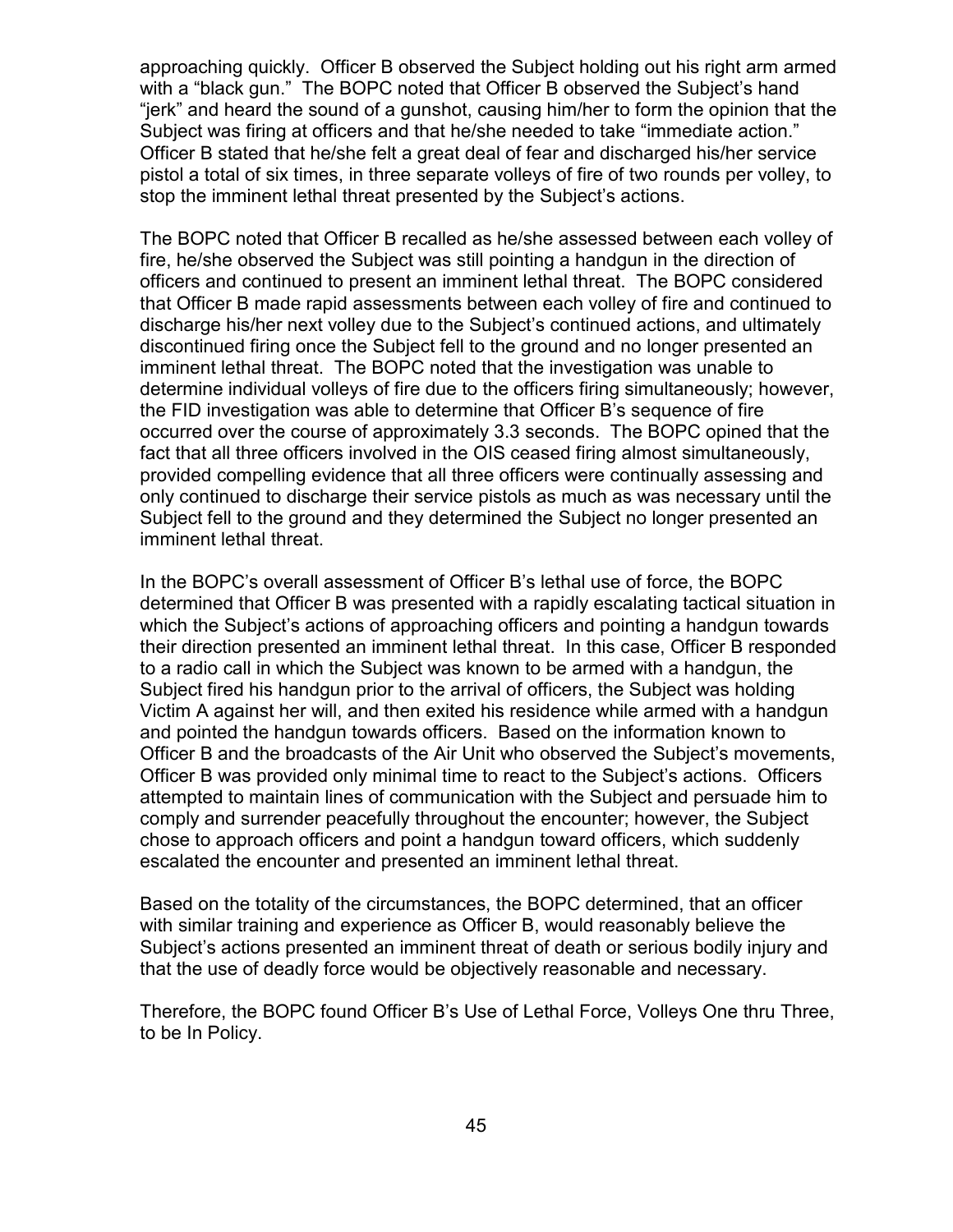approaching quickly. Officer B observed the Subject holding out his right arm armed with a "black gun." The BOPC noted that Officer B observed the Subject's hand "jerk" and heard the sound of a gunshot, causing him/her to form the opinion that the Subject was firing at officers and that he/she needed to take "immediate action." Officer B stated that he/she felt a great deal of fear and discharged his/her service pistol a total of six times, in three separate volleys of fire of two rounds per volley, to stop the imminent lethal threat presented by the Subject's actions.

The BOPC noted that Officer B recalled as he/she assessed between each volley of fire, he/she observed the Subject was still pointing a handgun in the direction of officers and continued to present an imminent lethal threat. The BOPC considered that Officer B made rapid assessments between each volley of fire and continued to discharge his/her next volley due to the Subject's continued actions, and ultimately discontinued firing once the Subject fell to the ground and no longer presented an imminent lethal threat. The BOPC noted that the investigation was unable to determine individual volleys of fire due to the officers firing simultaneously; however, the FID investigation was able to determine that Officer B's sequence of fire occurred over the course of approximately 3.3 seconds. The BOPC opined that the fact that all three officers involved in the OIS ceased firing almost simultaneously, provided compelling evidence that all three officers were continually assessing and only continued to discharge their service pistols as much as was necessary until the Subject fell to the ground and they determined the Subject no longer presented an imminent lethal threat.

In the BOPC's overall assessment of Officer B's lethal use of force, the BOPC determined that Officer B was presented with a rapidly escalating tactical situation in which the Subject's actions of approaching officers and pointing a handgun towards their direction presented an imminent lethal threat. In this case, Officer B responded to a radio call in which the Subject was known to be armed with a handgun, the Subject fired his handgun prior to the arrival of officers, the Subject was holding Victim A against her will, and then exited his residence while armed with a handgun and pointed the handgun towards officers. Based on the information known to Officer B and the broadcasts of the Air Unit who observed the Subject's movements, Officer B was provided only minimal time to react to the Subject's actions. Officers attempted to maintain lines of communication with the Subject and persuade him to comply and surrender peacefully throughout the encounter; however, the Subject chose to approach officers and point a handgun toward officers, which suddenly escalated the encounter and presented an imminent lethal threat.

Based on the totality of the circumstances, the BOPC determined, that an officer with similar training and experience as Officer B, would reasonably believe the Subject's actions presented an imminent threat of death or serious bodily injury and that the use of deadly force would be objectively reasonable and necessary.

Therefore, the BOPC found Officer B's Use of Lethal Force, Volleys One thru Three, to be In Policy.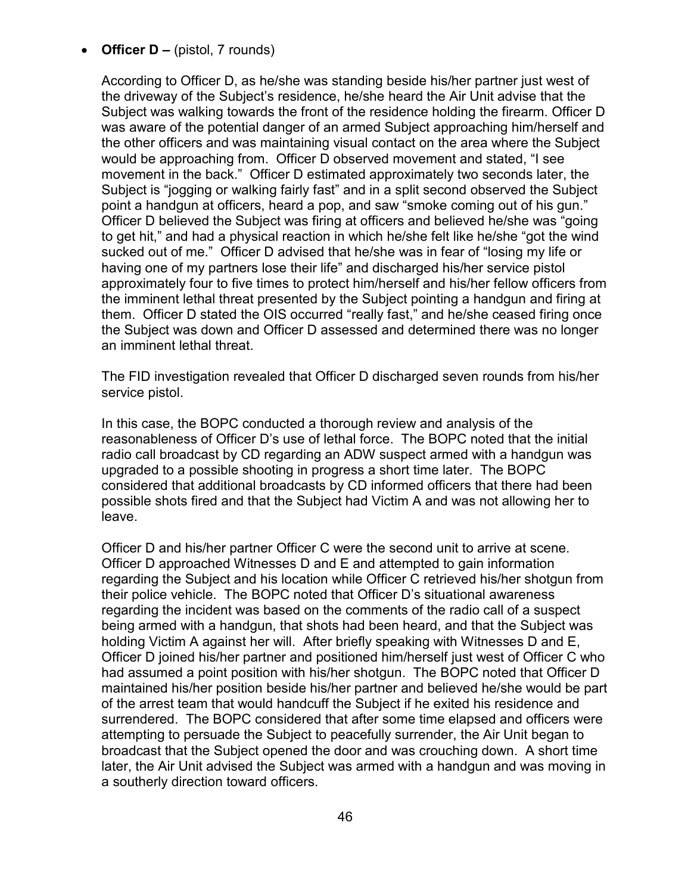- **Officer D –** (pistol, 7 rounds)

  According to Officer D, as he/she was standing beside his/her partner just west of the driveway of the Subject's residence, he/she heard the Air Unit advise that the Subject was walking towards the front of the residence holding the firearm. Officer D was aware of the potential danger of an armed Subject approaching him/herself and the other officers and was maintaining visual contact on the area where the Subject would be approaching from. Officer D observed movement and stated, "I see movement in the back." Officer D estimated approximately two seconds later, the Subject is "jogging or walking fairly fast" and in a split second observed the Subject point a handgun at officers, heard a pop, and saw "smoke coming out of his gun." Officer D believed the Subject was firing at officers and believed he/she was "going to get hit," and had a physical reaction in which he/she felt like he/she "got the wind sucked out of me." Officer D advised that he/she was in fear of "losing my life or having one of my partners lose their life" and discharged his/her service pistol approximately four to five times to protect him/herself and his/her fellow officers from the imminent lethal threat presented by the Subject pointing a handgun and firing at them. Officer D stated the OIS occurred "really fast," and he/she ceased firing once the Subject was down and Officer D assessed and determined there was no longer an imminent lethal threat.

  The FID investigation revealed that Officer D discharged seven rounds from his/her service pistol.

  In this case, the BOPC conducted a thorough review and analysis of the reasonableness of Officer D's use of lethal force. The BOPC noted that the initial radio call broadcast by CD regarding an ADW suspect armed with a handgun was upgraded to a possible shooting in progress a short time later. The BOPC considered that additional broadcasts by CD informed officers that there had been possible shots fired and that the Subject had Victim A and was not allowing her to leave.

  Officer D and his/her partner Officer C were the second unit to arrive at scene. Officer D approached Witnesses D and E and attempted to gain information regarding the Subject and his location while Officer C retrieved his/her shotgun from their police vehicle. The BOPC noted that Officer D's situational awareness regarding the incident was based on the comments of the radio call of a suspect being armed with a handgun, that shots had been heard, and that the Subject was holding Victim A against her will. After briefly speaking with Witnesses D and E, Officer D joined his/her partner and positioned him/herself just west of Officer C who had assumed a point position with his/her shotgun. The BOPC noted that Officer D maintained his/her position beside his/her partner and believed he/she would be part of the arrest team that would handcuff the Subject if he exited his residence and surrendered. The BOPC considered that after some time elapsed and officers were attempting to persuade the Subject to peacefully surrender, the Air Unit began to broadcast that the Subject opened the door and was crouching down. A short time later, the Air Unit advised the Subject was armed with a handgun and was moving in a southerly direction toward officers.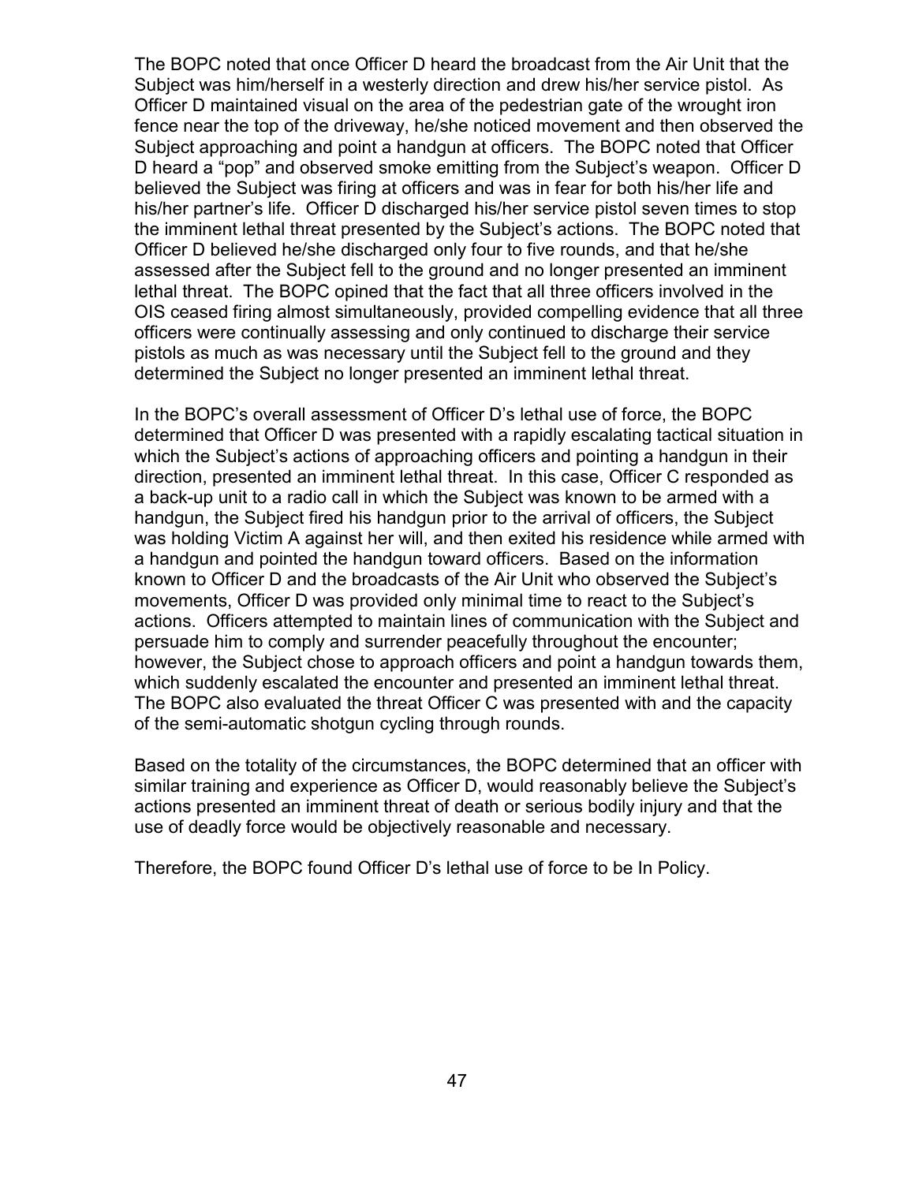The BOPC noted that once Officer D heard the broadcast from the Air Unit that the Subject was him/herself in a westerly direction and drew his/her service pistol. As Officer D maintained visual on the area of the pedestrian gate of the wrought iron fence near the top of the driveway, he/she noticed movement and then observed the Subject approaching and point a handgun at officers. The BOPC noted that Officer D heard a "pop" and observed smoke emitting from the Subject's weapon. Officer D believed the Subject was firing at officers and was in fear for both his/her life and his/her partner's life. Officer D discharged his/her service pistol seven times to stop the imminent lethal threat presented by the Subject's actions. The BOPC noted that Officer D believed he/she discharged only four to five rounds, and that he/she assessed after the Subject fell to the ground and no longer presented an imminent lethal threat. The BOPC opined that the fact that all three officers involved in the OIS ceased firing almost simultaneously, provided compelling evidence that all three officers were continually assessing and only continued to discharge their service pistols as much as was necessary until the Subject fell to the ground and they determined the Subject no longer presented an imminent lethal threat.

In the BOPC's overall assessment of Officer D's lethal use of force, the BOPC determined that Officer D was presented with a rapidly escalating tactical situation in which the Subject's actions of approaching officers and pointing a handgun in their direction, presented an imminent lethal threat. In this case, Officer C responded as a back-up unit to a radio call in which the Subject was known to be armed with a handgun, the Subject fired his handgun prior to the arrival of officers, the Subject was holding Victim A against her will, and then exited his residence while armed with a handgun and pointed the handgun toward officers. Based on the information known to Officer D and the broadcasts of the Air Unit who observed the Subject's movements, Officer D was provided only minimal time to react to the Subject's actions. Officers attempted to maintain lines of communication with the Subject and persuade him to comply and surrender peacefully throughout the encounter; however, the Subject chose to approach officers and point a handgun towards them, which suddenly escalated the encounter and presented an imminent lethal threat. The BOPC also evaluated the threat Officer C was presented with and the capacity of the semi-automatic shotgun cycling through rounds.

Based on the totality of the circumstances, the BOPC determined that an officer with similar training and experience as Officer D, would reasonably believe the Subject's actions presented an imminent threat of death or serious bodily injury and that the use of deadly force would be objectively reasonable and necessary.

Therefore, the BOPC found Officer D's lethal use of force to be In Policy.